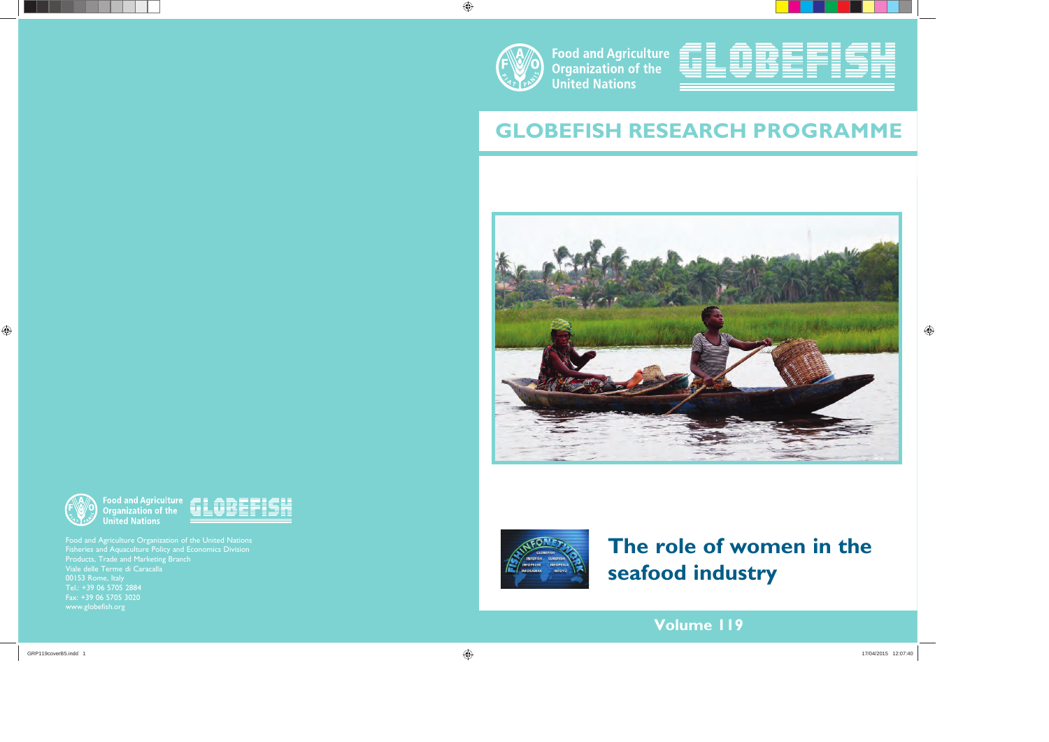Food and Agriculture Organization of the United Nations

GLOBEFISH

# GLOBEFISH RESEARCH PROGRAMME

# The role of women in the seafood industry

Volume 119

Food and Agriculture Organization of the United Nations

GLOBEFISH

Food and Agriculture Organization of the United Nations
Fisheries and Aquaculture Policy and Economics Division
Products, Trade and Marketing Branch
Viale delle Terme di Caracalla
00153 Rome, Italy
Tel.: +39 06 5705 2884
Fax: +39 06 5705 3020
www.globefish.org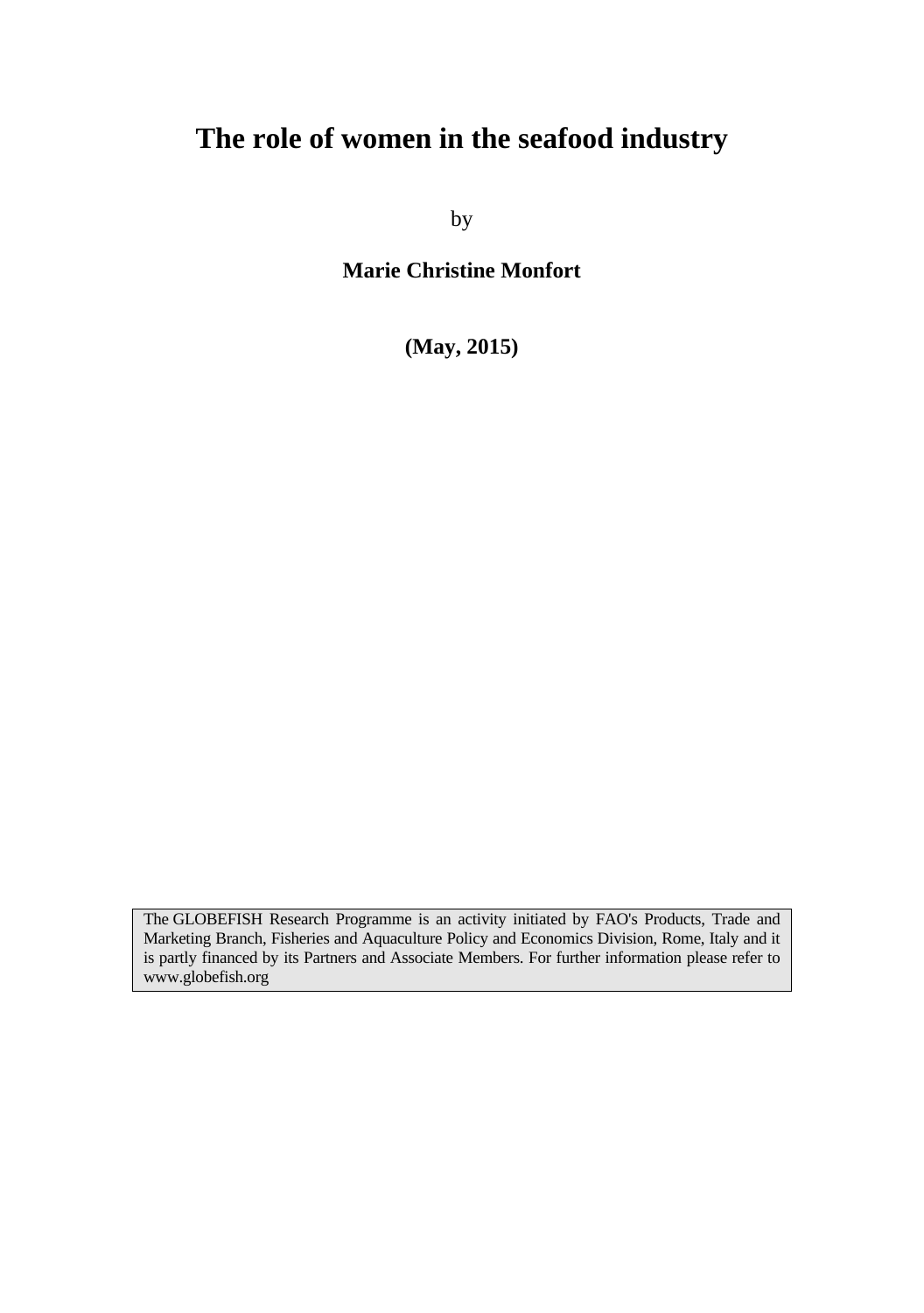# The role of women in the seafood industry

by

**Marie Christine Monfort**

**(May, 2015)**

The GLOBEFISH Research Programme is an activity initiated by FAO's Products, Trade and Marketing Branch, Fisheries and Aquaculture Policy and Economics Division, Rome, Italy and it is partly financed by its Partners and Associate Members. For further information please refer to www.globefish.org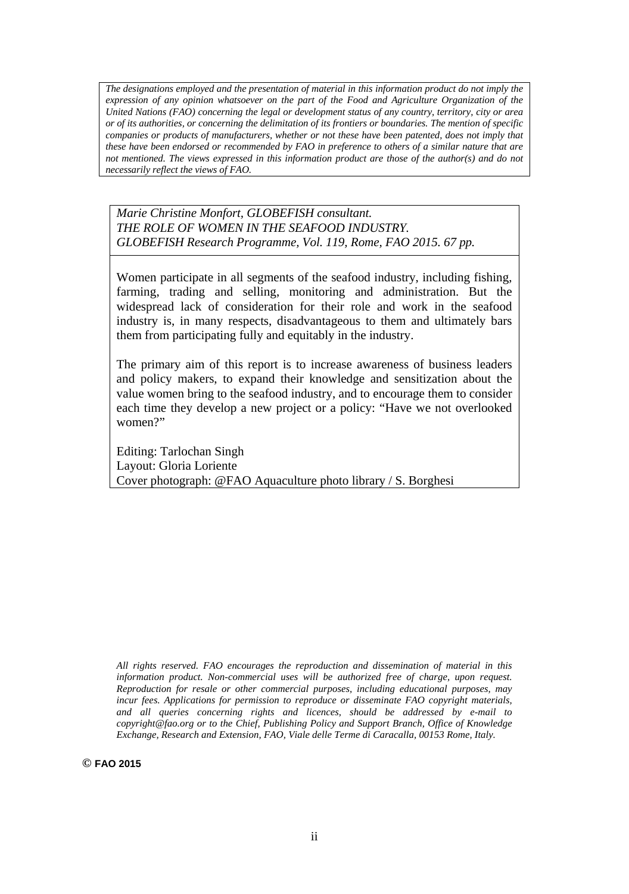*The designations employed and the presentation of material in this information product do not imply the expression of any opinion whatsoever on the part of the Food and Agriculture Organization of the United Nations (FAO) concerning the legal or development status of any country, territory, city or area or of its authorities, or concerning the delimitation of its frontiers or boundaries. The mention of specific companies or products of manufacturers, whether or not these have been patented, does not imply that these have been endorsed or recommended by FAO in preference to others of a similar nature that are not mentioned. The views expressed in this information product are those of the author(s) and do not necessarily reflect the views of FAO.*

*Marie Christine Monfort, GLOBEFISH consultant.*
*THE ROLE OF WOMEN IN THE SEAFOOD INDUSTRY.*
*GLOBEFISH Research Programme, Vol. 119, Rome, FAO 2015. 67 pp.*

Women participate in all segments of the seafood industry, including fishing, farming, trading and selling, monitoring and administration. But the widespread lack of consideration for their role and work in the seafood industry is, in many respects, disadvantageous to them and ultimately bars them from participating fully and equitably in the industry.

The primary aim of this report is to increase awareness of business leaders and policy makers, to expand their knowledge and sensitization about the value women bring to the seafood industry, and to encourage them to consider each time they develop a new project or a policy: "Have we not overlooked women?"

Editing: Tarlochan Singh
Layout: Gloria Loriente
Cover photograph: @FAO Aquaculture photo library / S. Borghesi

*All rights reserved. FAO encourages the reproduction and dissemination of material in this information product. Non-commercial uses will be authorized free of charge, upon request. Reproduction for resale or other commercial purposes, including educational purposes, may incur fees. Applications for permission to reproduce or disseminate FAO copyright materials, and all queries concerning rights and licences, should be addressed by e-mail to copyright@fao.org or to the Chief, Publishing Policy and Support Branch, Office of Knowledge Exchange, Research and Extension, FAO, Viale delle Terme di Caracalla, 00153 Rome, Italy.*

**© FAO 2015**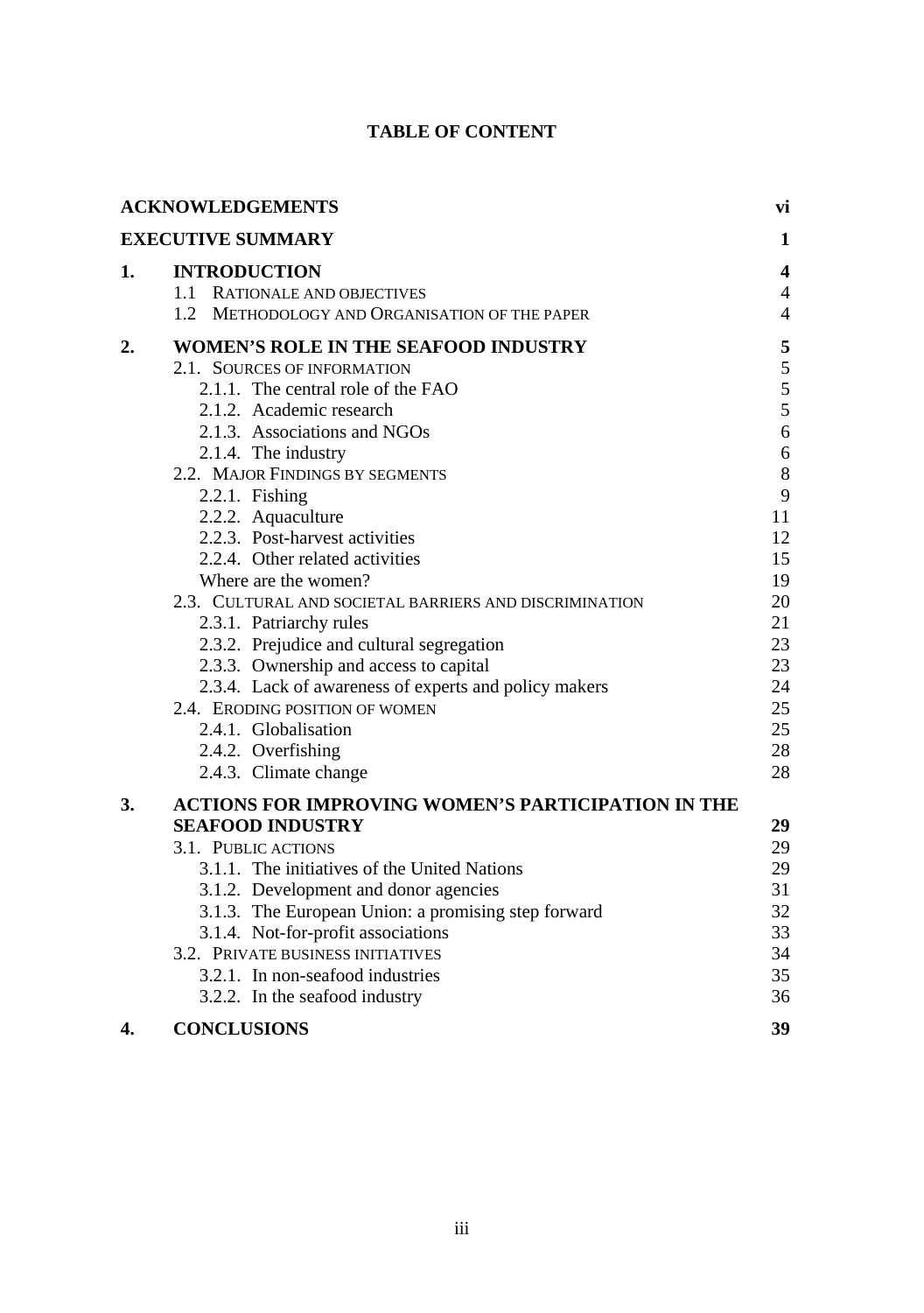# TABLE OF CONTENT

| | | |
|---|---|---|
| **ACKNOWLEDGEMENTS** | | **vi** |
| **EXECUTIVE SUMMARY** | | **1** |
| **1.** | **INTRODUCTION** | **4** |
| | 1.1 RATIONALE AND OBJECTIVES | 4 |
| | 1.2 METHODOLOGY AND ORGANISATION OF THE PAPER | 4 |
| **2.** | **WOMEN'S ROLE IN THE SEAFOOD INDUSTRY** | **5** |
| | 2.1. SOURCES OF INFORMATION | 5 |
| | 2.1.1. The central role of the FAO | 5 |
| | 2.1.2. Academic research | 5 |
| | 2.1.3. Associations and NGOs | 6 |
| | 2.1.4. The industry | 6 |
| | 2.2. MAJOR FINDINGS BY SEGMENTS | 8 |
| | 2.2.1. Fishing | 9 |
| | 2.2.2. Aquaculture | 11 |
| | 2.2.3. Post-harvest activities | 12 |
| | 2.2.4. Other related activities | 15 |
| | Where are the women? | 19 |
| | 2.3. CULTURAL AND SOCIETAL BARRIERS AND DISCRIMINATION | 20 |
| | 2.3.1. Patriarchy rules | 21 |
| | 2.3.2. Prejudice and cultural segregation | 23 |
| | 2.3.3. Ownership and access to capital | 23 |
| | 2.3.4. Lack of awareness of experts and policy makers | 24 |
| | 2.4. ERODING POSITION OF WOMEN | 25 |
| | 2.4.1. Globalisation | 25 |
| | 2.4.2. Overfishing | 28 |
| | 2.4.3. Climate change | 28 |
| **3.** | **ACTIONS FOR IMPROVING WOMEN'S PARTICIPATION IN THE SEAFOOD INDUSTRY** | **29** |
| | 3.1. PUBLIC ACTIONS | 29 |
| | 3.1.1. The initiatives of the United Nations | 29 |
| | 3.1.2. Development and donor agencies | 31 |
| | 3.1.3. The European Union: a promising step forward | 32 |
| | 3.1.4. Not-for-profit associations | 33 |
| | 3.2. PRIVATE BUSINESS INITIATIVES | 34 |
| | 3.2.1. In non-seafood industries | 35 |
| | 3.2.2. In the seafood industry | 36 |
| **4.** | **CONCLUSIONS** | **39** |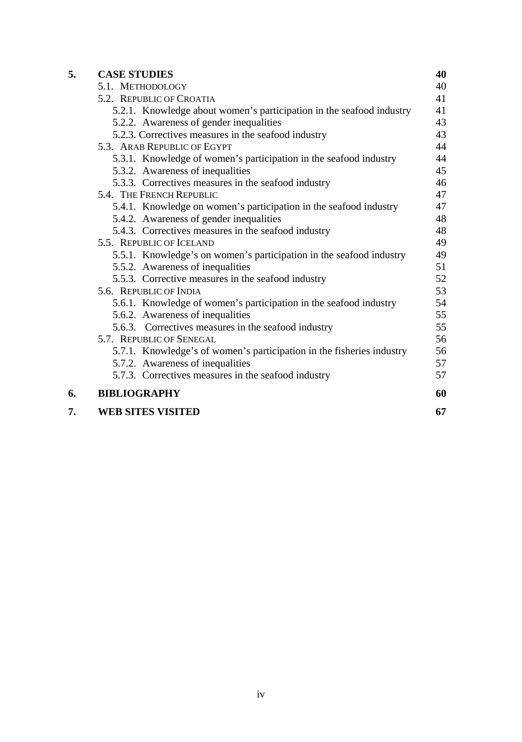| | | |
|---|---|---|
| **5.** | **CASE STUDIES** | **40** |
| | 5.1. METHODOLOGY | 40 |
| | 5.2. REPUBLIC OF CROATIA | 41 |
| | 5.2.1. Knowledge about women's participation in the seafood industry | 41 |
| | 5.2.2. Awareness of gender inequalities | 43 |
| | 5.2.3. Correctives measures in the seafood industry | 43 |
| | 5.3. ARAB REPUBLIC OF EGYPT | 44 |
| | 5.3.1. Knowledge of women's participation in the seafood industry | 44 |
| | 5.3.2. Awareness of inequalities | 45 |
| | 5.3.3. Correctives measures in the seafood industry | 46 |
| | 5.4. THE FRENCH REPUBLIC | 47 |
| | 5.4.1. Knowledge on women's participation in the seafood industry | 47 |
| | 5.4.2. Awareness of gender inequalities | 48 |
| | 5.4.3. Correctives measures in the seafood industry | 48 |
| | 5.5. REPUBLIC OF ICELAND | 49 |
| | 5.5.1. Knowledge's on women's participation in the seafood industry | 49 |
| | 5.5.2. Awareness of inequalities | 51 |
| | 5.5.3. Corrective measures in the seafood industry | 52 |
| | 5.6. REPUBLIC OF INDIA | 53 |
| | 5.6.1. Knowledge of women's participation in the seafood industry | 54 |
| | 5.6.2. Awareness of inequalities | 55 |
| | 5.6.3. Correctives measures in the seafood industry | 55 |
| | 5.7. REPUBLIC OF SENEGAL | 56 |
| | 5.7.1. Knowledge's of women's participation in the fisheries industry | 56 |
| | 5.7.2. Awareness of inequalities | 57 |
| | 5.7.3. Correctives measures in the seafood industry | 57 |
| **6.** | **BIBLIOGRAPHY** | **60** |
| **7.** | **WEB SITES VISITED** | **67** |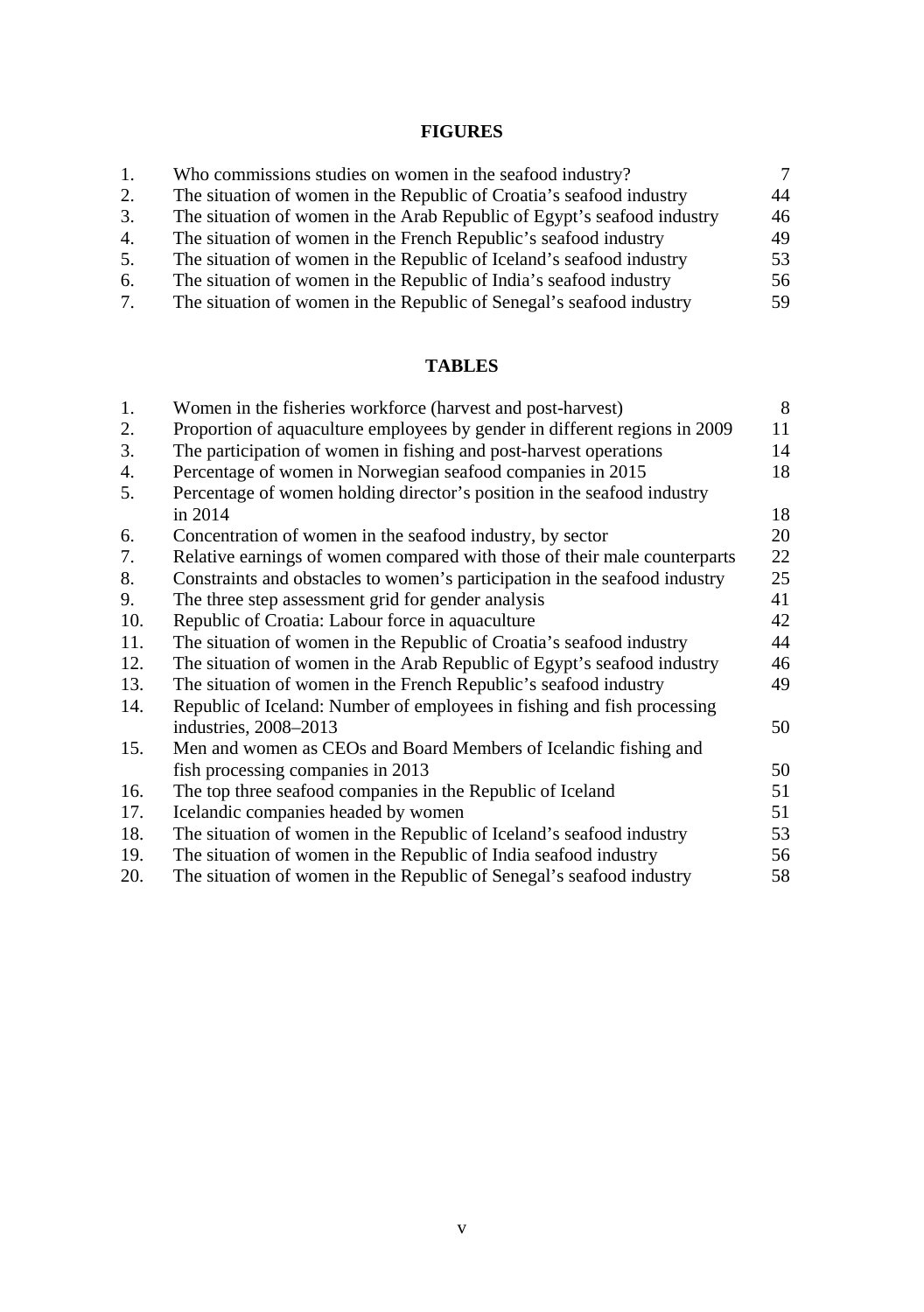## FIGURES

| | | |
|---|---|---|
| 1. | Who commissions studies on women in the seafood industry? | 7 |
| 2. | The situation of women in the Republic of Croatia's seafood industry | 44 |
| 3. | The situation of women in the Arab Republic of Egypt's seafood industry | 46 |
| 4. | The situation of women in the French Republic's seafood industry | 49 |
| 5. | The situation of women in the Republic of Iceland's seafood industry | 53 |
| 6. | The situation of women in the Republic of India's seafood industry | 56 |
| 7. | The situation of women in the Republic of Senegal's seafood industry | 59 |

## TABLES

| | | |
|---|---|---|
| 1. | Women in the fisheries workforce (harvest and post-harvest) | 8 |
| 2. | Proportion of aquaculture employees by gender in different regions in 2009 | 11 |
| 3. | The participation of women in fishing and post-harvest operations | 14 |
| 4. | Percentage of women in Norwegian seafood companies in 2015 | 18 |
| 5. | Percentage of women holding director's position in the seafood industry in 2014 | 18 |
| 6. | Concentration of women in the seafood industry, by sector | 20 |
| 7. | Relative earnings of women compared with those of their male counterparts | 22 |
| 8. | Constraints and obstacles to women's participation in the seafood industry | 25 |
| 9. | The three step assessment grid for gender analysis | 41 |
| 10. | Republic of Croatia: Labour force in aquaculture | 42 |
| 11. | The situation of women in the Republic of Croatia's seafood industry | 44 |
| 12. | The situation of women in the Arab Republic of Egypt's seafood industry | 46 |
| 13. | The situation of women in the French Republic's seafood industry | 49 |
| 14. | Republic of Iceland: Number of employees in fishing and fish processing industries, 2008–2013 | 50 |
| 15. | Men and women as CEOs and Board Members of Icelandic fishing and fish processing companies in 2013 | 50 |
| 16. | The top three seafood companies in the Republic of Iceland | 51 |
| 17. | Icelandic companies headed by women | 51 |
| 18. | The situation of women in the Republic of Iceland's seafood industry | 53 |
| 19. | The situation of women in the Republic of India seafood industry | 56 |
| 20. | The situation of women in the Republic of Senegal's seafood industry | 58 |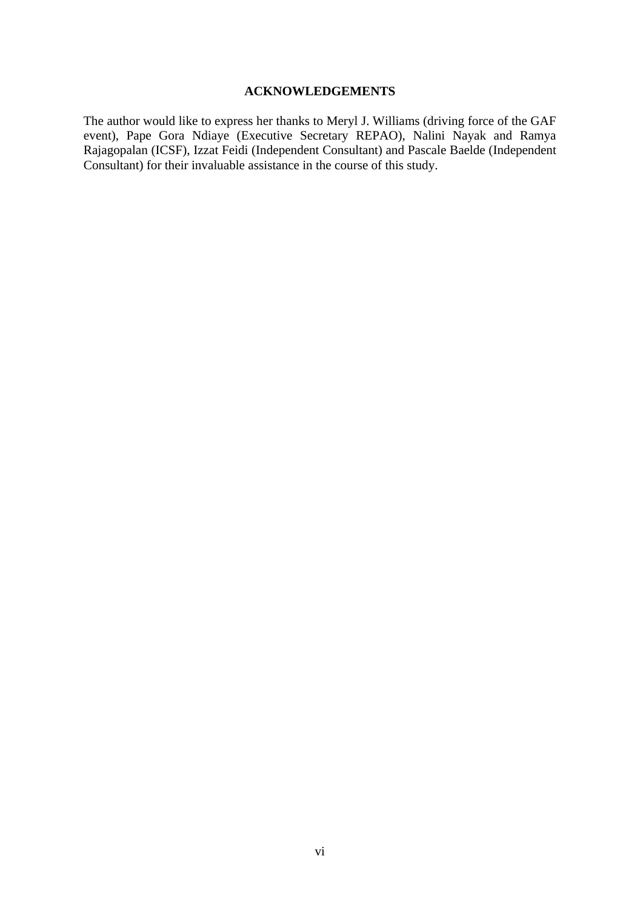## ACKNOWLEDGEMENTS

The author would like to express her thanks to Meryl J. Williams (driving force of the GAF event), Pape Gora Ndiaye (Executive Secretary REPAO), Nalini Nayak and Ramya Rajagopalan (ICSF), Izzat Feidi (Independent Consultant) and Pascale Baelde (Independent Consultant) for their invaluable assistance in the course of this study.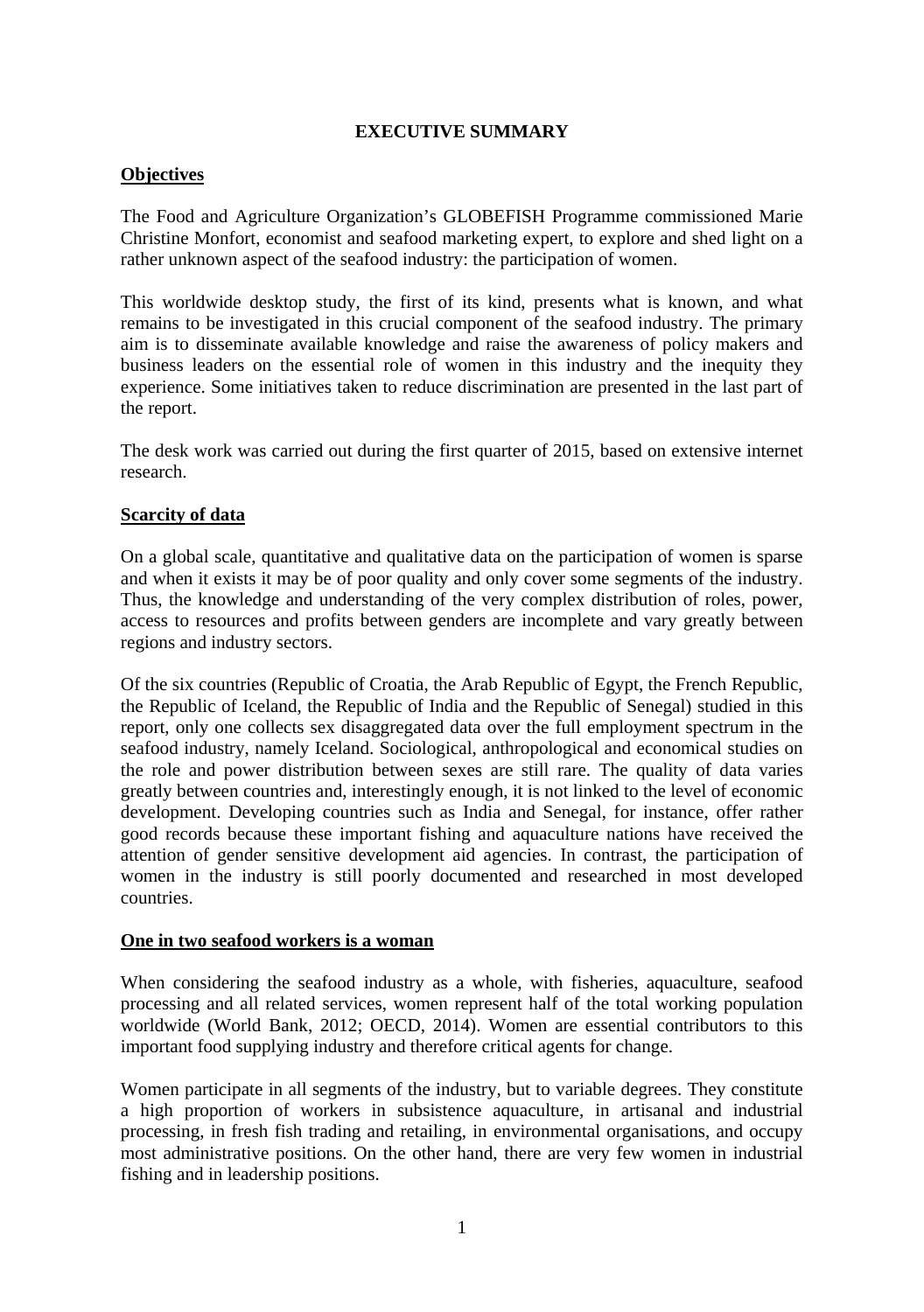# EXECUTIVE SUMMARY

## Objectives

The Food and Agriculture Organization's GLOBEFISH Programme commissioned Marie Christine Monfort, economist and seafood marketing expert, to explore and shed light on a rather unknown aspect of the seafood industry: the participation of women.

This worldwide desktop study, the first of its kind, presents what is known, and what remains to be investigated in this crucial component of the seafood industry. The primary aim is to disseminate available knowledge and raise the awareness of policy makers and business leaders on the essential role of women in this industry and the inequity they experience. Some initiatives taken to reduce discrimination are presented in the last part of the report.

The desk work was carried out during the first quarter of 2015, based on extensive internet research.

## Scarcity of data

On a global scale, quantitative and qualitative data on the participation of women is sparse and when it exists it may be of poor quality and only cover some segments of the industry. Thus, the knowledge and understanding of the very complex distribution of roles, power, access to resources and profits between genders are incomplete and vary greatly between regions and industry sectors.

Of the six countries (Republic of Croatia, the Arab Republic of Egypt, the French Republic, the Republic of Iceland, the Republic of India and the Republic of Senegal) studied in this report, only one collects sex disaggregated data over the full employment spectrum in the seafood industry, namely Iceland. Sociological, anthropological and economical studies on the role and power distribution between sexes are still rare. The quality of data varies greatly between countries and, interestingly enough, it is not linked to the level of economic development. Developing countries such as India and Senegal, for instance, offer rather good records because these important fishing and aquaculture nations have received the attention of gender sensitive development aid agencies. In contrast, the participation of women in the industry is still poorly documented and researched in most developed countries.

## One in two seafood workers is a woman

When considering the seafood industry as a whole, with fisheries, aquaculture, seafood processing and all related services, women represent half of the total working population worldwide (World Bank, 2012; OECD, 2014). Women are essential contributors to this important food supplying industry and therefore critical agents for change.

Women participate in all segments of the industry, but to variable degrees. They constitute a high proportion of workers in subsistence aquaculture, in artisanal and industrial processing, in fresh fish trading and retailing, in environmental organisations, and occupy most administrative positions. On the other hand, there are very few women in industrial fishing and in leadership positions.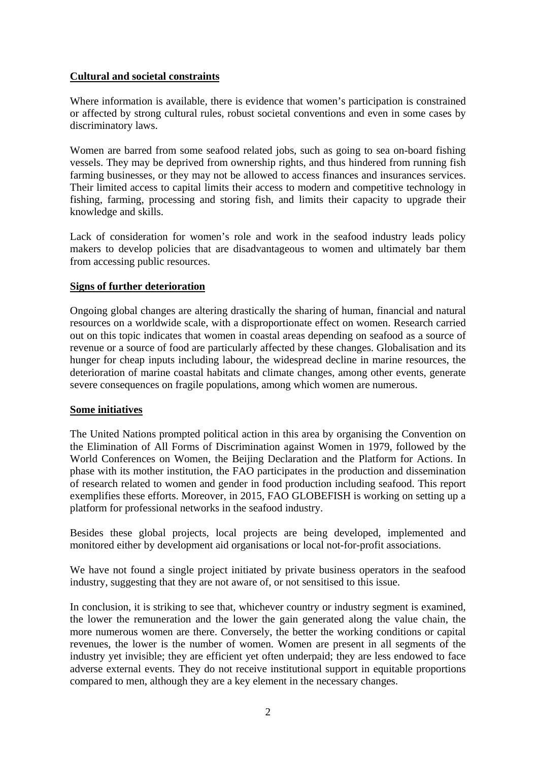**Cultural and societal constraints**

Where information is available, there is evidence that women's participation is constrained or affected by strong cultural rules, robust societal conventions and even in some cases by discriminatory laws.

Women are barred from some seafood related jobs, such as going to sea on-board fishing vessels. They may be deprived from ownership rights, and thus hindered from running fish farming businesses, or they may not be allowed to access finances and insurances services. Their limited access to capital limits their access to modern and competitive technology in fishing, farming, processing and storing fish, and limits their capacity to upgrade their knowledge and skills.

Lack of consideration for women's role and work in the seafood industry leads policy makers to develop policies that are disadvantageous to women and ultimately bar them from accessing public resources.

**Signs of further deterioration**

Ongoing global changes are altering drastically the sharing of human, financial and natural resources on a worldwide scale, with a disproportionate effect on women. Research carried out on this topic indicates that women in coastal areas depending on seafood as a source of revenue or a source of food are particularly affected by these changes. Globalisation and its hunger for cheap inputs including labour, the widespread decline in marine resources, the deterioration of marine coastal habitats and climate changes, among other events, generate severe consequences on fragile populations, among which women are numerous.

**Some initiatives**

The United Nations prompted political action in this area by organising the Convention on the Elimination of All Forms of Discrimination against Women in 1979, followed by the World Conferences on Women, the Beijing Declaration and the Platform for Actions. In phase with its mother institution, the FAO participates in the production and dissemination of research related to women and gender in food production including seafood. This report exemplifies these efforts. Moreover, in 2015, FAO GLOBEFISH is working on setting up a platform for professional networks in the seafood industry.

Besides these global projects, local projects are being developed, implemented and monitored either by development aid organisations or local not-for-profit associations.

We have not found a single project initiated by private business operators in the seafood industry, suggesting that they are not aware of, or not sensitised to this issue.

In conclusion, it is striking to see that, whichever country or industry segment is examined, the lower the remuneration and the lower the gain generated along the value chain, the more numerous women are there. Conversely, the better the working conditions or capital revenues, the lower is the number of women. Women are present in all segments of the industry yet invisible; they are efficient yet often underpaid; they are less endowed to face adverse external events. They do not receive institutional support in equitable proportions compared to men, although they are a key element in the necessary changes.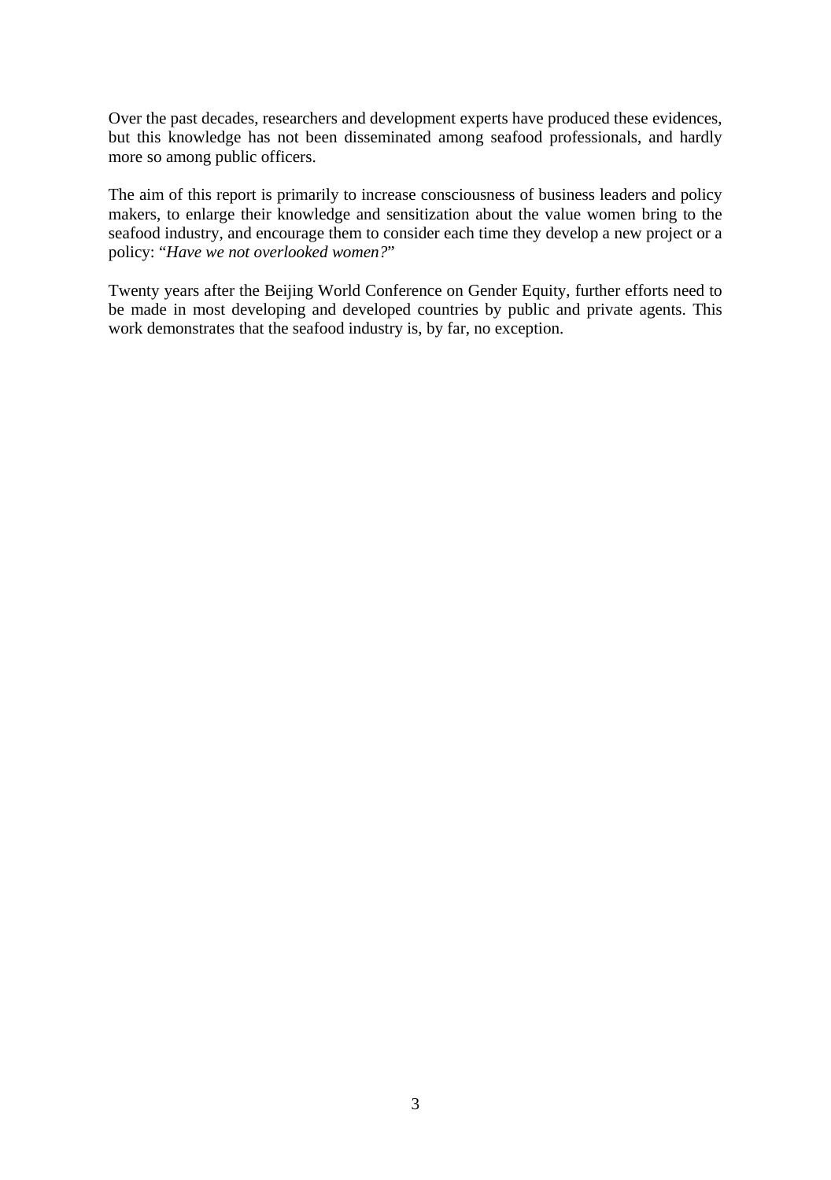Over the past decades, researchers and development experts have produced these evidences, but this knowledge has not been disseminated among seafood professionals, and hardly more so among public officers.

The aim of this report is primarily to increase consciousness of business leaders and policy makers, to enlarge their knowledge and sensitization about the value women bring to the seafood industry, and encourage them to consider each time they develop a new project or a policy: "*Have we not overlooked women?*"

Twenty years after the Beijing World Conference on Gender Equity, further efforts need to be made in most developing and developed countries by public and private agents. This work demonstrates that the seafood industry is, by far, no exception.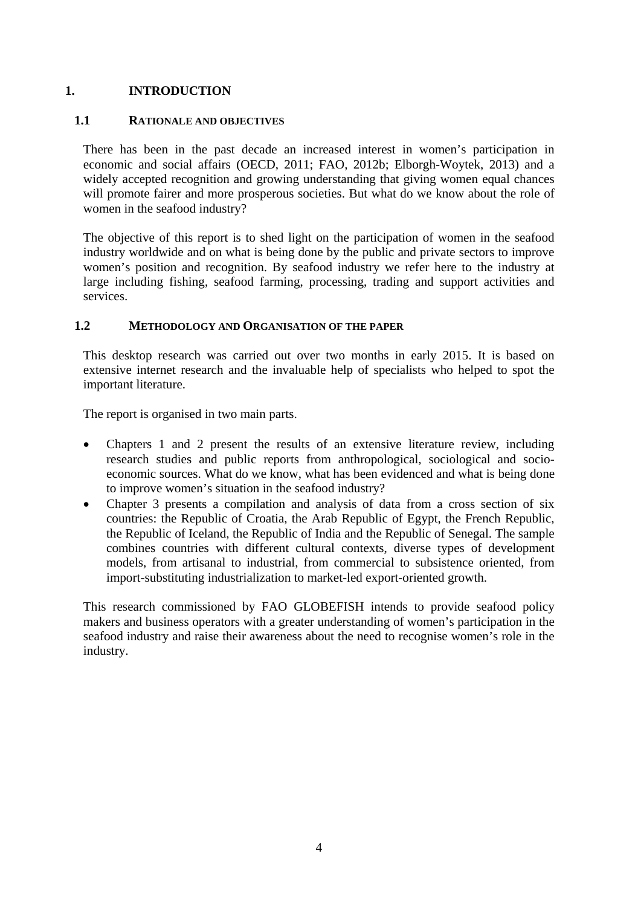# 1. INTRODUCTION

## 1.1 RATIONALE AND OBJECTIVES

There has been in the past decade an increased interest in women's participation in economic and social affairs (OECD, 2011; FAO, 2012b; Elborgh-Woytek, 2013) and a widely accepted recognition and growing understanding that giving women equal chances will promote fairer and more prosperous societies. But what do we know about the role of women in the seafood industry?

The objective of this report is to shed light on the participation of women in the seafood industry worldwide and on what is being done by the public and private sectors to improve women's position and recognition. By seafood industry we refer here to the industry at large including fishing, seafood farming, processing, trading and support activities and services.

## 1.2 METHODOLOGY AND ORGANISATION OF THE PAPER

This desktop research was carried out over two months in early 2015. It is based on extensive internet research and the invaluable help of specialists who helped to spot the important literature.

The report is organised in two main parts.

- Chapters 1 and 2 present the results of an extensive literature review, including research studies and public reports from anthropological, sociological and socio-economic sources. What do we know, what has been evidenced and what is being done to improve women's situation in the seafood industry?
- Chapter 3 presents a compilation and analysis of data from a cross section of six countries: the Republic of Croatia, the Arab Republic of Egypt, the French Republic, the Republic of Iceland, the Republic of India and the Republic of Senegal. The sample combines countries with different cultural contexts, diverse types of development models, from artisanal to industrial, from commercial to subsistence oriented, from import-substituting industrialization to market-led export-oriented growth.

This research commissioned by FAO GLOBEFISH intends to provide seafood policy makers and business operators with a greater understanding of women's participation in the seafood industry and raise their awareness about the need to recognise women's role in the industry.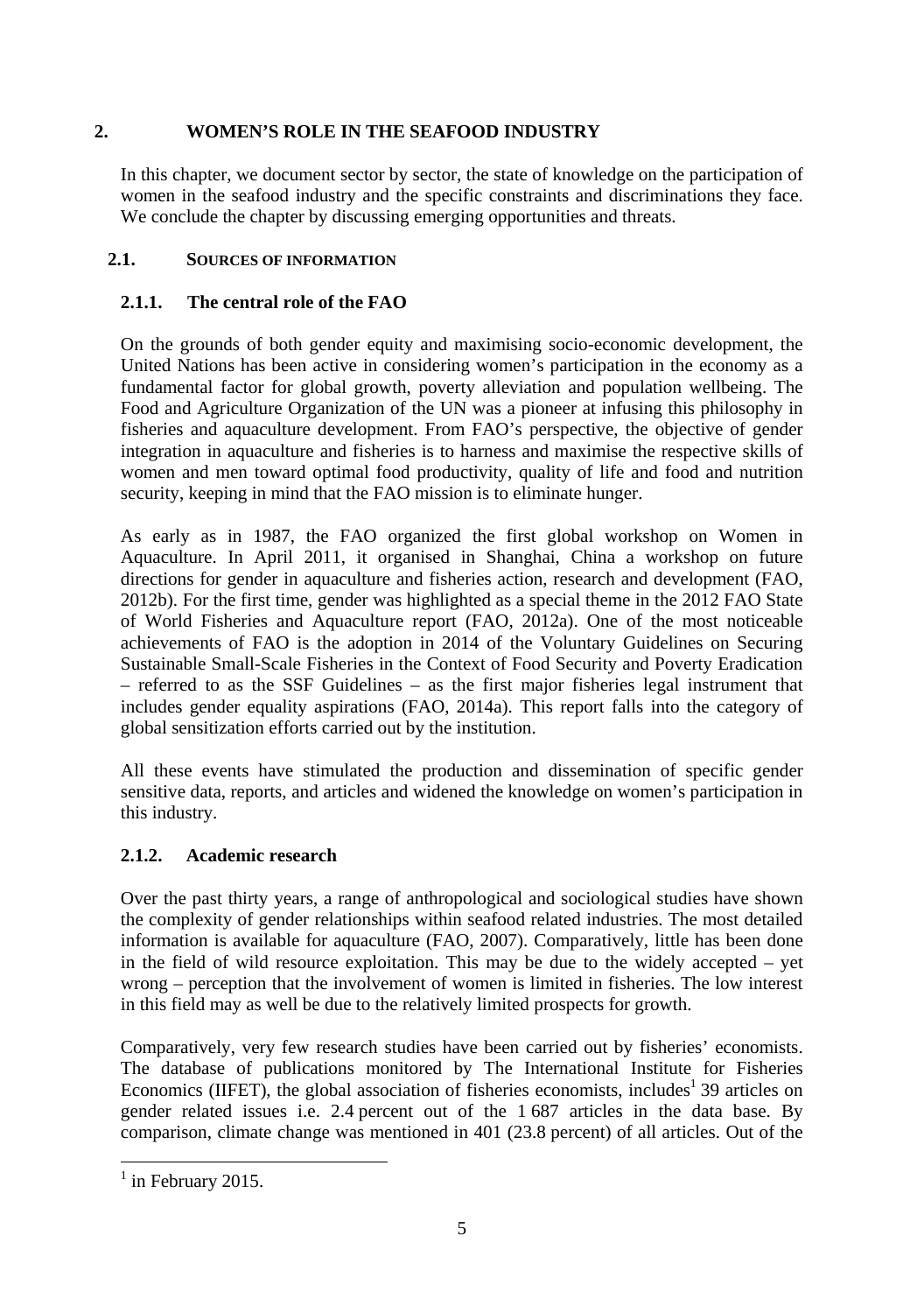# 2. WOMEN'S ROLE IN THE SEAFOOD INDUSTRY

In this chapter, we document sector by sector, the state of knowledge on the participation of women in the seafood industry and the specific constraints and discriminations they face. We conclude the chapter by discussing emerging opportunities and threats.

## 2.1. SOURCES OF INFORMATION

### 2.1.1. The central role of the FAO

On the grounds of both gender equity and maximising socio-economic development, the United Nations has been active in considering women's participation in the economy as a fundamental factor for global growth, poverty alleviation and population wellbeing. The Food and Agriculture Organization of the UN was a pioneer at infusing this philosophy in fisheries and aquaculture development. From FAO's perspective, the objective of gender integration in aquaculture and fisheries is to harness and maximise the respective skills of women and men toward optimal food productivity, quality of life and food and nutrition security, keeping in mind that the FAO mission is to eliminate hunger.

As early as in 1987, the FAO organized the first global workshop on Women in Aquaculture. In April 2011, it organised in Shanghai, China a workshop on future directions for gender in aquaculture and fisheries action, research and development (FAO, 2012b). For the first time, gender was highlighted as a special theme in the 2012 FAO State of World Fisheries and Aquaculture report (FAO, 2012a). One of the most noticeable achievements of FAO is the adoption in 2014 of the Voluntary Guidelines on Securing Sustainable Small-Scale Fisheries in the Context of Food Security and Poverty Eradication – referred to as the SSF Guidelines – as the first major fisheries legal instrument that includes gender equality aspirations (FAO, 2014a). This report falls into the category of global sensitization efforts carried out by the institution.

All these events have stimulated the production and dissemination of specific gender sensitive data, reports, and articles and widened the knowledge on women's participation in this industry.

### 2.1.2. Academic research

Over the past thirty years, a range of anthropological and sociological studies have shown the complexity of gender relationships within seafood related industries. The most detailed information is available for aquaculture (FAO, 2007). Comparatively, little has been done in the field of wild resource exploitation. This may be due to the widely accepted – yet wrong – perception that the involvement of women is limited in fisheries. The low interest in this field may as well be due to the relatively limited prospects for growth.

Comparatively, very few research studies have been carried out by fisheries' economists. The database of publications monitored by The International Institute for Fisheries Economics (IIFET), the global association of fisheries economists, includes[1] 39 articles on gender related issues i.e. 2.4 percent out of the 1 687 articles in the data base. By comparison, climate change was mentioned in 401 (23.8 percent) of all articles. Out of the

[1] in February 2015.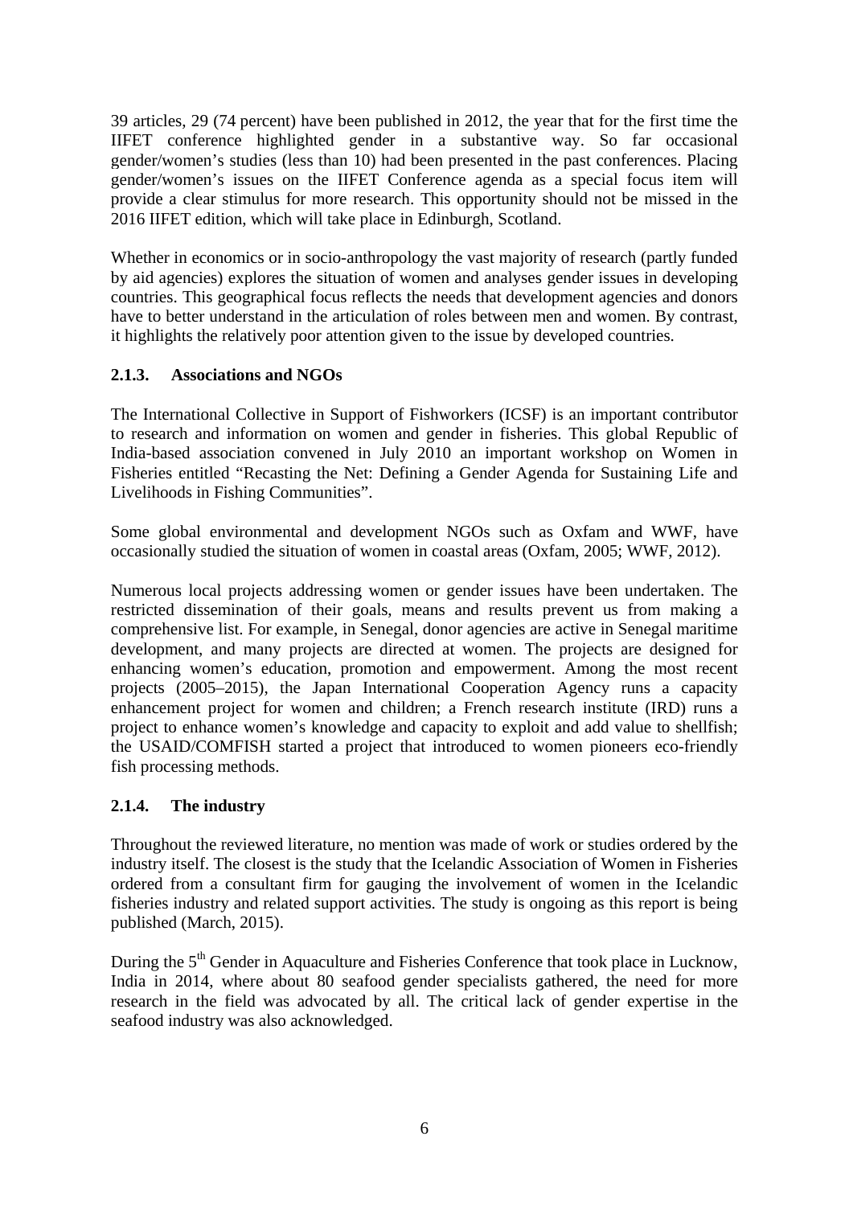39 articles, 29 (74 percent) have been published in 2012, the year that for the first time the IIFET conference highlighted gender in a substantive way. So far occasional gender/women's studies (less than 10) had been presented in the past conferences. Placing gender/women's issues on the IIFET Conference agenda as a special focus item will provide a clear stimulus for more research. This opportunity should not be missed in the 2016 IIFET edition, which will take place in Edinburgh, Scotland.

Whether in economics or in socio-anthropology the vast majority of research (partly funded by aid agencies) explores the situation of women and analyses gender issues in developing countries. This geographical focus reflects the needs that development agencies and donors have to better understand in the articulation of roles between men and women. By contrast, it highlights the relatively poor attention given to the issue by developed countries.

### 2.1.3. Associations and NGOs

The International Collective in Support of Fishworkers (ICSF) is an important contributor to research and information on women and gender in fisheries. This global Republic of India-based association convened in July 2010 an important workshop on Women in Fisheries entitled "Recasting the Net: Defining a Gender Agenda for Sustaining Life and Livelihoods in Fishing Communities".

Some global environmental and development NGOs such as Oxfam and WWF, have occasionally studied the situation of women in coastal areas (Oxfam, 2005; WWF, 2012).

Numerous local projects addressing women or gender issues have been undertaken. The restricted dissemination of their goals, means and results prevent us from making a comprehensive list. For example, in Senegal, donor agencies are active in Senegal maritime development, and many projects are directed at women. The projects are designed for enhancing women's education, promotion and empowerment. Among the most recent projects (2005–2015), the Japan International Cooperation Agency runs a capacity enhancement project for women and children; a French research institute (IRD) runs a project to enhance women's knowledge and capacity to exploit and add value to shellfish; the USAID/COMFISH started a project that introduced to women pioneers eco-friendly fish processing methods.

### 2.1.4. The industry

Throughout the reviewed literature, no mention was made of work or studies ordered by the industry itself. The closest is the study that the Icelandic Association of Women in Fisheries ordered from a consultant firm for gauging the involvement of women in the Icelandic fisheries industry and related support activities. The study is ongoing as this report is being published (March, 2015).

During the 5th Gender in Aquaculture and Fisheries Conference that took place in Lucknow, India in 2014, where about 80 seafood gender specialists gathered, the need for more research in the field was advocated by all. The critical lack of gender expertise in the seafood industry was also acknowledged.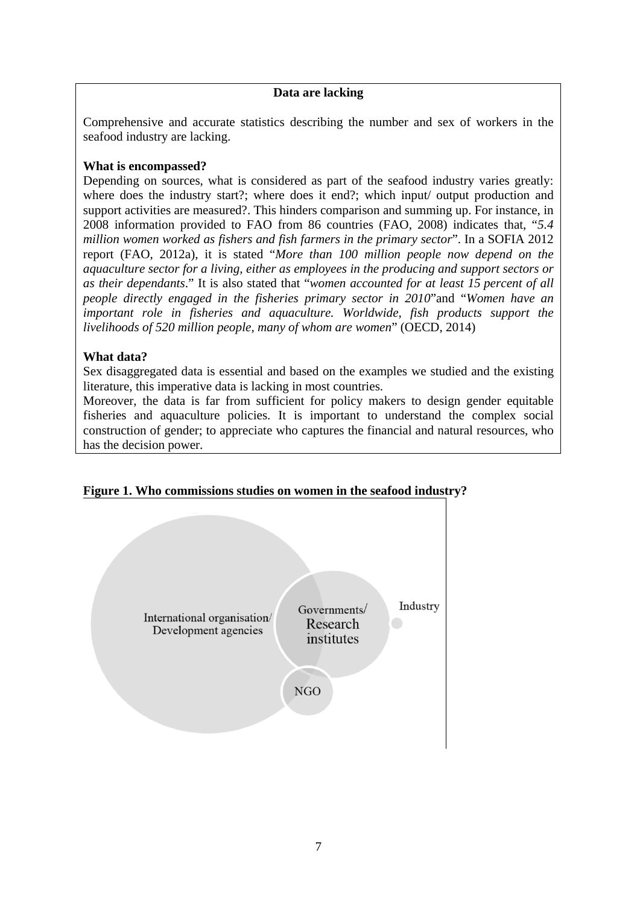**Data are lacking**

Comprehensive and accurate statistics describing the number and sex of workers in the seafood industry are lacking.

**What is encompassed?**

Depending on sources, what is considered as part of the seafood industry varies greatly: where does the industry start?; where does it end?; which input/ output production and support activities are measured?. This hinders comparison and summing up. For instance, in 2008 information provided to FAO from 86 countries (FAO, 2008) indicates that, "*5.4 million women worked as fishers and fish farmers in the primary sector*". In a SOFIA 2012 report (FAO, 2012a), it is stated "*More than 100 million people now depend on the aquaculture sector for a living, either as employees in the producing and support sectors or as their dependants*." It is also stated that "*women accounted for at least 15 percent of all people directly engaged in the fisheries primary sector in 2010*"and "*Women have an important role in fisheries and aquaculture. Worldwide, fish products support the livelihoods of 520 million people, many of whom are women*" (OECD, 2014)

**What data?**

Sex disaggregated data is essential and based on the examples we studied and the existing literature, this imperative data is lacking in most countries.

Moreover, the data is far from sufficient for policy makers to design gender equitable fisheries and aquaculture policies. It is important to understand the complex social construction of gender; to appreciate who captures the financial and natural resources, who has the decision power.

**Figure 1. Who commissions studies on women in the seafood industry?**

International organisation/ Development agencies

Governments/ Research institutes

Industry

NGO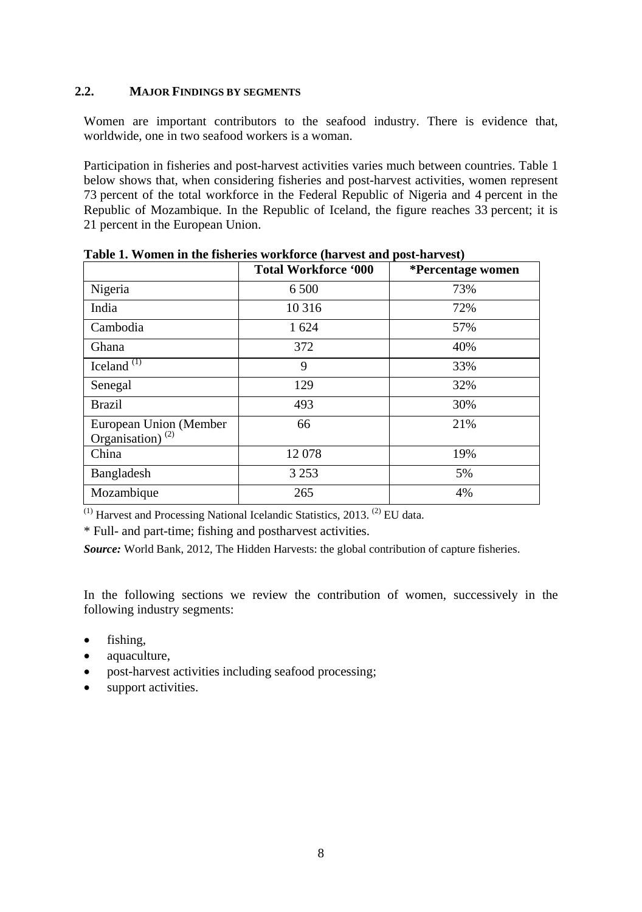## 2.2. MAJOR FINDINGS BY SEGMENTS

Women are important contributors to the seafood industry. There is evidence that, worldwide, one in two seafood workers is a woman.

Participation in fisheries and post-harvest activities varies much between countries. Table 1 below shows that, when considering fisheries and post-harvest activities, women represent 73 percent of the total workforce in the Federal Republic of Nigeria and 4 percent in the Republic of Mozambique. In the Republic of Iceland, the figure reaches 33 percent; it is 21 percent in the European Union.

**Table 1. Women in the fisheries workforce (harvest and post-harvest)**

| | Total Workforce '000 | *Percentage women |
|---|---|---|
| Nigeria | 6 500 | 73% |
| India | 10 316 | 72% |
| Cambodia | 1 624 | 57% |
| Ghana | 372 | 40% |
| Iceland [(1)] | 9 | 33% |
| Senegal | 129 | 32% |
| Brazil | 493 | 30% |
| European Union (Member Organisation) [(2)] | 66 | 21% |
| China | 12 078 | 19% |
| Bangladesh | 3 253 | 5% |
| Mozambique | 265 | 4% |

[(1)] Harvest and Processing National Icelandic Statistics, 2013. [(2)] EU data.

* Full- and part-time; fishing and postharvest activities.

***Source:*** World Bank, 2012, The Hidden Harvests: the global contribution of capture fisheries.

In the following sections we review the contribution of women, successively in the following industry segments:

- fishing,
- aquaculture,
- post-harvest activities including seafood processing;
- support activities.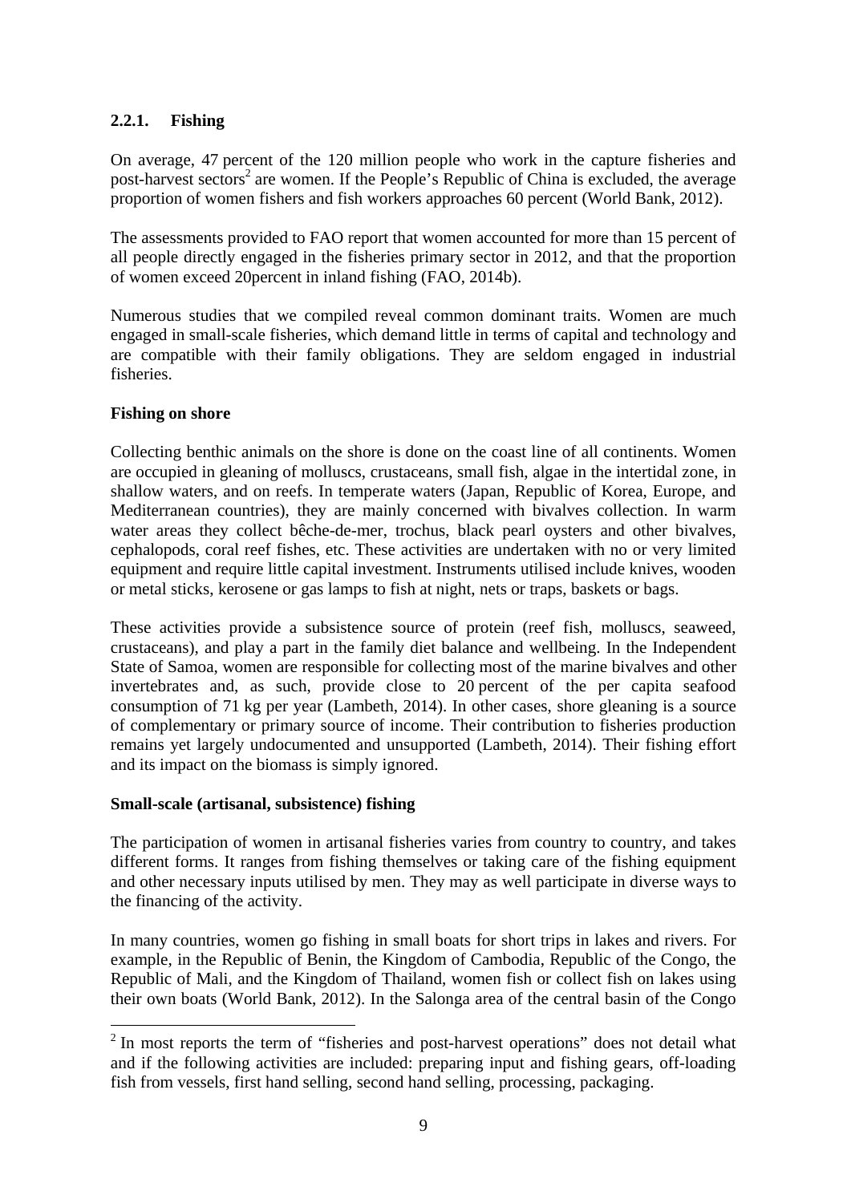### 2.2.1. Fishing

On average, 47 percent of the 120 million people who work in the capture fisheries and post-harvest sectors[2] are women. If the People's Republic of China is excluded, the average proportion of women fishers and fish workers approaches 60 percent (World Bank, 2012).

The assessments provided to FAO report that women accounted for more than 15 percent of all people directly engaged in the fisheries primary sector in 2012, and that the proportion of women exceed 20percent in inland fishing (FAO, 2014b).

Numerous studies that we compiled reveal common dominant traits. Women are much engaged in small-scale fisheries, which demand little in terms of capital and technology and are compatible with their family obligations. They are seldom engaged in industrial fisheries.

**Fishing on shore**

Collecting benthic animals on the shore is done on the coast line of all continents. Women are occupied in gleaning of molluscs, crustaceans, small fish, algae in the intertidal zone, in shallow waters, and on reefs. In temperate waters (Japan, Republic of Korea, Europe, and Mediterranean countries), they are mainly concerned with bivalves collection. In warm water areas they collect bêche-de-mer, trochus, black pearl oysters and other bivalves, cephalopods, coral reef fishes, etc. These activities are undertaken with no or very limited equipment and require little capital investment. Instruments utilised include knives, wooden or metal sticks, kerosene or gas lamps to fish at night, nets or traps, baskets or bags.

These activities provide a subsistence source of protein (reef fish, molluscs, seaweed, crustaceans), and play a part in the family diet balance and wellbeing. In the Independent State of Samoa, women are responsible for collecting most of the marine bivalves and other invertebrates and, as such, provide close to 20 percent of the per capita seafood consumption of 71 kg per year (Lambeth, 2014). In other cases, shore gleaning is a source of complementary or primary source of income. Their contribution to fisheries production remains yet largely undocumented and unsupported (Lambeth, 2014). Their fishing effort and its impact on the biomass is simply ignored.

**Small-scale (artisanal, subsistence) fishing**

The participation of women in artisanal fisheries varies from country to country, and takes different forms. It ranges from fishing themselves or taking care of the fishing equipment and other necessary inputs utilised by men. They may as well participate in diverse ways to the financing of the activity.

In many countries, women go fishing in small boats for short trips in lakes and rivers. For example, in the Republic of Benin, the Kingdom of Cambodia, Republic of the Congo, the Republic of Mali, and the Kingdom of Thailand, women fish or collect fish on lakes using their own boats (World Bank, 2012). In the Salonga area of the central basin of the Congo

[2] In most reports the term of "fisheries and post-harvest operations" does not detail what and if the following activities are included: preparing input and fishing gears, off-loading fish from vessels, first hand selling, second hand selling, processing, packaging.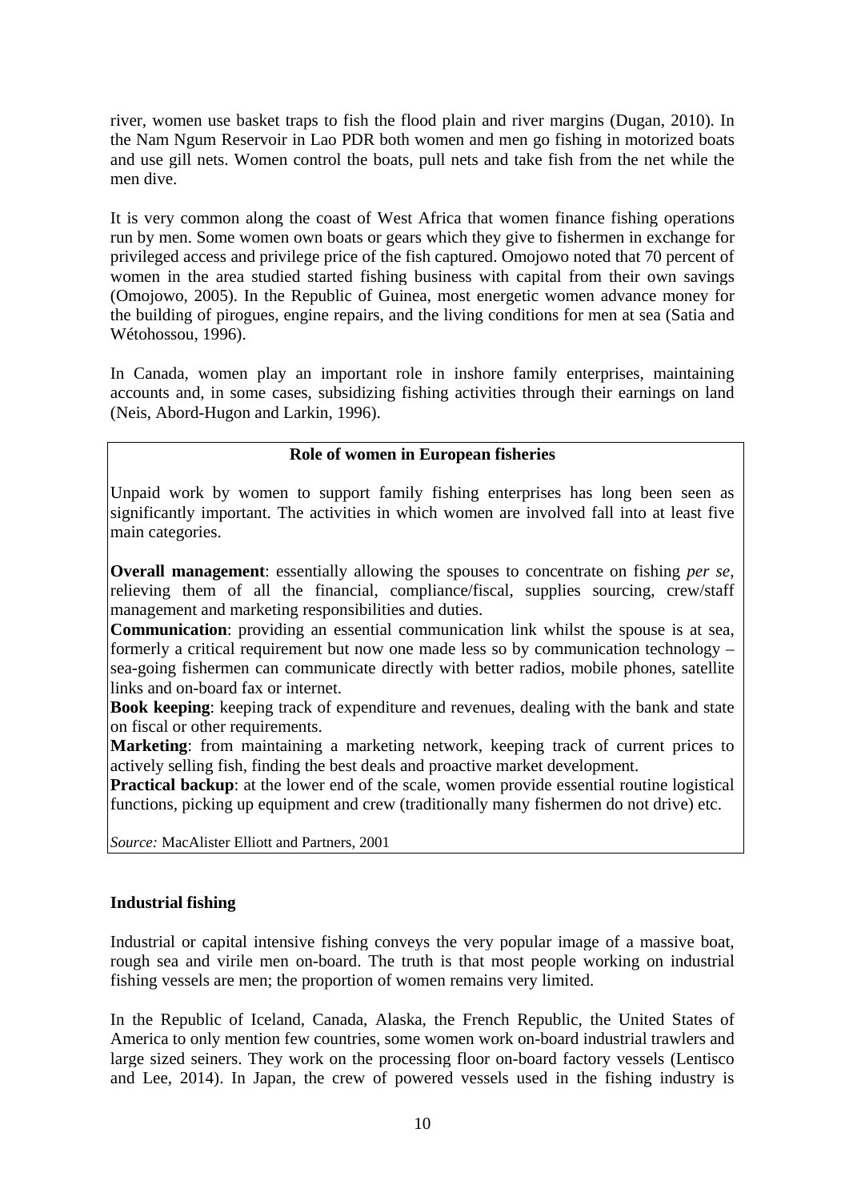river, women use basket traps to fish the flood plain and river margins (Dugan, 2010). In the Nam Ngum Reservoir in Lao PDR both women and men go fishing in motorized boats and use gill nets. Women control the boats, pull nets and take fish from the net while the men dive.

It is very common along the coast of West Africa that women finance fishing operations run by men. Some women own boats or gears which they give to fishermen in exchange for privileged access and privilege price of the fish captured. Omojowo noted that 70 percent of women in the area studied started fishing business with capital from their own savings (Omojowo, 2005). In the Republic of Guinea, most energetic women advance money for the building of pirogues, engine repairs, and the living conditions for men at sea (Satia and Wétohossou, 1996).

In Canada, women play an important role in inshore family enterprises, maintaining accounts and, in some cases, subsidizing fishing activities through their earnings on land (Neis, Abord-Hugon and Larkin, 1996).

> **Role of women in European fisheries**
>
> Unpaid work by women to support family fishing enterprises has long been seen as significantly important. The activities in which women are involved fall into at least five main categories.
>
> **Overall management**: essentially allowing the spouses to concentrate on fishing *per se*, relieving them of all the financial, compliance/fiscal, supplies sourcing, crew/staff management and marketing responsibilities and duties.
> **Communication**: providing an essential communication link whilst the spouse is at sea, formerly a critical requirement but now one made less so by communication technology – sea-going fishermen can communicate directly with better radios, mobile phones, satellite links and on-board fax or internet.
> **Book keeping**: keeping track of expenditure and revenues, dealing with the bank and state on fiscal or other requirements.
> **Marketing**: from maintaining a marketing network, keeping track of current prices to actively selling fish, finding the best deals and proactive market development.
> **Practical backup**: at the lower end of the scale, women provide essential routine logistical functions, picking up equipment and crew (traditionally many fishermen do not drive) etc.
>
> *Source:* MacAlister Elliott and Partners, 2001

### Industrial fishing

Industrial or capital intensive fishing conveys the very popular image of a massive boat, rough sea and virile men on-board. The truth is that most people working on industrial fishing vessels are men; the proportion of women remains very limited.

In the Republic of Iceland, Canada, Alaska, the French Republic, the United States of America to only mention few countries, some women work on-board industrial trawlers and large sized seiners. They work on the processing floor on-board factory vessels (Lentisco and Lee, 2014). In Japan, the crew of powered vessels used in the fishing industry is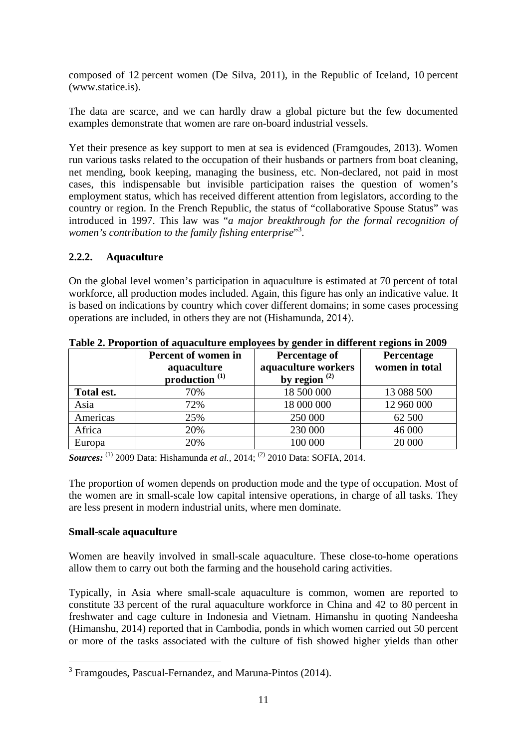composed of 12 percent women (De Silva, 2011), in the Republic of Iceland, 10 percent (www.statice.is).

The data are scarce, and we can hardly draw a global picture but the few documented examples demonstrate that women are rare on-board industrial vessels.

Yet their presence as key support to men at sea is evidenced (Framgoudes, 2013). Women run various tasks related to the occupation of their husbands or partners from boat cleaning, net mending, book keeping, managing the business, etc. Non-declared, not paid in most cases, this indispensable but invisible participation raises the question of women's employment status, which has received different attention from legislators, according to the country or region. In the French Republic, the status of "collaborative Spouse Status" was introduced in 1997. This law was "*a major breakthrough for the formal recognition of women's contribution to the family fishing enterprise*"[3].

### 2.2.2. Aquaculture

On the global level women's participation in aquaculture is estimated at 70 percent of total workforce, all production modes included. Again, this figure has only an indicative value. It is based on indications by country which cover different domains; in some cases processing operations are included, in others they are not (Hishamunda, 2014).

**Table 2. Proportion of aquaculture employees by gender in different regions in 2009**

| | Percent of women in aquaculture production [(1)] | Percentage of aquaculture workers by region [(2)] | Percentage women in total |
|---|---|---|---|
| **Total est.** | 70% | 18 500 000 | 13 088 500 |
| Asia | 72% | 18 000 000 | 12 960 000 |
| Americas | 25% | 250 000 | 62 500 |
| Africa | 20% | 230 000 | 46 000 |
| Europa | 20% | 100 000 | 20 000 |

***Sources:*** [(1)] 2009 Data: Hishamunda *et al.*, 2014; [(2)] 2010 Data: SOFIA, 2014.

The proportion of women depends on production mode and the type of occupation. Most of the women are in small-scale low capital intensive operations, in charge of all tasks. They are less present in modern industrial units, where men dominate.

**Small-scale aquaculture**

Women are heavily involved in small-scale aquaculture. These close-to-home operations allow them to carry out both the farming and the household caring activities.

Typically, in Asia where small-scale aquaculture is common, women are reported to constitute 33 percent of the rural aquaculture workforce in China and 42 to 80 percent in freshwater and cage culture in Indonesia and Vietnam. Himanshu in quoting Nandeesha (Himanshu, 2014) reported that in Cambodia, ponds in which women carried out 50 percent or more of the tasks associated with the culture of fish showed higher yields than other

[3] Framgoudes, Pascual-Fernandez, and Maruna-Pintos (2014).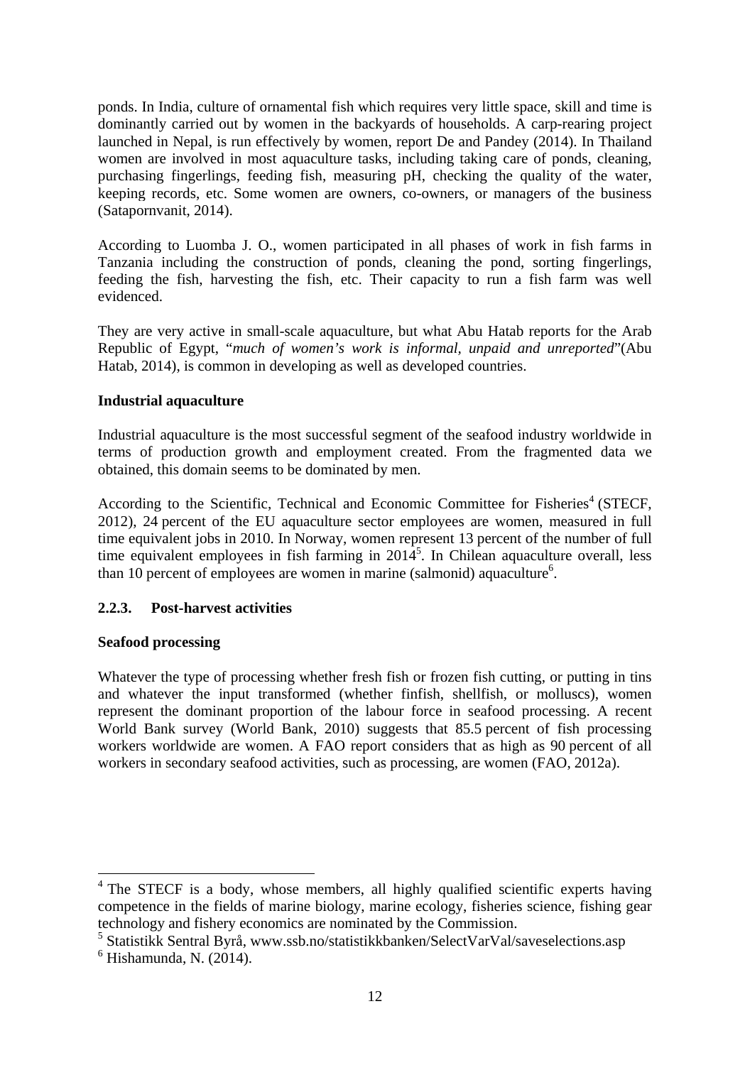ponds. In India, culture of ornamental fish which requires very little space, skill and time is dominantly carried out by women in the backyards of households. A carp-rearing project launched in Nepal, is run effectively by women, report De and Pandey (2014). In Thailand women are involved in most aquaculture tasks, including taking care of ponds, cleaning, purchasing fingerlings, feeding fish, measuring pH, checking the quality of the water, keeping records, etc. Some women are owners, co-owners, or managers of the business (Satapornvanit, 2014).

According to Luomba J. O., women participated in all phases of work in fish farms in Tanzania including the construction of ponds, cleaning the pond, sorting fingerlings, feeding the fish, harvesting the fish, etc. Their capacity to run a fish farm was well evidenced.

They are very active in small-scale aquaculture, but what Abu Hatab reports for the Arab Republic of Egypt, "*much of women's work is informal, unpaid and unreported*"(Abu Hatab, 2014), is common in developing as well as developed countries.

**Industrial aquaculture**

Industrial aquaculture is the most successful segment of the seafood industry worldwide in terms of production growth and employment created. From the fragmented data we obtained, this domain seems to be dominated by men.

According to the Scientific, Technical and Economic Committee for Fisheries[4] (STECF, 2012), 24 percent of the EU aquaculture sector employees are women, measured in full time equivalent jobs in 2010. In Norway, women represent 13 percent of the number of full time equivalent employees in fish farming in 2014[5]. In Chilean aquaculture overall, less than 10 percent of employees are women in marine (salmonid) aquaculture[6].

### 2.2.3. Post-harvest activities

**Seafood processing**

Whatever the type of processing whether fresh fish or frozen fish cutting, or putting in tins and whatever the input transformed (whether finfish, shellfish, or molluscs), women represent the dominant proportion of the labour force in seafood processing. A recent World Bank survey (World Bank, 2010) suggests that 85.5 percent of fish processing workers worldwide are women. A FAO report considers that as high as 90 percent of all workers in secondary seafood activities, such as processing, are women (FAO, 2012a).

---

[4] The STECF is a body, whose members, all highly qualified scientific experts having competence in the fields of marine biology, marine ecology, fisheries science, fishing gear technology and fishery economics are nominated by the Commission.

[5] Statistikk Sentral Byrå, www.ssb.no/statistikkbanken/SelectVarVal/saveselections.asp

[6] Hishamunda, N. (2014).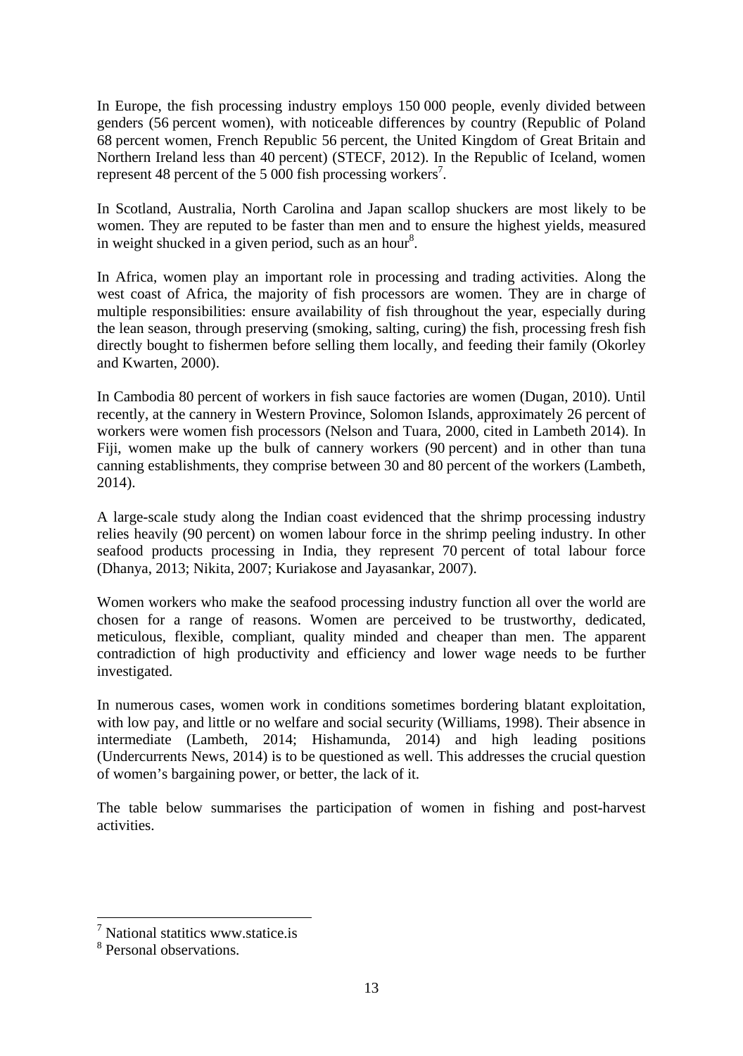In Europe, the fish processing industry employs 150 000 people, evenly divided between genders (56 percent women), with noticeable differences by country (Republic of Poland 68 percent women, French Republic 56 percent, the United Kingdom of Great Britain and Northern Ireland less than 40 percent) (STECF, 2012). In the Republic of Iceland, women represent 48 percent of the 5 000 fish processing workers[7].

In Scotland, Australia, North Carolina and Japan scallop shuckers are most likely to be women. They are reputed to be faster than men and to ensure the highest yields, measured in weight shucked in a given period, such as an hour[8].

In Africa, women play an important role in processing and trading activities. Along the west coast of Africa, the majority of fish processors are women. They are in charge of multiple responsibilities: ensure availability of fish throughout the year, especially during the lean season, through preserving (smoking, salting, curing) the fish, processing fresh fish directly bought to fishermen before selling them locally, and feeding their family (Okorley and Kwarten, 2000).

In Cambodia 80 percent of workers in fish sauce factories are women (Dugan, 2010). Until recently, at the cannery in Western Province, Solomon Islands, approximately 26 percent of workers were women fish processors (Nelson and Tuara, 2000, cited in Lambeth 2014). In Fiji, women make up the bulk of cannery workers (90 percent) and in other than tuna canning establishments, they comprise between 30 and 80 percent of the workers (Lambeth, 2014).

A large-scale study along the Indian coast evidenced that the shrimp processing industry relies heavily (90 percent) on women labour force in the shrimp peeling industry. In other seafood products processing in India, they represent 70 percent of total labour force (Dhanya, 2013; Nikita, 2007; Kuriakose and Jayasankar, 2007).

Women workers who make the seafood processing industry function all over the world are chosen for a range of reasons. Women are perceived to be trustworthy, dedicated, meticulous, flexible, compliant, quality minded and cheaper than men. The apparent contradiction of high productivity and efficiency and lower wage needs to be further investigated.

In numerous cases, women work in conditions sometimes bordering blatant exploitation, with low pay, and little or no welfare and social security (Williams, 1998). Their absence in intermediate (Lambeth, 2014; Hishamunda, 2014) and high leading positions (Undercurrents News, 2014) is to be questioned as well. This addresses the crucial question of women's bargaining power, or better, the lack of it.

The table below summarises the participation of women in fishing and post-harvest activities.

[7] National statitics www.statice.is

[8] Personal observations.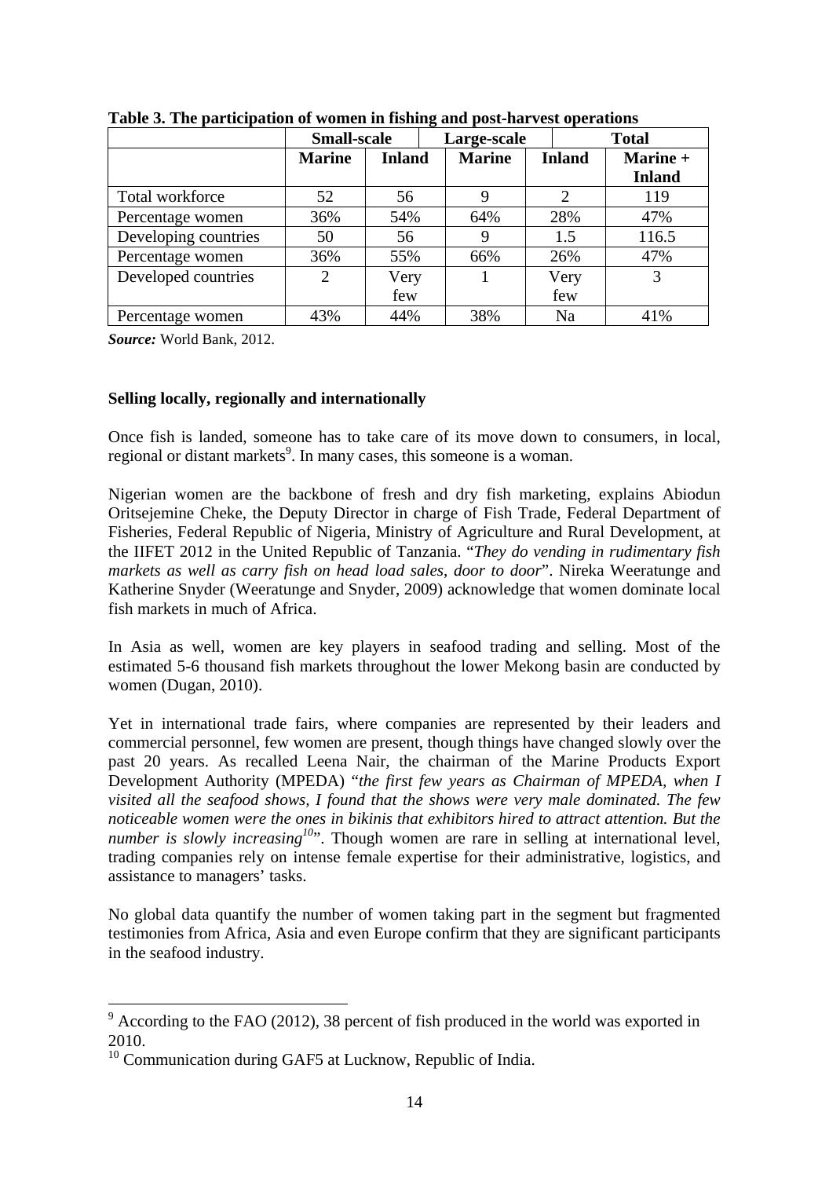**Table 3. The participation of women in fishing and post-harvest operations**

| | Small-scale | | Large-scale | | Total |
|---|---|---|---|---|---|
| | Marine | Inland | Marine | Inland | Marine + Inland |
| Total workforce | 52 | 56 | 9 | 2 | 119 |
| Percentage women | 36% | 54% | 64% | 28% | 47% |
| Developing countries | 50 | 56 | 9 | 1.5 | 116.5 |
| Percentage women | 36% | 55% | 66% | 26% | 47% |
| Developed countries | 2 | Very few | 1 | Very few | 3 |
| Percentage women | 43% | 44% | 38% | Na | 41% |

***Source:*** World Bank, 2012.

**Selling locally, regionally and internationally**

Once fish is landed, someone has to take care of its move down to consumers, in local, regional or distant markets[9]. In many cases, this someone is a woman.

Nigerian women are the backbone of fresh and dry fish marketing, explains Abiodun Oritsejemine Cheke, the Deputy Director in charge of Fish Trade, Federal Department of Fisheries, Federal Republic of Nigeria, Ministry of Agriculture and Rural Development, at the IIFET 2012 in the United Republic of Tanzania. "*They do vending in rudimentary fish markets as well as carry fish on head load sales, door to door*". Nireka Weeratunge and Katherine Snyder (Weeratunge and Snyder, 2009) acknowledge that women dominate local fish markets in much of Africa.

In Asia as well, women are key players in seafood trading and selling. Most of the estimated 5-6 thousand fish markets throughout the lower Mekong basin are conducted by women (Dugan, 2010).

Yet in international trade fairs, where companies are represented by their leaders and commercial personnel, few women are present, though things have changed slowly over the past 20 years. As recalled Leena Nair, the chairman of the Marine Products Export Development Authority (MPEDA) "*the first few years as Chairman of MPEDA, when I visited all the seafood shows, I found that the shows were very male dominated. The few noticeable women were the ones in bikinis that exhibitors hired to attract attention. But the number is slowly increasing*[10]". Though women are rare in selling at international level, trading companies rely on intense female expertise for their administrative, logistics, and assistance to managers' tasks.

No global data quantify the number of women taking part in the segment but fragmented testimonies from Africa, Asia and even Europe confirm that they are significant participants in the seafood industry.

---

[9] According to the FAO (2012), 38 percent of fish produced in the world was exported in 2010.

[10] Communication during GAF5 at Lucknow, Republic of India.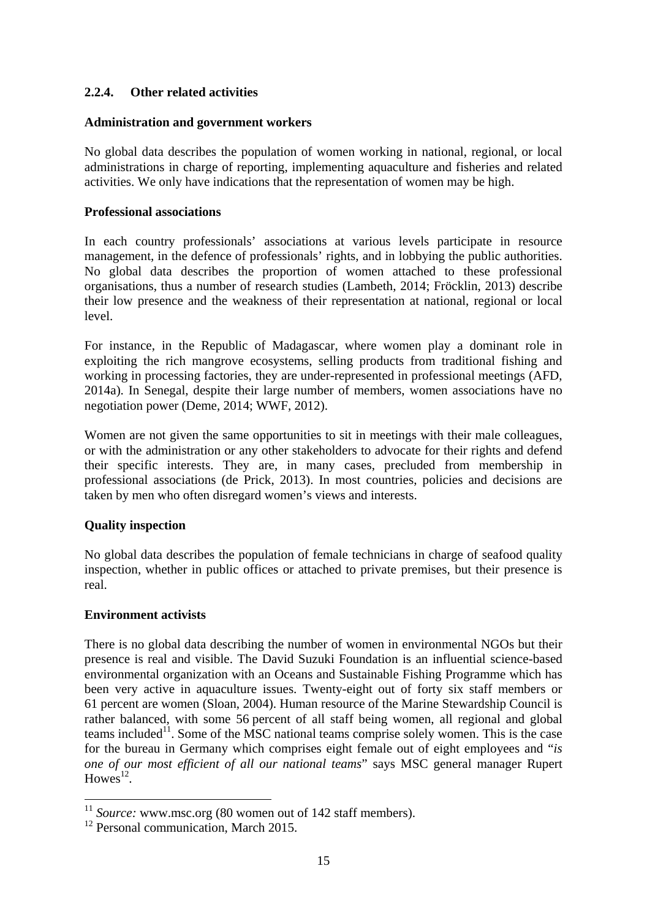### 2.2.4. Other related activities

**Administration and government workers**

No global data describes the population of women working in national, regional, or local administrations in charge of reporting, implementing aquaculture and fisheries and related activities. We only have indications that the representation of women may be high.

**Professional associations**

In each country professionals' associations at various levels participate in resource management, in the defence of professionals' rights, and in lobbying the public authorities. No global data describes the proportion of women attached to these professional organisations, thus a number of research studies (Lambeth, 2014; Fröcklin, 2013) describe their low presence and the weakness of their representation at national, regional or local level.

For instance, in the Republic of Madagascar, where women play a dominant role in exploiting the rich mangrove ecosystems, selling products from traditional fishing and working in processing factories, they are under-represented in professional meetings (AFD, 2014a). In Senegal, despite their large number of members, women associations have no negotiation power (Deme, 2014; WWF, 2012).

Women are not given the same opportunities to sit in meetings with their male colleagues, or with the administration or any other stakeholders to advocate for their rights and defend their specific interests. They are, in many cases, precluded from membership in professional associations (de Prick, 2013). In most countries, policies and decisions are taken by men who often disregard women's views and interests.

**Quality inspection**

No global data describes the population of female technicians in charge of seafood quality inspection, whether in public offices or attached to private premises, but their presence is real.

**Environment activists**

There is no global data describing the number of women in environmental NGOs but their presence is real and visible. The David Suzuki Foundation is an influential science-based environmental organization with an Oceans and Sustainable Fishing Programme which has been very active in aquaculture issues. Twenty-eight out of forty six staff members or 61 percent are women (Sloan, 2004). Human resource of the Marine Stewardship Council is rather balanced, with some 56 percent of all staff being women, all regional and global teams included[11]. Some of the MSC national teams comprise solely women. This is the case for the bureau in Germany which comprises eight female out of eight employees and "*is one of our most efficient of all our national teams*" says MSC general manager Rupert Howes[12].

---

[11] *Source:* www.msc.org (80 women out of 142 staff members).

[12] Personal communication, March 2015.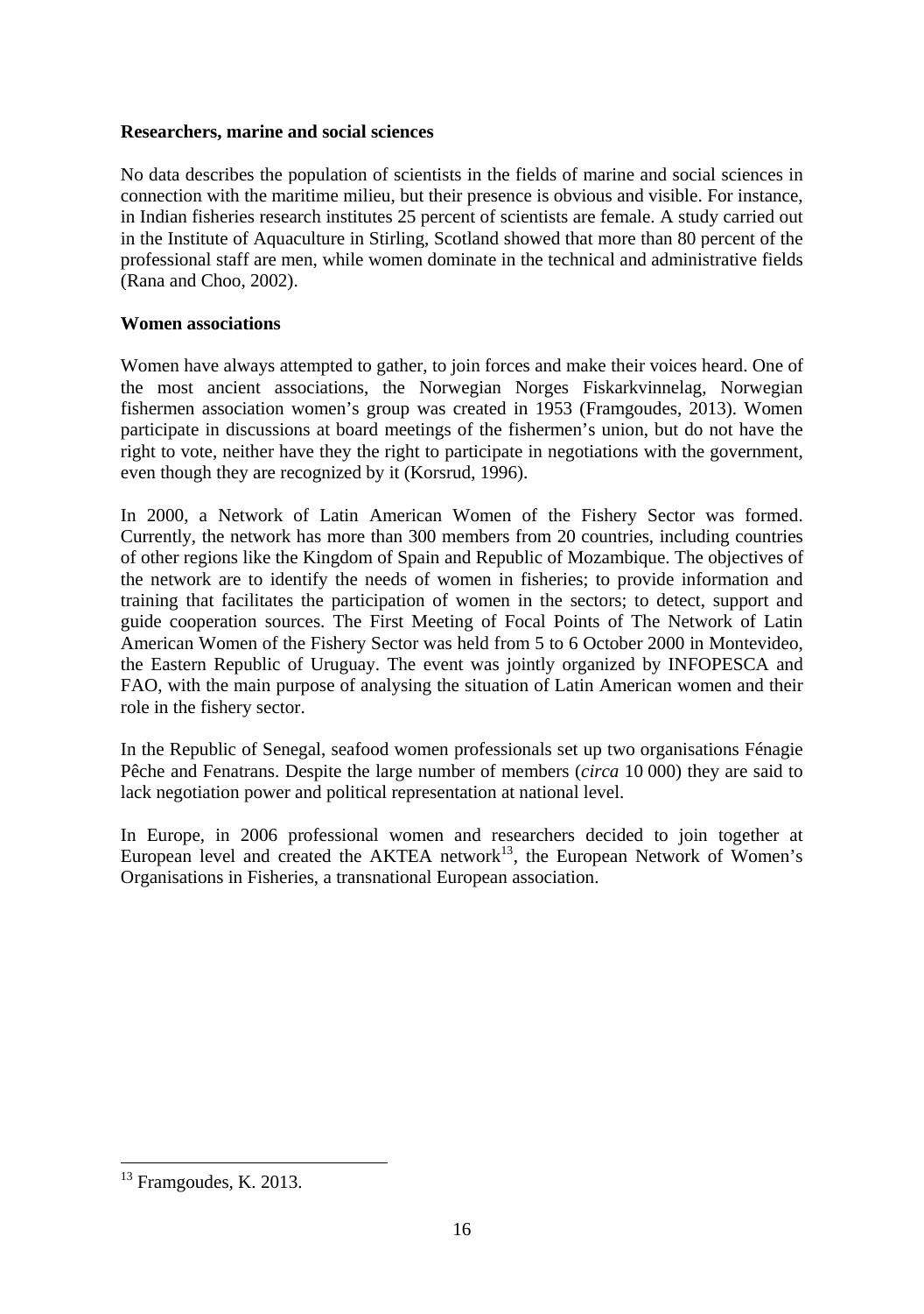**Researchers, marine and social sciences**

No data describes the population of scientists in the fields of marine and social sciences in connection with the maritime milieu, but their presence is obvious and visible. For instance, in Indian fisheries research institutes 25 percent of scientists are female. A study carried out in the Institute of Aquaculture in Stirling, Scotland showed that more than 80 percent of the professional staff are men, while women dominate in the technical and administrative fields (Rana and Choo, 2002).

**Women associations**

Women have always attempted to gather, to join forces and make their voices heard. One of the most ancient associations, the Norwegian Norges Fiskarkvinnelag, Norwegian fishermen association women's group was created in 1953 (Framgoudes, 2013). Women participate in discussions at board meetings of the fishermen's union, but do not have the right to vote, neither have they the right to participate in negotiations with the government, even though they are recognized by it (Korsrud, 1996).

In 2000, a Network of Latin American Women of the Fishery Sector was formed. Currently, the network has more than 300 members from 20 countries, including countries of other regions like the Kingdom of Spain and Republic of Mozambique. The objectives of the network are to identify the needs of women in fisheries; to provide information and training that facilitates the participation of women in the sectors; to detect, support and guide cooperation sources. The First Meeting of Focal Points of The Network of Latin American Women of the Fishery Sector was held from 5 to 6 October 2000 in Montevideo, the Eastern Republic of Uruguay. The event was jointly organized by INFOPESCA and FAO, with the main purpose of analysing the situation of Latin American women and their role in the fishery sector.

In the Republic of Senegal, seafood women professionals set up two organisations Fénagie Pêche and Fenatrans. Despite the large number of members (*circa* 10 000) they are said to lack negotiation power and political representation at national level.

In Europe, in 2006 professional women and researchers decided to join together at European level and created the AKTEA network[13], the European Network of Women's Organisations in Fisheries, a transnational European association.

[13] Framgoudes, K. 2013.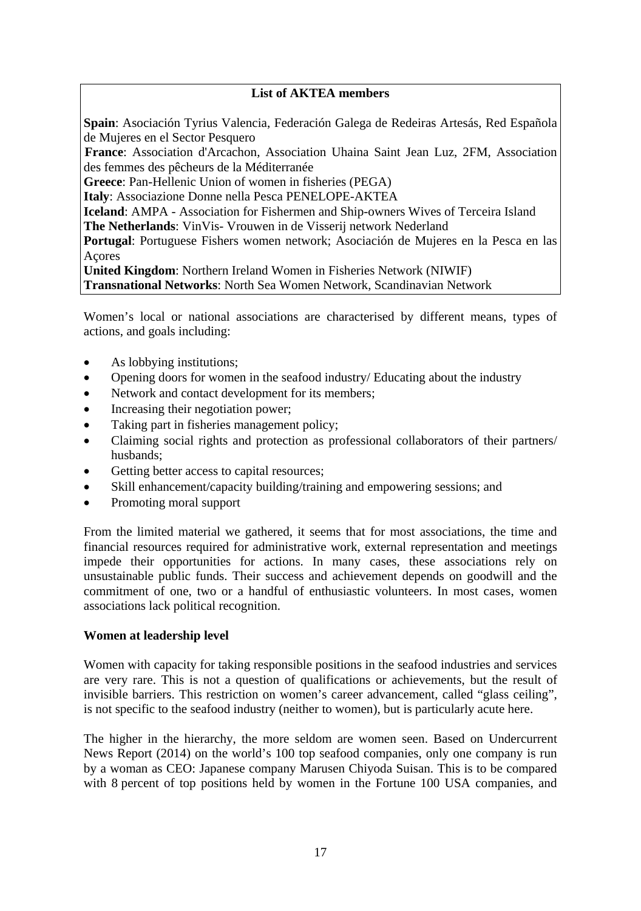**List of AKTEA members**

**Spain**: Asociación Tyrius Valencia, Federación Galega de Redeiras Artesás, Red Española de Mujeres en el Sector Pesquero
**France**: Association d'Arcachon, Association Uhaina Saint Jean Luz, 2FM, Association des femmes des pêcheurs de la Méditerranée
**Greece**: Pan-Hellenic Union of women in fisheries (PEGA)
**Italy**: Associazione Donne nella Pesca PENELOPE-AKTEA
**Iceland**: AMPA - Association for Fishermen and Ship-owners Wives of Terceira Island
**The Netherlands**: VinVis- Vrouwen in de Visserij network Nederland
**Portugal**: Portuguese Fishers women network; Asociación de Mujeres en la Pesca en las Açores
**United Kingdom**: Northern Ireland Women in Fisheries Network (NIWIF)
**Transnational Networks**: North Sea Women Network, Scandinavian Network

Women's local or national associations are characterised by different means, types of actions, and goals including:

- As lobbying institutions;
- Opening doors for women in the seafood industry/ Educating about the industry
- Network and contact development for its members;
- Increasing their negotiation power;
- Taking part in fisheries management policy;
- Claiming social rights and protection as professional collaborators of their partners/ husbands;
- Getting better access to capital resources;
- Skill enhancement/capacity building/training and empowering sessions; and
- Promoting moral support

From the limited material we gathered, it seems that for most associations, the time and financial resources required for administrative work, external representation and meetings impede their opportunities for actions. In many cases, these associations rely on unsustainable public funds. Their success and achievement depends on goodwill and the commitment of one, two or a handful of enthusiastic volunteers. In most cases, women associations lack political recognition.

**Women at leadership level**

Women with capacity for taking responsible positions in the seafood industries and services are very rare. This is not a question of qualifications or achievements, but the result of invisible barriers. This restriction on women's career advancement, called "glass ceiling", is not specific to the seafood industry (neither to women), but is particularly acute here.

The higher in the hierarchy, the more seldom are women seen. Based on Undercurrent News Report (2014) on the world's 100 top seafood companies, only one company is run by a woman as CEO: Japanese company Marusen Chiyoda Suisan. This is to be compared with 8 percent of top positions held by women in the Fortune 100 USA companies, and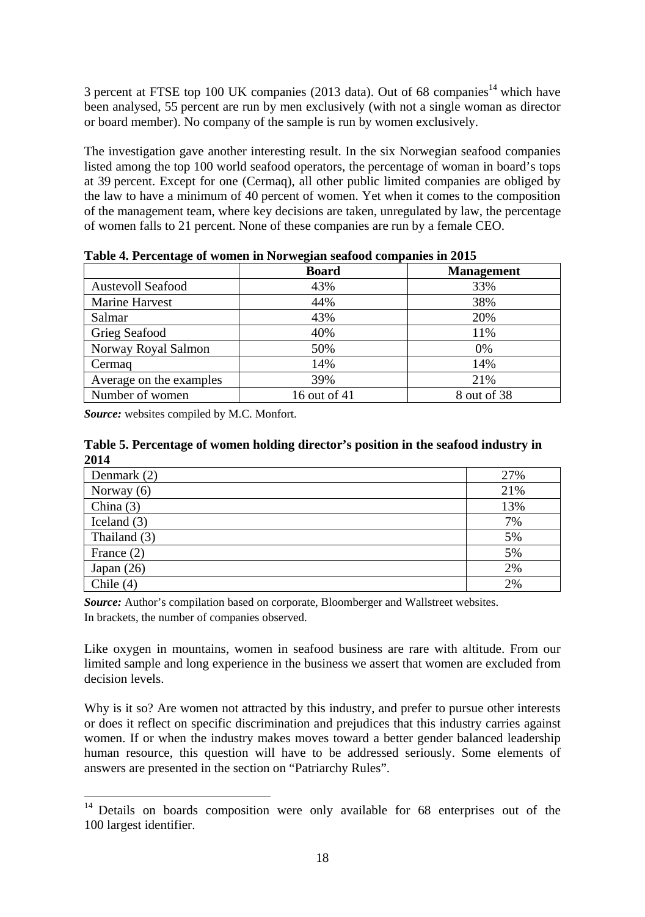3 percent at FTSE top 100 UK companies (2013 data). Out of 68 companies[14] which have been analysed, 55 percent are run by men exclusively (with not a single woman as director or board member). No company of the sample is run by women exclusively.

The investigation gave another interesting result. In the six Norwegian seafood companies listed among the top 100 world seafood operators, the percentage of woman in board's tops at 39 percent. Except for one (Cermaq), all other public limited companies are obliged by the law to have a minimum of 40 percent of women. Yet when it comes to the composition of the management team, where key decisions are taken, unregulated by law, the percentage of women falls to 21 percent. None of these companies are run by a female CEO.

**Table 4. Percentage of women in Norwegian seafood companies in 2015**

| | Board | Management |
|---|---|---|
| Austevoll Seafood | 43% | 33% |
| Marine Harvest | 44% | 38% |
| Salmar | 43% | 20% |
| Grieg Seafood | 40% | 11% |
| Norway Royal Salmon | 50% | 0% |
| Cermaq | 14% | 14% |
| Average on the examples | 39% | 21% |
| Number of women | 16 out of 41 | 8 out of 38 |

***Source:*** websites compiled by M.C. Monfort.

**Table 5. Percentage of women holding director's position in the seafood industry in 2014**

| | |
|---|---|
| Denmark (2) | 27% |
| Norway (6) | 21% |
| China (3) | 13% |
| Iceland (3) | 7% |
| Thailand (3) | 5% |
| France (2) | 5% |
| Japan (26) | 2% |
| Chile (4) | 2% |

***Source:*** Author's compilation based on corporate, Bloomberger and Wallstreet websites.
In brackets, the number of companies observed.

Like oxygen in mountains, women in seafood business are rare with altitude. From our limited sample and long experience in the business we assert that women are excluded from decision levels.

Why is it so? Are women not attracted by this industry, and prefer to pursue other interests or does it reflect on specific discrimination and prejudices that this industry carries against women. If or when the industry makes moves toward a better gender balanced leadership human resource, this question will have to be addressed seriously. Some elements of answers are presented in the section on "Patriarchy Rules".

[14] Details on boards composition were only available for 68 enterprises out of the 100 largest identifier.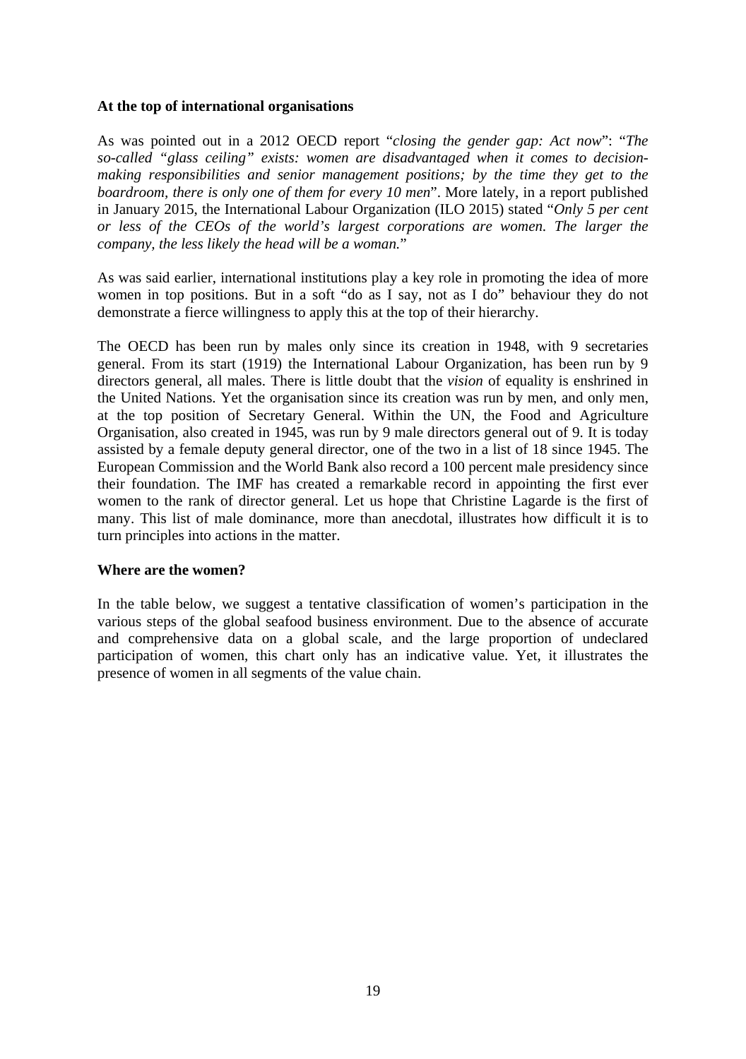**At the top of international organisations**

As was pointed out in a 2012 OECD report "*closing the gender gap: Act now*": "*The so-called "glass ceiling" exists: women are disadvantaged when it comes to decision-making responsibilities and senior management positions; by the time they get to the boardroom, there is only one of them for every 10 men*". More lately, in a report published in January 2015, the International Labour Organization (ILO 2015) stated "*Only 5 per cent or less of the CEOs of the world's largest corporations are women. The larger the company, the less likely the head will be a woman.*"

As was said earlier, international institutions play a key role in promoting the idea of more women in top positions. But in a soft "do as I say, not as I do" behaviour they do not demonstrate a fierce willingness to apply this at the top of their hierarchy.

The OECD has been run by males only since its creation in 1948, with 9 secretaries general. From its start (1919) the International Labour Organization, has been run by 9 directors general, all males. There is little doubt that the *vision* of equality is enshrined in the United Nations. Yet the organisation since its creation was run by men, and only men, at the top position of Secretary General. Within the UN, the Food and Agriculture Organisation, also created in 1945, was run by 9 male directors general out of 9. It is today assisted by a female deputy general director, one of the two in a list of 18 since 1945. The European Commission and the World Bank also record a 100 percent male presidency since their foundation. The IMF has created a remarkable record in appointing the first ever women to the rank of director general. Let us hope that Christine Lagarde is the first of many. This list of male dominance, more than anecdotal, illustrates how difficult it is to turn principles into actions in the matter.

**Where are the women?**

In the table below, we suggest a tentative classification of women's participation in the various steps of the global seafood business environment. Due to the absence of accurate and comprehensive data on a global scale, and the large proportion of undeclared participation of women, this chart only has an indicative value. Yet, it illustrates the presence of women in all segments of the value chain.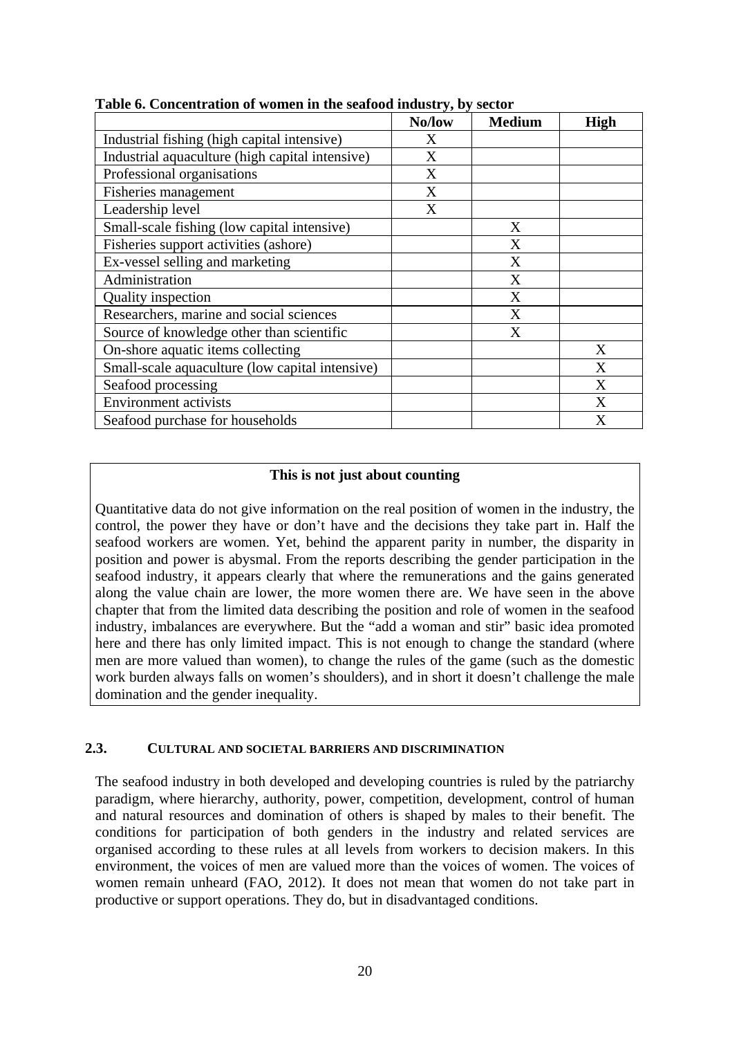**Table 6. Concentration of women in the seafood industry, by sector**

| | No/low | Medium | High |
|---|---|---|---|
| Industrial fishing (high capital intensive) | X | | |
| Industrial aquaculture (high capital intensive) | X | | |
| Professional organisations | X | | |
| Fisheries management | X | | |
| Leadership level | X | | |
| Small-scale fishing (low capital intensive) | | X | |
| Fisheries support activities (ashore) | | X | |
| Ex-vessel selling and marketing | | X | |
| Administration | | X | |
| Quality inspection | | X | |
| Researchers, marine and social sciences | | X | |
| Source of knowledge other than scientific | | X | |
| On-shore aquatic items collecting | | | X |
| Small-scale aquaculture (low capital intensive) | | | X |
| Seafood processing | | | X |
| Environment activists | | | X |
| Seafood purchase for households | | | X |

**This is not just about counting**

Quantitative data do not give information on the real position of women in the industry, the control, the power they have or don't have and the decisions they take part in. Half the seafood workers are women. Yet, behind the apparent parity in number, the disparity in position and power is abysmal. From the reports describing the gender participation in the seafood industry, it appears clearly that where the remunerations and the gains generated along the value chain are lower, the more women there are. We have seen in the above chapter that from the limited data describing the position and role of women in the seafood industry, imbalances are everywhere. But the "add a woman and stir" basic idea promoted here and there has only limited impact. This is not enough to change the standard (where men are more valued than women), to change the rules of the game (such as the domestic work burden always falls on women's shoulders), and in short it doesn't challenge the male domination and the gender inequality.

### 2.3. CULTURAL AND SOCIETAL BARRIERS AND DISCRIMINATION

The seafood industry in both developed and developing countries is ruled by the patriarchy paradigm, where hierarchy, authority, power, competition, development, control of human and natural resources and domination of others is shaped by males to their benefit. The conditions for participation of both genders in the industry and related services are organised according to these rules at all levels from workers to decision makers. In this environment, the voices of men are valued more than the voices of women. The voices of women remain unheard (FAO, 2012). It does not mean that women do not take part in productive or support operations. They do, but in disadvantaged conditions.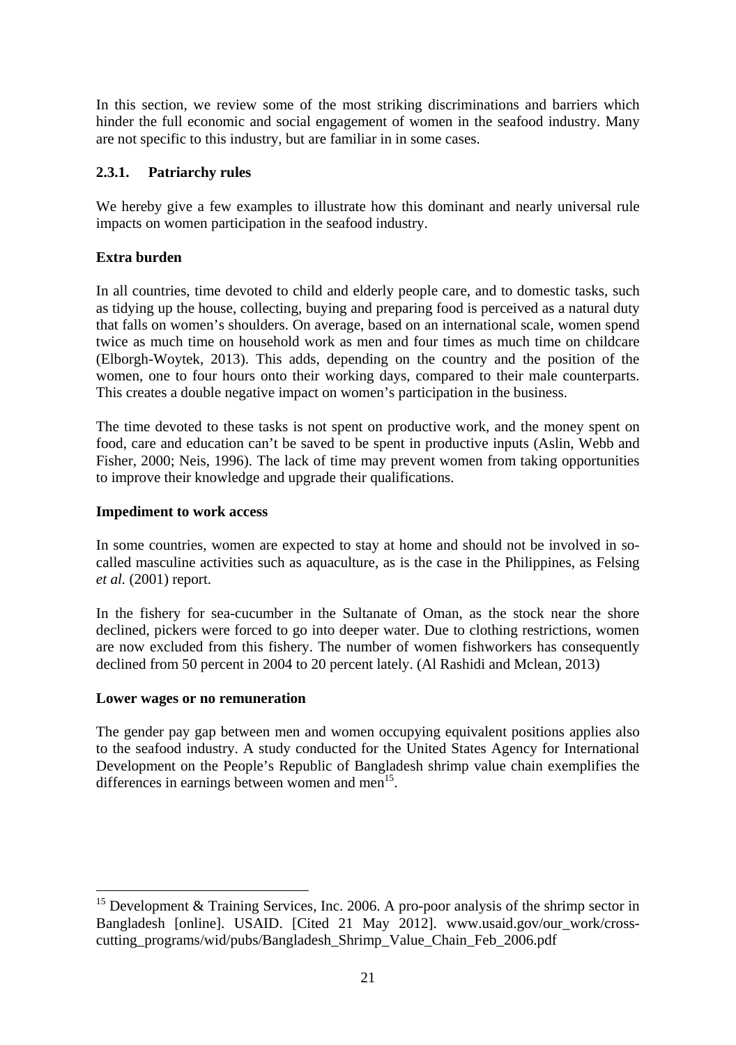In this section, we review some of the most striking discriminations and barriers which hinder the full economic and social engagement of women in the seafood industry. Many are not specific to this industry, but are familiar in in some cases.

### 2.3.1. Patriarchy rules

We hereby give a few examples to illustrate how this dominant and nearly universal rule impacts on women participation in the seafood industry.

**Extra burden**

In all countries, time devoted to child and elderly people care, and to domestic tasks, such as tidying up the house, collecting, buying and preparing food is perceived as a natural duty that falls on women's shoulders. On average, based on an international scale, women spend twice as much time on household work as men and four times as much time on childcare (Elborgh-Woytek, 2013). This adds, depending on the country and the position of the women, one to four hours onto their working days, compared to their male counterparts. This creates a double negative impact on women's participation in the business.

The time devoted to these tasks is not spent on productive work, and the money spent on food, care and education can't be saved to be spent in productive inputs (Aslin, Webb and Fisher, 2000; Neis, 1996). The lack of time may prevent women from taking opportunities to improve their knowledge and upgrade their qualifications.

**Impediment to work access**

In some countries, women are expected to stay at home and should not be involved in so-called masculine activities such as aquaculture, as is the case in the Philippines, as Felsing *et al.* (2001) report.

In the fishery for sea-cucumber in the Sultanate of Oman, as the stock near the shore declined, pickers were forced to go into deeper water. Due to clothing restrictions, women are now excluded from this fishery. The number of women fishworkers has consequently declined from 50 percent in 2004 to 20 percent lately. (Al Rashidi and Mclean, 2013)

**Lower wages or no remuneration**

The gender pay gap between men and women occupying equivalent positions applies also to the seafood industry. A study conducted for the United States Agency for International Development on the People's Republic of Bangladesh shrimp value chain exemplifies the differences in earnings between women and men[15].

---

[15] Development & Training Services, Inc. 2006. A pro-poor analysis of the shrimp sector in Bangladesh [online]. USAID. [Cited 21 May 2012]. www.usaid.gov/our_work/cross-cutting_programs/wid/pubs/Bangladesh_Shrimp_Value_Chain_Feb_2006.pdf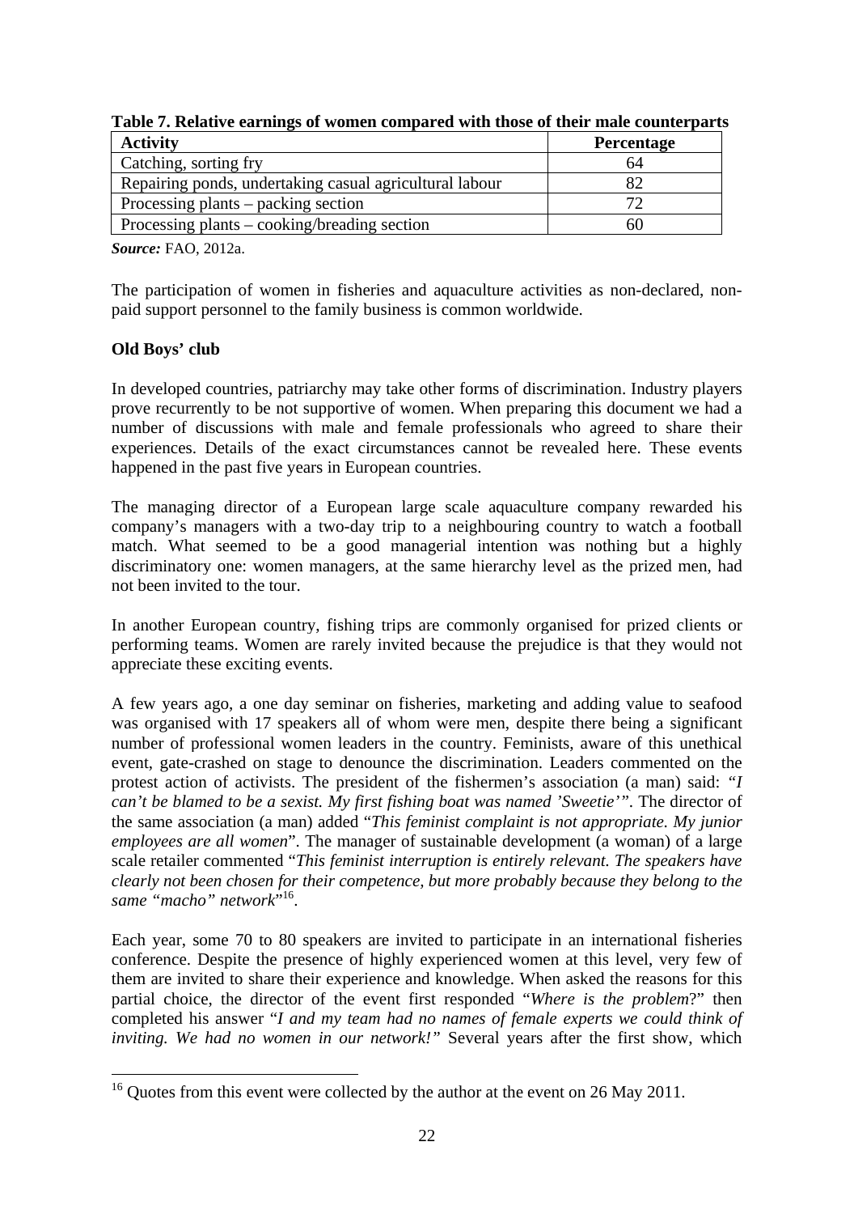**Table 7. Relative earnings of women compared with those of their male counterparts**

| Activity | Percentage |
|---|---|
| Catching, sorting fry | 64 |
| Repairing ponds, undertaking casual agricultural labour | 82 |
| Processing plants – packing section | 72 |
| Processing plants – cooking/breading section | 60 |

***Source:*** FAO, 2012a.

The participation of women in fisheries and aquaculture activities as non-declared, non-paid support personnel to the family business is common worldwide.

**Old Boys' club**

In developed countries, patriarchy may take other forms of discrimination. Industry players prove recurrently to be not supportive of women. When preparing this document we had a number of discussions with male and female professionals who agreed to share their experiences. Details of the exact circumstances cannot be revealed here. These events happened in the past five years in European countries.

The managing director of a European large scale aquaculture company rewarded his company's managers with a two-day trip to a neighbouring country to watch a football match. What seemed to be a good managerial intention was nothing but a highly discriminatory one: women managers, at the same hierarchy level as the prized men, had not been invited to the tour.

In another European country, fishing trips are commonly organised for prized clients or performing teams. Women are rarely invited because the prejudice is that they would not appreciate these exciting events.

A few years ago, a one day seminar on fisheries, marketing and adding value to seafood was organised with 17 speakers all of whom were men, despite there being a significant number of professional women leaders in the country. Feminists, aware of this unethical event, gate-crashed on stage to denounce the discrimination. Leaders commented on the protest action of activists. The president of the fishermen's association (a man) said: *"I can't be blamed to be a sexist. My first fishing boat was named 'Sweetie'"*. The director of the same association (a man) added "*This feminist complaint is not appropriate. My junior employees are all women*". The manager of sustainable development (a woman) of a large scale retailer commented "*This feminist interruption is entirely relevant. The speakers have clearly not been chosen for their competence, but more probably because they belong to the same "macho" network*"[16].

Each year, some 70 to 80 speakers are invited to participate in an international fisheries conference. Despite the presence of highly experienced women at this level, very few of them are invited to share their experience and knowledge. When asked the reasons for this partial choice, the director of the event first responded "*Where is the problem*?" then completed his answer "*I and my team had no names of female experts we could think of inviting. We had no women in our network!"* Several years after the first show, which

[16] Quotes from this event were collected by the author at the event on 26 May 2011.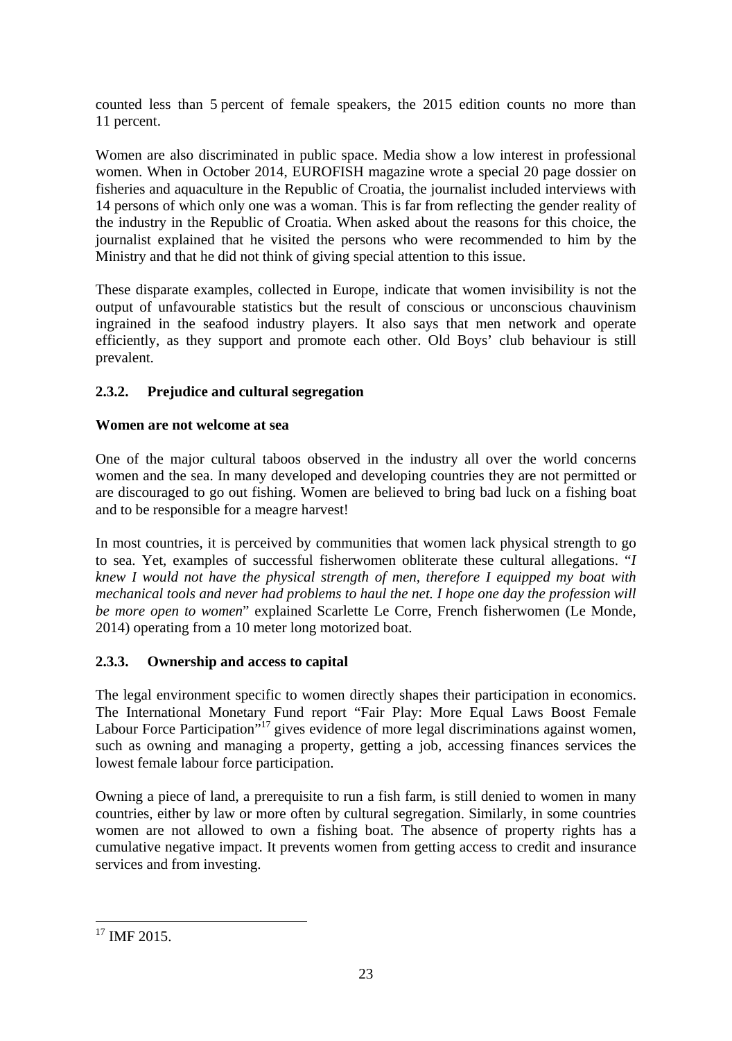counted less than 5 percent of female speakers, the 2015 edition counts no more than 11 percent.

Women are also discriminated in public space. Media show a low interest in professional women. When in October 2014, EUROFISH magazine wrote a special 20 page dossier on fisheries and aquaculture in the Republic of Croatia, the journalist included interviews with 14 persons of which only one was a woman. This is far from reflecting the gender reality of the industry in the Republic of Croatia. When asked about the reasons for this choice, the journalist explained that he visited the persons who were recommended to him by the Ministry and that he did not think of giving special attention to this issue.

These disparate examples, collected in Europe, indicate that women invisibility is not the output of unfavourable statistics but the result of conscious or unconscious chauvinism ingrained in the seafood industry players. It also says that men network and operate efficiently, as they support and promote each other. Old Boys' club behaviour is still prevalent.

### 2.3.2. Prejudice and cultural segregation

**Women are not welcome at sea**

One of the major cultural taboos observed in the industry all over the world concerns women and the sea. In many developed and developing countries they are not permitted or are discouraged to go out fishing. Women are believed to bring bad luck on a fishing boat and to be responsible for a meagre harvest!

In most countries, it is perceived by communities that women lack physical strength to go to sea. Yet, examples of successful fisherwomen obliterate these cultural allegations. "*I knew I would not have the physical strength of men, therefore I equipped my boat with mechanical tools and never had problems to haul the net. I hope one day the profession will be more open to women*" explained Scarlette Le Corre, French fisherwomen (Le Monde, 2014) operating from a 10 meter long motorized boat.

### 2.3.3. Ownership and access to capital

The legal environment specific to women directly shapes their participation in economics. The International Monetary Fund report "Fair Play: More Equal Laws Boost Female Labour Force Participation"[17] gives evidence of more legal discriminations against women, such as owning and managing a property, getting a job, accessing finances services the lowest female labour force participation.

Owning a piece of land, a prerequisite to run a fish farm, is still denied to women in many countries, either by law or more often by cultural segregation. Similarly, in some countries women are not allowed to own a fishing boat. The absence of property rights has a cumulative negative impact. It prevents women from getting access to credit and insurance services and from investing.

---

[17] IMF 2015.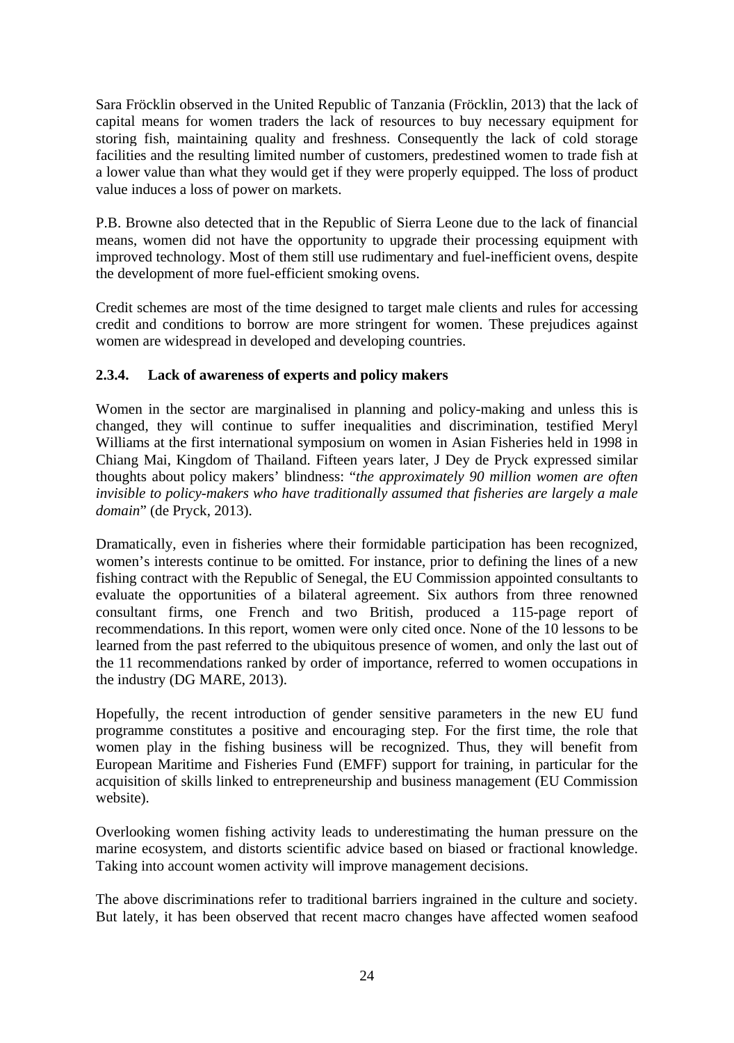Sara Fröcklin observed in the United Republic of Tanzania (Fröcklin, 2013) that the lack of capital means for women traders the lack of resources to buy necessary equipment for storing fish, maintaining quality and freshness. Consequently the lack of cold storage facilities and the resulting limited number of customers, predestined women to trade fish at a lower value than what they would get if they were properly equipped. The loss of product value induces a loss of power on markets.

P.B. Browne also detected that in the Republic of Sierra Leone due to the lack of financial means, women did not have the opportunity to upgrade their processing equipment with improved technology. Most of them still use rudimentary and fuel-inefficient ovens, despite the development of more fuel-efficient smoking ovens.

Credit schemes are most of the time designed to target male clients and rules for accessing credit and conditions to borrow are more stringent for women. These prejudices against women are widespread in developed and developing countries.

### 2.3.4. Lack of awareness of experts and policy makers

Women in the sector are marginalised in planning and policy-making and unless this is changed, they will continue to suffer inequalities and discrimination, testified Meryl Williams at the first international symposium on women in Asian Fisheries held in 1998 in Chiang Mai, Kingdom of Thailand. Fifteen years later, J Dey de Pryck expressed similar thoughts about policy makers' blindness: "*the approximately 90 million women are often invisible to policy-makers who have traditionally assumed that fisheries are largely a male domain*" (de Pryck, 2013).

Dramatically, even in fisheries where their formidable participation has been recognized, women's interests continue to be omitted. For instance, prior to defining the lines of a new fishing contract with the Republic of Senegal, the EU Commission appointed consultants to evaluate the opportunities of a bilateral agreement. Six authors from three renowned consultant firms, one French and two British, produced a 115-page report of recommendations. In this report, women were only cited once. None of the 10 lessons to be learned from the past referred to the ubiquitous presence of women, and only the last out of the 11 recommendations ranked by order of importance, referred to women occupations in the industry (DG MARE, 2013).

Hopefully, the recent introduction of gender sensitive parameters in the new EU fund programme constitutes a positive and encouraging step. For the first time, the role that women play in the fishing business will be recognized. Thus, they will benefit from European Maritime and Fisheries Fund (EMFF) support for training, in particular for the acquisition of skills linked to entrepreneurship and business management (EU Commission website).

Overlooking women fishing activity leads to underestimating the human pressure on the marine ecosystem, and distorts scientific advice based on biased or fractional knowledge. Taking into account women activity will improve management decisions.

The above discriminations refer to traditional barriers ingrained in the culture and society. But lately, it has been observed that recent macro changes have affected women seafood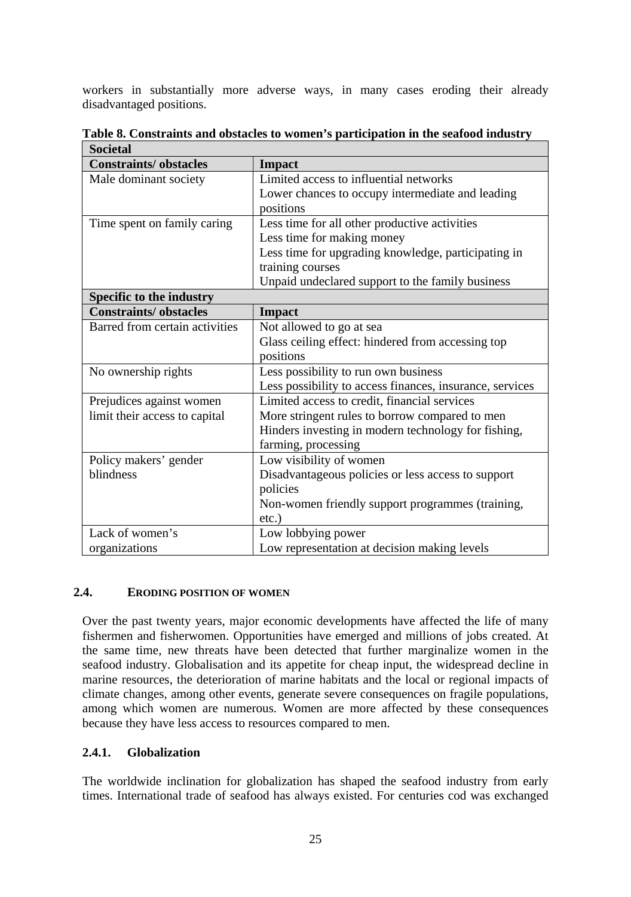workers in substantially more adverse ways, in many cases eroding their already disadvantaged positions.

**Table 8. Constraints and obstacles to women's participation in the seafood industry**

| **Societal** | |
|---|---|
| **Constraints/ obstacles** | **Impact** |
| Male dominant society | Limited access to influential networks<br>Lower chances to occupy intermediate and leading positions |
| Time spent on family caring | Less time for all other productive activities<br>Less time for making money<br>Less time for upgrading knowledge, participating in training courses<br>Unpaid undeclared support to the family business |
| **Specific to the industry** | |
| **Constraints/ obstacles** | **Impact** |
| Barred from certain activities | Not allowed to go at sea<br>Glass ceiling effect: hindered from accessing top positions |
| No ownership rights | Less possibility to run own business<br>Less possibility to access finances, insurance, services |
| Prejudices against women limit their access to capital | Limited access to credit, financial services<br>More stringent rules to borrow compared to men<br>Hinders investing in modern technology for fishing, farming, processing |
| Policy makers' gender blindness | Low visibility of women<br>Disadvantageous policies or less access to support policies<br>Non-women friendly support programmes (training, etc.) |
| Lack of women's organizations | Low lobbying power<br>Low representation at decision making levels |

## 2.4. ERODING POSITION OF WOMEN

Over the past twenty years, major economic developments have affected the life of many fishermen and fisherwomen. Opportunities have emerged and millions of jobs created. At the same time, new threats have been detected that further marginalize women in the seafood industry. Globalisation and its appetite for cheap input, the widespread decline in marine resources, the deterioration of marine habitats and the local or regional impacts of climate changes, among other events, generate severe consequences on fragile populations, among which women are numerous. Women are more affected by these consequences because they have less access to resources compared to men.

### 2.4.1. Globalization

The worldwide inclination for globalization has shaped the seafood industry from early times. International trade of seafood has always existed. For centuries cod was exchanged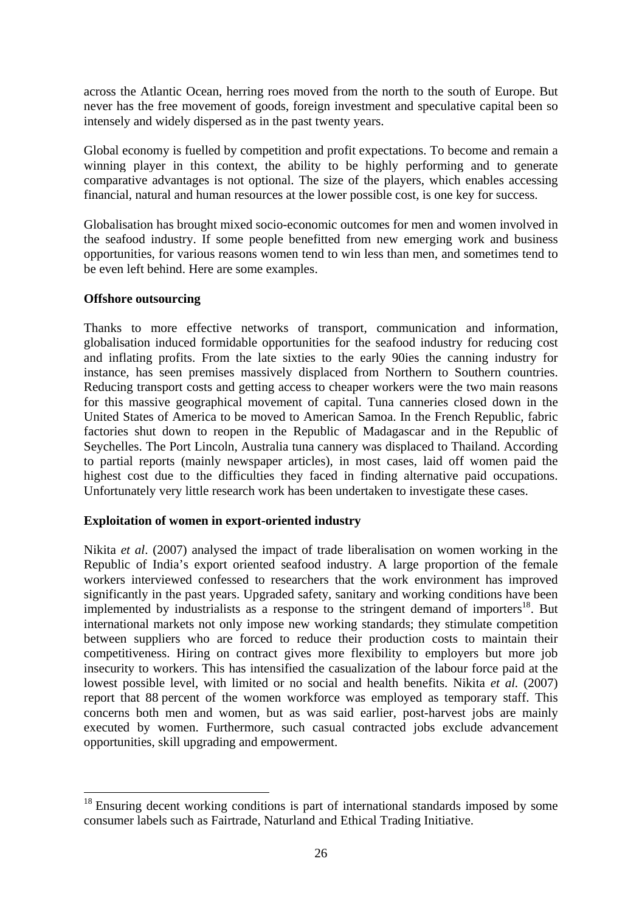across the Atlantic Ocean, herring roes moved from the north to the south of Europe. But never has the free movement of goods, foreign investment and speculative capital been so intensely and widely dispersed as in the past twenty years.

Global economy is fuelled by competition and profit expectations. To become and remain a winning player in this context, the ability to be highly performing and to generate comparative advantages is not optional. The size of the players, which enables accessing financial, natural and human resources at the lower possible cost, is one key for success.

Globalisation has brought mixed socio-economic outcomes for men and women involved in the seafood industry. If some people benefitted from new emerging work and business opportunities, for various reasons women tend to win less than men, and sometimes tend to be even left behind. Here are some examples.

**Offshore outsourcing**

Thanks to more effective networks of transport, communication and information, globalisation induced formidable opportunities for the seafood industry for reducing cost and inflating profits. From the late sixties to the early 90ies the canning industry for instance, has seen premises massively displaced from Northern to Southern countries. Reducing transport costs and getting access to cheaper workers were the two main reasons for this massive geographical movement of capital. Tuna canneries closed down in the United States of America to be moved to American Samoa. In the French Republic, fabric factories shut down to reopen in the Republic of Madagascar and in the Republic of Seychelles. The Port Lincoln, Australia tuna cannery was displaced to Thailand. According to partial reports (mainly newspaper articles), in most cases, laid off women paid the highest cost due to the difficulties they faced in finding alternative paid occupations. Unfortunately very little research work has been undertaken to investigate these cases.

**Exploitation of women in export-oriented industry**

Nikita *et al*. (2007) analysed the impact of trade liberalisation on women working in the Republic of India's export oriented seafood industry. A large proportion of the female workers interviewed confessed to researchers that the work environment has improved significantly in the past years. Upgraded safety, sanitary and working conditions have been implemented by industrialists as a response to the stringent demand of importers[18]. But international markets not only impose new working standards; they stimulate competition between suppliers who are forced to reduce their production costs to maintain their competitiveness. Hiring on contract gives more flexibility to employers but more job insecurity to workers. This has intensified the casualization of the labour force paid at the lowest possible level, with limited or no social and health benefits. Nikita *et al.* (2007) report that 88 percent of the women workforce was employed as temporary staff. This concerns both men and women, but as was said earlier, post-harvest jobs are mainly executed by women. Furthermore, such casual contracted jobs exclude advancement opportunities, skill upgrading and empowerment.

[18] Ensuring decent working conditions is part of international standards imposed by some consumer labels such as Fairtrade, Naturland and Ethical Trading Initiative.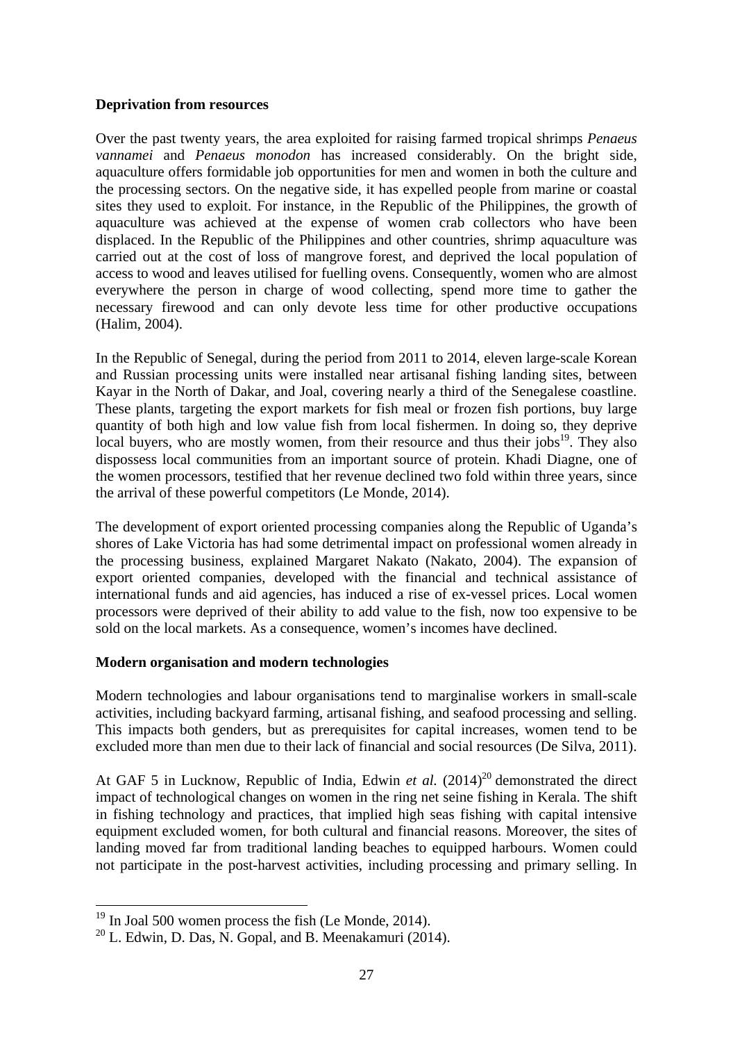**Deprivation from resources**

Over the past twenty years, the area exploited for raising farmed tropical shrimps *Penaeus vannamei* and *Penaeus monodon* has increased considerably. On the bright side, aquaculture offers formidable job opportunities for men and women in both the culture and the processing sectors. On the negative side, it has expelled people from marine or coastal sites they used to exploit. For instance, in the Republic of the Philippines, the growth of aquaculture was achieved at the expense of women crab collectors who have been displaced. In the Republic of the Philippines and other countries, shrimp aquaculture was carried out at the cost of loss of mangrove forest, and deprived the local population of access to wood and leaves utilised for fuelling ovens. Consequently, women who are almost everywhere the person in charge of wood collecting, spend more time to gather the necessary firewood and can only devote less time for other productive occupations (Halim, 2004).

In the Republic of Senegal, during the period from 2011 to 2014, eleven large-scale Korean and Russian processing units were installed near artisanal fishing landing sites, between Kayar in the North of Dakar, and Joal, covering nearly a third of the Senegalese coastline. These plants, targeting the export markets for fish meal or frozen fish portions, buy large quantity of both high and low value fish from local fishermen. In doing so, they deprive local buyers, who are mostly women, from their resource and thus their jobs[19]. They also dispossess local communities from an important source of protein. Khadi Diagne, one of the women processors, testified that her revenue declined two fold within three years, since the arrival of these powerful competitors (Le Monde, 2014).

The development of export oriented processing companies along the Republic of Uganda's shores of Lake Victoria has had some detrimental impact on professional women already in the processing business, explained Margaret Nakato (Nakato, 2004). The expansion of export oriented companies, developed with the financial and technical assistance of international funds and aid agencies, has induced a rise of ex-vessel prices. Local women processors were deprived of their ability to add value to the fish, now too expensive to be sold on the local markets. As a consequence, women's incomes have declined.

**Modern organisation and modern technologies**

Modern technologies and labour organisations tend to marginalise workers in small-scale activities, including backyard farming, artisanal fishing, and seafood processing and selling. This impacts both genders, but as prerequisites for capital increases, women tend to be excluded more than men due to their lack of financial and social resources (De Silva, 2011).

At GAF 5 in Lucknow, Republic of India, Edwin *et al.* (2014)[20] demonstrated the direct impact of technological changes on women in the ring net seine fishing in Kerala. The shift in fishing technology and practices, that implied high seas fishing with capital intensive equipment excluded women, for both cultural and financial reasons. Moreover, the sites of landing moved far from traditional landing beaches to equipped harbours. Women could not participate in the post-harvest activities, including processing and primary selling. In

[19] In Joal 500 women process the fish (Le Monde, 2014).

[20] L. Edwin, D. Das, N. Gopal, and B. Meenakamuri (2014).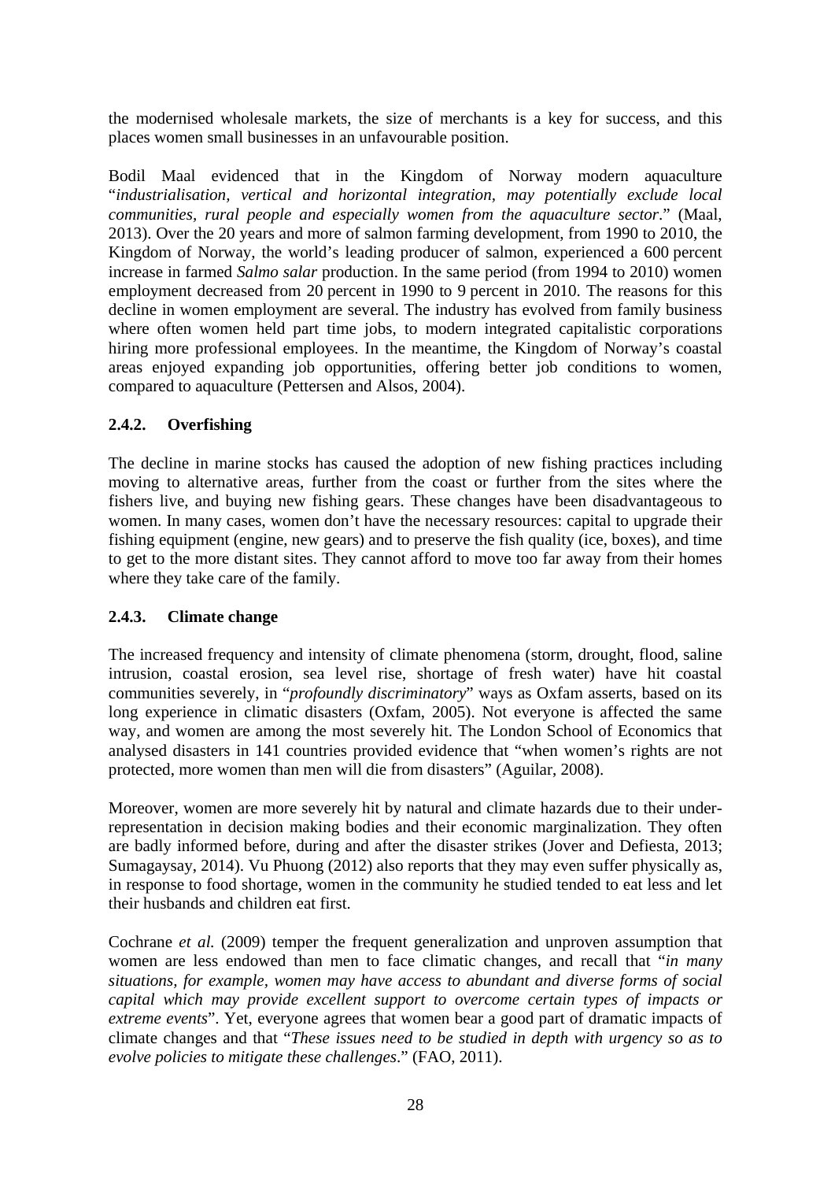the modernised wholesale markets, the size of merchants is a key for success, and this places women small businesses in an unfavourable position.

Bodil Maal evidenced that in the Kingdom of Norway modern aquaculture "*industrialisation, vertical and horizontal integration, may potentially exclude local communities, rural people and especially women from the aquaculture sector*." (Maal, 2013). Over the 20 years and more of salmon farming development, from 1990 to 2010, the Kingdom of Norway, the world's leading producer of salmon, experienced a 600 percent increase in farmed *Salmo salar* production. In the same period (from 1994 to 2010) women employment decreased from 20 percent in 1990 to 9 percent in 2010. The reasons for this decline in women employment are several. The industry has evolved from family business where often women held part time jobs, to modern integrated capitalistic corporations hiring more professional employees. In the meantime, the Kingdom of Norway's coastal areas enjoyed expanding job opportunities, offering better job conditions to women, compared to aquaculture (Pettersen and Alsos, 2004).

### 2.4.2. Overfishing

The decline in marine stocks has caused the adoption of new fishing practices including moving to alternative areas, further from the coast or further from the sites where the fishers live, and buying new fishing gears. These changes have been disadvantageous to women. In many cases, women don't have the necessary resources: capital to upgrade their fishing equipment (engine, new gears) and to preserve the fish quality (ice, boxes), and time to get to the more distant sites. They cannot afford to move too far away from their homes where they take care of the family.

### 2.4.3. Climate change

The increased frequency and intensity of climate phenomena (storm, drought, flood, saline intrusion, coastal erosion, sea level rise, shortage of fresh water) have hit coastal communities severely, in "*profoundly discriminatory*" ways as Oxfam asserts, based on its long experience in climatic disasters (Oxfam, 2005). Not everyone is affected the same way, and women are among the most severely hit. The London School of Economics that analysed disasters in 141 countries provided evidence that "when women's rights are not protected, more women than men will die from disasters" (Aguilar, 2008).

Moreover, women are more severely hit by natural and climate hazards due to their under-representation in decision making bodies and their economic marginalization. They often are badly informed before, during and after the disaster strikes (Jover and Defiesta, 2013; Sumagaysay, 2014). Vu Phuong (2012) also reports that they may even suffer physically as, in response to food shortage, women in the community he studied tended to eat less and let their husbands and children eat first.

Cochrane *et al.* (2009) temper the frequent generalization and unproven assumption that women are less endowed than men to face climatic changes, and recall that "*in many situations, for example, women may have access to abundant and diverse forms of social capital which may provide excellent support to overcome certain types of impacts or extreme events*". Yet, everyone agrees that women bear a good part of dramatic impacts of climate changes and that "*These issues need to be studied in depth with urgency so as to evolve policies to mitigate these challenges*." (FAO, 2011).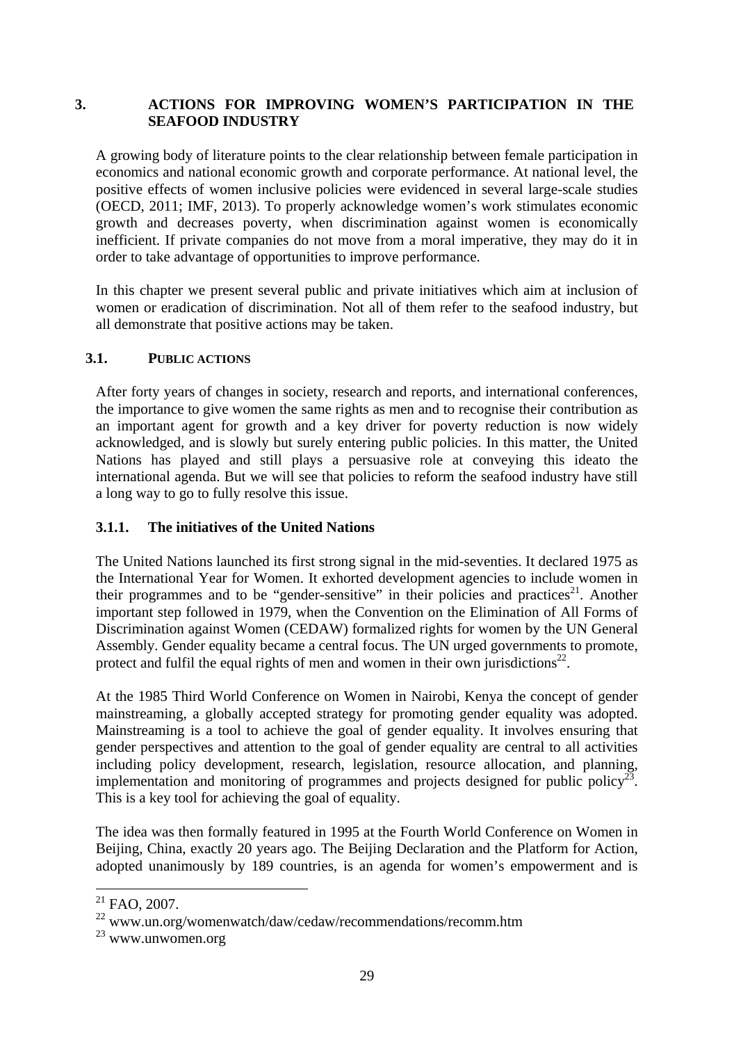## 3. ACTIONS FOR IMPROVING WOMEN'S PARTICIPATION IN THE SEAFOOD INDUSTRY

A growing body of literature points to the clear relationship between female participation in economics and national economic growth and corporate performance. At national level, the positive effects of women inclusive policies were evidenced in several large-scale studies (OECD, 2011; IMF, 2013). To properly acknowledge women's work stimulates economic growth and decreases poverty, when discrimination against women is economically inefficient. If private companies do not move from a moral imperative, they may do it in order to take advantage of opportunities to improve performance.

In this chapter we present several public and private initiatives which aim at inclusion of women or eradication of discrimination. Not all of them refer to the seafood industry, but all demonstrate that positive actions may be taken.

### 3.1. PUBLIC ACTIONS

After forty years of changes in society, research and reports, and international conferences, the importance to give women the same rights as men and to recognise their contribution as an important agent for growth and a key driver for poverty reduction is now widely acknowledged, and is slowly but surely entering public policies. In this matter, the United Nations has played and still plays a persuasive role at conveying this ideato the international agenda. But we will see that policies to reform the seafood industry have still a long way to go to fully resolve this issue.

#### 3.1.1. The initiatives of the United Nations

The United Nations launched its first strong signal in the mid-seventies. It declared 1975 as the International Year for Women. It exhorted development agencies to include women in their programmes and to be "gender-sensitive" in their policies and practices[21]. Another important step followed in 1979, when the Convention on the Elimination of All Forms of Discrimination against Women (CEDAW) formalized rights for women by the UN General Assembly. Gender equality became a central focus. The UN urged governments to promote, protect and fulfil the equal rights of men and women in their own jurisdictions[22].

At the 1985 Third World Conference on Women in Nairobi, Kenya the concept of gender mainstreaming, a globally accepted strategy for promoting gender equality was adopted. Mainstreaming is a tool to achieve the goal of gender equality. It involves ensuring that gender perspectives and attention to the goal of gender equality are central to all activities including policy development, research, legislation, resource allocation, and planning, implementation and monitoring of programmes and projects designed for public policy[23]. This is a key tool for achieving the goal of equality.

The idea was then formally featured in 1995 at the Fourth World Conference on Women in Beijing, China, exactly 20 years ago. The Beijing Declaration and the Platform for Action, adopted unanimously by 189 countries, is an agenda for women's empowerment and is

---

[21] FAO, 2007.

[22] www.un.org/womenwatch/daw/cedaw/recommendations/recomm.htm

[23] www.unwomen.org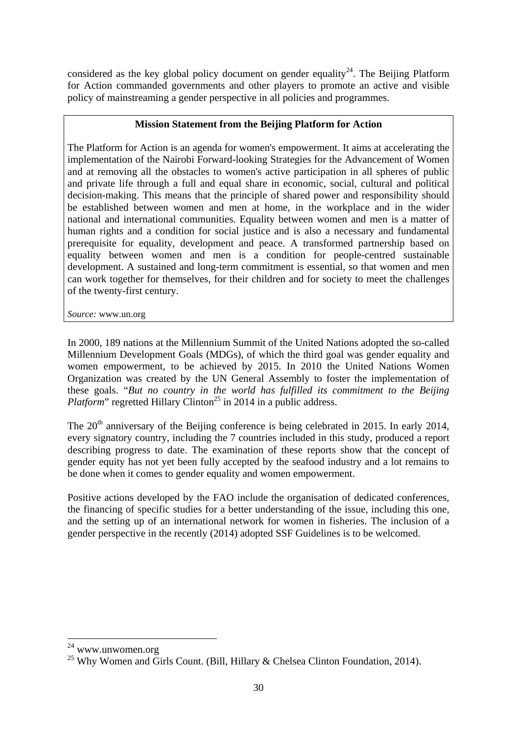considered as the key global policy document on gender equality[24]. The Beijing Platform for Action commanded governments and other players to promote an active and visible policy of mainstreaming a gender perspective in all policies and programmes.

> **Mission Statement from the Beijing Platform for Action**
>
> The Platform for Action is an agenda for women's empowerment. It aims at accelerating the implementation of the Nairobi Forward-looking Strategies for the Advancement of Women and at removing all the obstacles to women's active participation in all spheres of public and private life through a full and equal share in economic, social, cultural and political decision-making. This means that the principle of shared power and responsibility should be established between women and men at home, in the workplace and in the wider national and international communities. Equality between women and men is a matter of human rights and a condition for social justice and is also a necessary and fundamental prerequisite for equality, development and peace. A transformed partnership based on equality between women and men is a condition for people-centred sustainable development. A sustained and long-term commitment is essential, so that women and men can work together for themselves, for their children and for society to meet the challenges of the twenty-first century.
>
> *Source:* www.un.org

In 2000, 189 nations at the Millennium Summit of the United Nations adopted the so-called Millennium Development Goals (MDGs), of which the third goal was gender equality and women empowerment, to be achieved by 2015. In 2010 the United Nations Women Organization was created by the UN General Assembly to foster the implementation of these goals. "*But no country in the world has fulfilled its commitment to the Beijing Platform*" regretted Hillary Clinton[25] in 2014 in a public address.

The 20th anniversary of the Beijing conference is being celebrated in 2015. In early 2014, every signatory country, including the 7 countries included in this study, produced a report describing progress to date. The examination of these reports show that the concept of gender equity has not yet been fully accepted by the seafood industry and a lot remains to be done when it comes to gender equality and women empowerment.

Positive actions developed by the FAO include the organisation of dedicated conferences, the financing of specific studies for a better understanding of the issue, including this one, and the setting up of an international network for women in fisheries. The inclusion of a gender perspective in the recently (2014) adopted SSF Guidelines is to be welcomed.

---

[24] www.unwomen.org

[25] Why Women and Girls Count. (Bill, Hillary & Chelsea Clinton Foundation, 2014).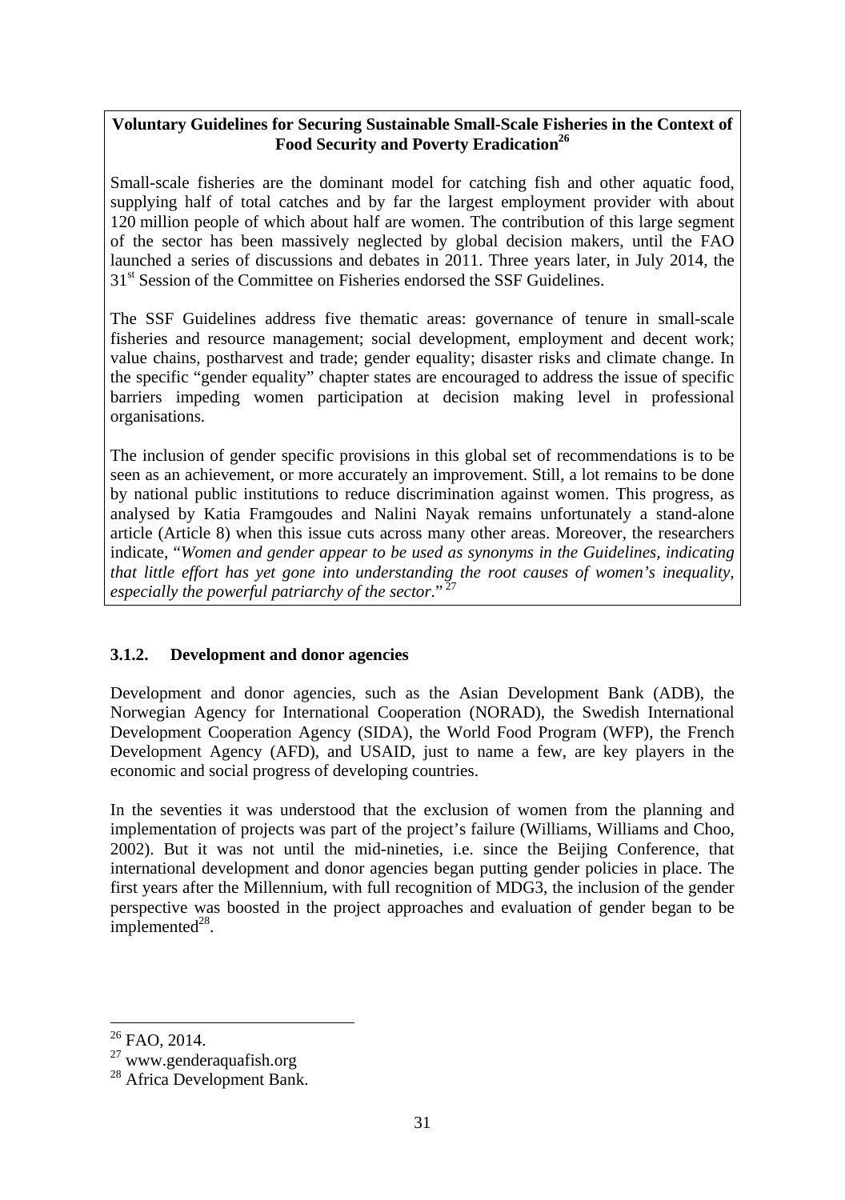**Voluntary Guidelines for Securing Sustainable Small-Scale Fisheries in the Context of Food Security and Poverty Eradication**[26]

Small-scale fisheries are the dominant model for catching fish and other aquatic food, supplying half of total catches and by far the largest employment provider with about 120 million people of which about half are women. The contribution of this large segment of the sector has been massively neglected by global decision makers, until the FAO launched a series of discussions and debates in 2011. Three years later, in July 2014, the 31st Session of the Committee on Fisheries endorsed the SSF Guidelines.

The SSF Guidelines address five thematic areas: governance of tenure in small-scale fisheries and resource management; social development, employment and decent work; value chains, postharvest and trade; gender equality; disaster risks and climate change. In the specific "gender equality" chapter states are encouraged to address the issue of specific barriers impeding women participation at decision making level in professional organisations.

The inclusion of gender specific provisions in this global set of recommendations is to be seen as an achievement, or more accurately an improvement. Still, a lot remains to be done by national public institutions to reduce discrimination against women. This progress, as analysed by Katia Framgoudes and Nalini Nayak remains unfortunately a stand-alone article (Article 8) when this issue cuts across many other areas. Moreover, the researchers indicate, "*Women and gender appear to be used as synonyms in the Guidelines, indicating that little effort has yet gone into understanding the root causes of women's inequality, especially the powerful patriarchy of the sector*."[27]

### 3.1.2. Development and donor agencies

Development and donor agencies, such as the Asian Development Bank (ADB), the Norwegian Agency for International Cooperation (NORAD), the Swedish International Development Cooperation Agency (SIDA), the World Food Program (WFP), the French Development Agency (AFD), and USAID, just to name a few, are key players in the economic and social progress of developing countries.

In the seventies it was understood that the exclusion of women from the planning and implementation of projects was part of the project's failure (Williams, Williams and Choo, 2002). But it was not until the mid-nineties, i.e. since the Beijing Conference, that international development and donor agencies began putting gender policies in place. The first years after the Millennium, with full recognition of MDG3, the inclusion of the gender perspective was boosted in the project approaches and evaluation of gender began to be implemented[28].

---

[26] FAO, 2014.

[27] www.genderaquafish.org

[28] Africa Development Bank.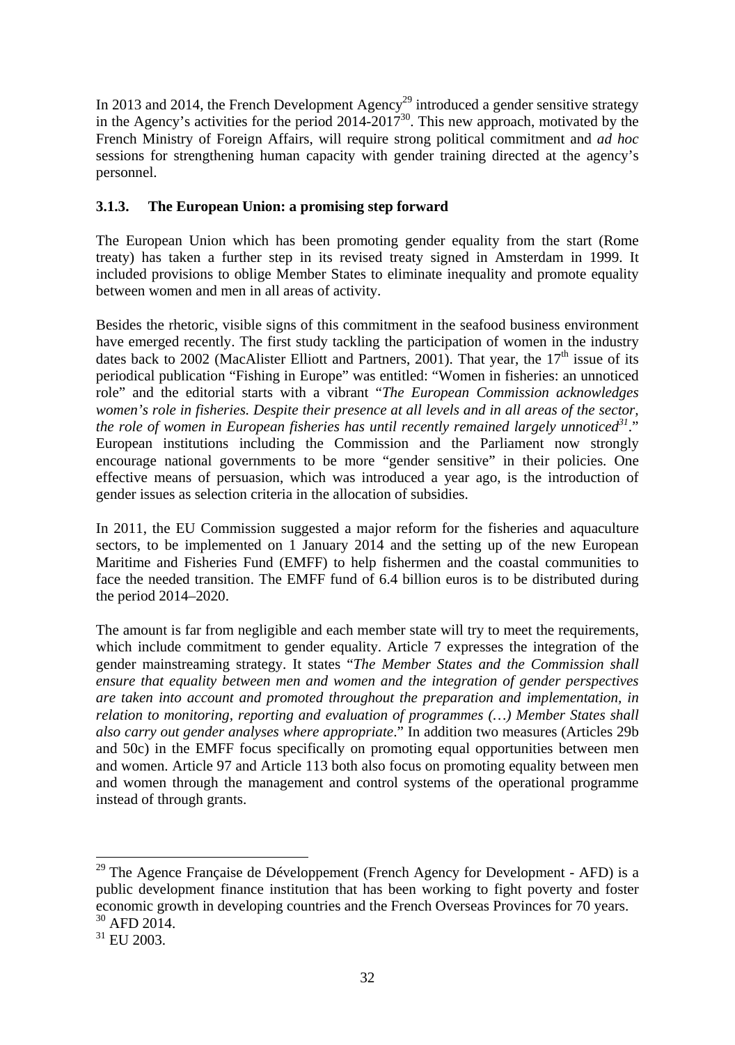In 2013 and 2014, the French Development Agency[29] introduced a gender sensitive strategy in the Agency's activities for the period 2014-2017[30]. This new approach, motivated by the French Ministry of Foreign Affairs, will require strong political commitment and *ad hoc* sessions for strengthening human capacity with gender training directed at the agency's personnel.

### 3.1.3. The European Union: a promising step forward

The European Union which has been promoting gender equality from the start (Rome treaty) has taken a further step in its revised treaty signed in Amsterdam in 1999. It included provisions to oblige Member States to eliminate inequality and promote equality between women and men in all areas of activity.

Besides the rhetoric, visible signs of this commitment in the seafood business environment have emerged recently. The first study tackling the participation of women in the industry dates back to 2002 (MacAlister Elliott and Partners, 2001). That year, the 17th issue of its periodical publication "Fishing in Europe" was entitled: "Women in fisheries: an unnoticed role" and the editorial starts with a vibrant "*The European Commission acknowledges women's role in fisheries. Despite their presence at all levels and in all areas of the sector, the role of women in European fisheries has until recently remained largely unnoticed[31].*" European institutions including the Commission and the Parliament now strongly encourage national governments to be more "gender sensitive" in their policies. One effective means of persuasion, which was introduced a year ago, is the introduction of gender issues as selection criteria in the allocation of subsidies.

In 2011, the EU Commission suggested a major reform for the fisheries and aquaculture sectors, to be implemented on 1 January 2014 and the setting up of the new European Maritime and Fisheries Fund (EMFF) to help fishermen and the coastal communities to face the needed transition. The EMFF fund of 6.4 billion euros is to be distributed during the period 2014–2020.

The amount is far from negligible and each member state will try to meet the requirements, which include commitment to gender equality. Article 7 expresses the integration of the gender mainstreaming strategy. It states "*The Member States and the Commission shall ensure that equality between men and women and the integration of gender perspectives are taken into account and promoted throughout the preparation and implementation, in relation to monitoring, reporting and evaluation of programmes (…) Member States shall also carry out gender analyses where appropriate*." In addition two measures (Articles 29b and 50c) in the EMFF focus specifically on promoting equal opportunities between men and women. Article 97 and Article 113 both also focus on promoting equality between men and women through the management and control systems of the operational programme instead of through grants.

---

[29] The Agence Française de Développement (French Agency for Development - AFD) is a public development finance institution that has been working to fight poverty and foster economic growth in developing countries and the French Overseas Provinces for 70 years.

[30] AFD 2014.

[31] EU 2003.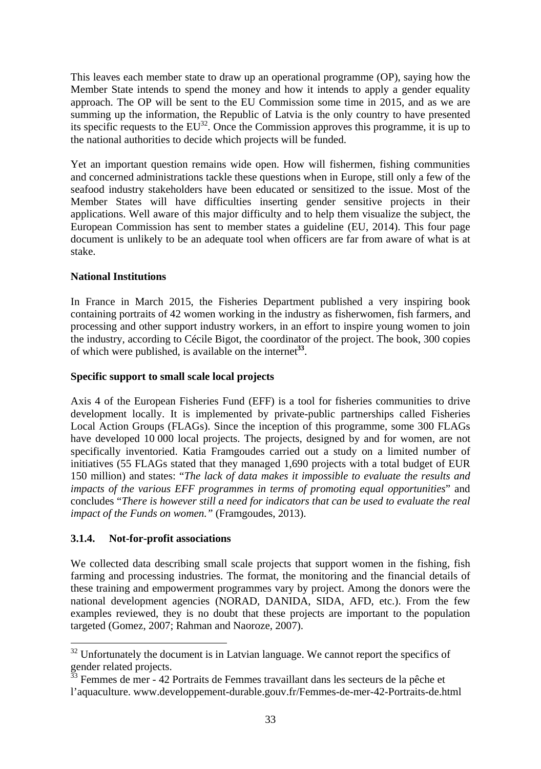This leaves each member state to draw up an operational programme (OP), saying how the Member State intends to spend the money and how it intends to apply a gender equality approach. The OP will be sent to the EU Commission some time in 2015, and as we are summing up the information, the Republic of Latvia is the only country to have presented its specific requests to the EU[32]. Once the Commission approves this programme, it is up to the national authorities to decide which projects will be funded.

Yet an important question remains wide open. How will fishermen, fishing communities and concerned administrations tackle these questions when in Europe, still only a few of the seafood industry stakeholders have been educated or sensitized to the issue. Most of the Member States will have difficulties inserting gender sensitive projects in their applications. Well aware of this major difficulty and to help them visualize the subject, the European Commission has sent to member states a guideline (EU, 2014). This four page document is unlikely to be an adequate tool when officers are far from aware of what is at stake.

**National Institutions**

In France in March 2015, the Fisheries Department published a very inspiring book containing portraits of 42 women working in the industry as fisherwomen, fish farmers, and processing and other support industry workers, in an effort to inspire young women to join the industry, according to Cécile Bigot, the coordinator of the project. The book, 300 copies of which were published, is available on the internet[33].

**Specific support to small scale local projects**

Axis 4 of the European Fisheries Fund (EFF) is a tool for fisheries communities to drive development locally. It is implemented by private-public partnerships called Fisheries Local Action Groups (FLAGs). Since the inception of this programme, some 300 FLAGs have developed 10 000 local projects. The projects, designed by and for women, are not specifically inventoried. Katia Framgoudes carried out a study on a limited number of initiatives (55 FLAGs stated that they managed 1,690 projects with a total budget of EUR 150 million) and states: "*The lack of data makes it impossible to evaluate the results and impacts of the various EFF programmes in terms of promoting equal opportunities*" and concludes "*There is however still a need for indicators that can be used to evaluate the real impact of the Funds on women.*" (Framgoudes, 2013).

### 3.1.4. Not-for-profit associations

We collected data describing small scale projects that support women in the fishing, fish farming and processing industries. The format, the monitoring and the financial details of these training and empowerment programmes vary by project. Among the donors were the national development agencies (NORAD, DANIDA, SIDA, AFD, etc.). From the few examples reviewed, they is no doubt that these projects are important to the population targeted (Gomez, 2007; Rahman and Naoroze, 2007).

---

[32] Unfortunately the document is in Latvian language. We cannot report the specifics of gender related projects.

[33] Femmes de mer - 42 Portraits de Femmes travaillant dans les secteurs de la pêche et l'aquaculture. www.developpement-durable.gouv.fr/Femmes-de-mer-42-Portraits-de.html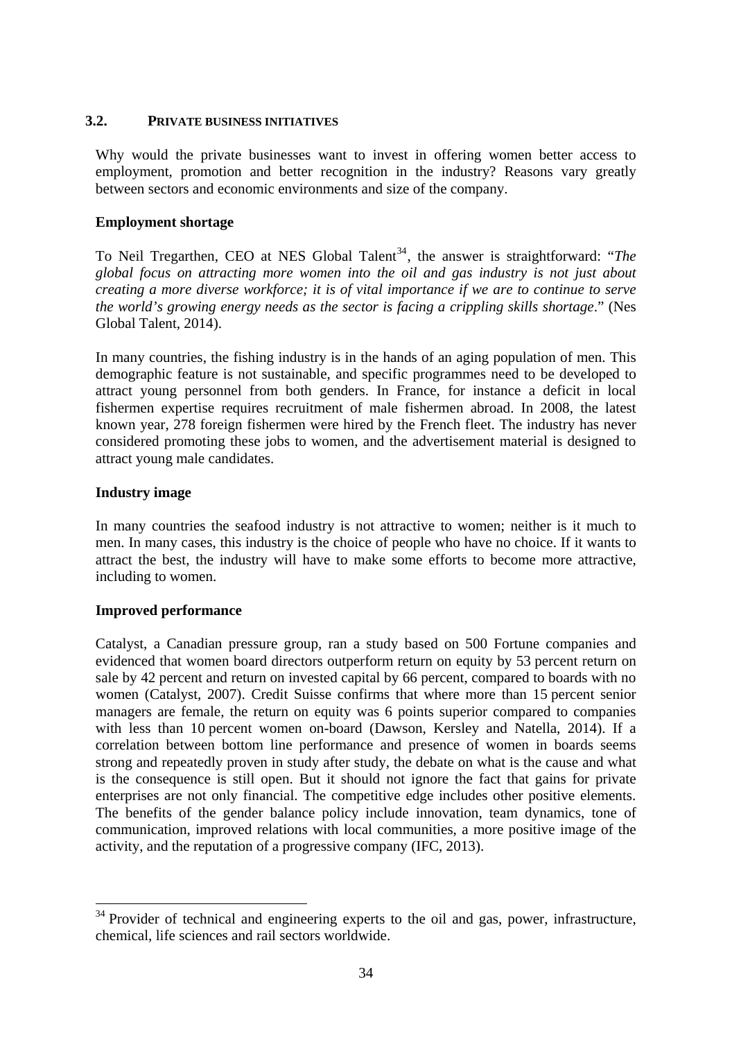### 3.2. PRIVATE BUSINESS INITIATIVES

Why would the private businesses want to invest in offering women better access to employment, promotion and better recognition in the industry? Reasons vary greatly between sectors and economic environments and size of the company.

**Employment shortage**

To Neil Tregarthen, CEO at NES Global Talent[34], the answer is straightforward: "*The global focus on attracting more women into the oil and gas industry is not just about creating a more diverse workforce; it is of vital importance if we are to continue to serve the world's growing energy needs as the sector is facing a crippling skills shortage*." (Nes Global Talent, 2014).

In many countries, the fishing industry is in the hands of an aging population of men. This demographic feature is not sustainable, and specific programmes need to be developed to attract young personnel from both genders. In France, for instance a deficit in local fishermen expertise requires recruitment of male fishermen abroad. In 2008, the latest known year, 278 foreign fishermen were hired by the French fleet. The industry has never considered promoting these jobs to women, and the advertisement material is designed to attract young male candidates.

**Industry image**

In many countries the seafood industry is not attractive to women; neither is it much to men. In many cases, this industry is the choice of people who have no choice. If it wants to attract the best, the industry will have to make some efforts to become more attractive, including to women.

**Improved performance**

Catalyst, a Canadian pressure group, ran a study based on 500 Fortune companies and evidenced that women board directors outperform return on equity by 53 percent return on sale by 42 percent and return on invested capital by 66 percent, compared to boards with no women (Catalyst, 2007). Credit Suisse confirms that where more than 15 percent senior managers are female, the return on equity was 6 points superior compared to companies with less than 10 percent women on-board (Dawson, Kersley and Natella, 2014). If a correlation between bottom line performance and presence of women in boards seems strong and repeatedly proven in study after study, the debate on what is the cause and what is the consequence is still open. But it should not ignore the fact that gains for private enterprises are not only financial. The competitive edge includes other positive elements. The benefits of the gender balance policy include innovation, team dynamics, tone of communication, improved relations with local communities, a more positive image of the activity, and the reputation of a progressive company (IFC, 2013).

[34] Provider of technical and engineering experts to the oil and gas, power, infrastructure, chemical, life sciences and rail sectors worldwide.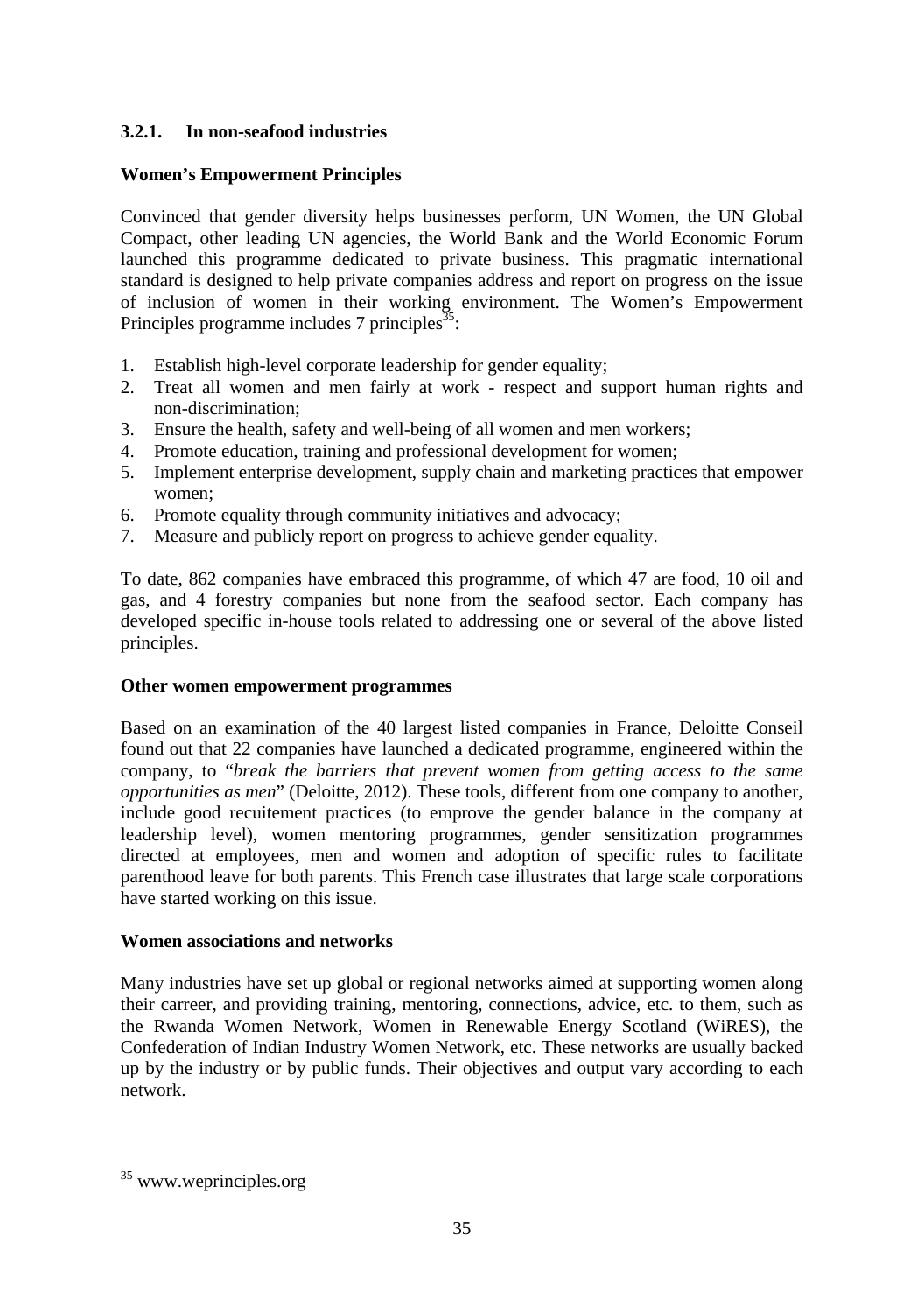### 3.2.1. In non-seafood industries

**Women's Empowerment Principles**

Convinced that gender diversity helps businesses perform, UN Women, the UN Global Compact, other leading UN agencies, the World Bank and the World Economic Forum launched this programme dedicated to private business. This pragmatic international standard is designed to help private companies address and report on progress on the issue of inclusion of women in their working environment. The Women's Empowerment Principles programme includes 7 principles[35]:

1. Establish high-level corporate leadership for gender equality;
2. Treat all women and men fairly at work - respect and support human rights and non-discrimination;
3. Ensure the health, safety and well-being of all women and men workers;
4. Promote education, training and professional development for women;
5. Implement enterprise development, supply chain and marketing practices that empower women;
6. Promote equality through community initiatives and advocacy;
7. Measure and publicly report on progress to achieve gender equality.

To date, 862 companies have embraced this programme, of which 47 are food, 10 oil and gas, and 4 forestry companies but none from the seafood sector. Each company has developed specific in-house tools related to addressing one or several of the above listed principles.

**Other women empowerment programmes**

Based on an examination of the 40 largest listed companies in France, Deloitte Conseil found out that 22 companies have launched a dedicated programme, engineered within the company, to "*break the barriers that prevent women from getting access to the same opportunities as men*" (Deloitte, 2012). These tools, different from one company to another, include good recuitement practices (to emprove the gender balance in the company at leadership level), women mentoring programmes, gender sensitization programmes directed at employees, men and women and adoption of specific rules to facilitate parenthood leave for both parents. This French case illustrates that large scale corporations have started working on this issue.

**Women associations and networks**

Many industries have set up global or regional networks aimed at supporting women along their carreer, and providing training, mentoring, connections, advice, etc. to them, such as the Rwanda Women Network, Women in Renewable Energy Scotland (WiRES), the Confederation of Indian Industry Women Network, etc. These networks are usually backed up by the industry or by public funds. Their objectives and output vary according to each network.

---

[35] www.weprinciples.org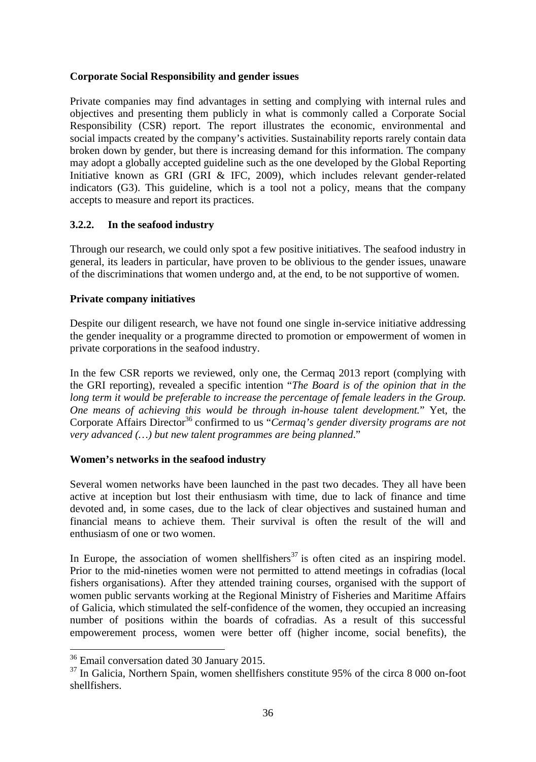**Corporate Social Responsibility and gender issues**

Private companies may find advantages in setting and complying with internal rules and objectives and presenting them publicly in what is commonly called a Corporate Social Responsibility (CSR) report. The report illustrates the economic, environmental and social impacts created by the company's activities. Sustainability reports rarely contain data broken down by gender, but there is increasing demand for this information. The company may adopt a globally accepted guideline such as the one developed by the Global Reporting Initiative known as GRI (GRI & IFC, 2009), which includes relevant gender-related indicators (G3). This guideline, which is a tool not a policy, means that the company accepts to measure and report its practices.

### 3.2.2. In the seafood industry

Through our research, we could only spot a few positive initiatives. The seafood industry in general, its leaders in particular, have proven to be oblivious to the gender issues, unaware of the discriminations that women undergo and, at the end, to be not supportive of women.

**Private company initiatives**

Despite our diligent research, we have not found one single in-service initiative addressing the gender inequality or a programme directed to promotion or empowerment of women in private corporations in the seafood industry.

In the few CSR reports we reviewed, only one, the Cermaq 2013 report (complying with the GRI reporting), revealed a specific intention "*The Board is of the opinion that in the long term it would be preferable to increase the percentage of female leaders in the Group. One means of achieving this would be through in-house talent development.*" Yet, the Corporate Affairs Director[36] confirmed to us "*Cermaq's gender diversity programs are not very advanced (…) but new talent programmes are being planned*."

**Women's networks in the seafood industry**

Several women networks have been launched in the past two decades. They all have been active at inception but lost their enthusiasm with time, due to lack of finance and time devoted and, in some cases, due to the lack of clear objectives and sustained human and financial means to achieve them. Their survival is often the result of the will and enthusiasm of one or two women.

In Europe, the association of women shellfishers[37] is often cited as an inspiring model. Prior to the mid-nineties women were not permitted to attend meetings in cofradias (local fishers organisations). After they attended training courses, organised with the support of women public servants working at the Regional Ministry of Fisheries and Maritime Affairs of Galicia, which stimulated the self-confidence of the women, they occupied an increasing number of positions within the boards of cofradias. As a result of this successful empowerement process, women were better off (higher income, social benefits), the

---

[36] Email conversation dated 30 January 2015.

[37] In Galicia, Northern Spain, women shellfishers constitute 95% of the circa 8 000 on-foot shellfishers.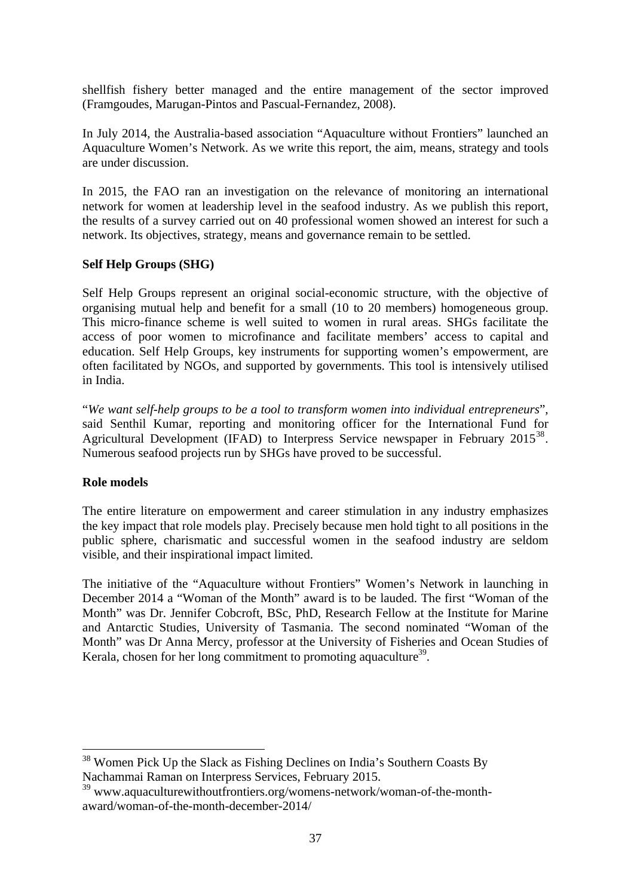shellfish fishery better managed and the entire management of the sector improved (Framgoudes, Marugan-Pintos and Pascual-Fernandez, 2008).

In July 2014, the Australia-based association "Aquaculture without Frontiers" launched an Aquaculture Women's Network. As we write this report, the aim, means, strategy and tools are under discussion.

In 2015, the FAO ran an investigation on the relevance of monitoring an international network for women at leadership level in the seafood industry. As we publish this report, the results of a survey carried out on 40 professional women showed an interest for such a network. Its objectives, strategy, means and governance remain to be settled.

**Self Help Groups (SHG)**

Self Help Groups represent an original social-economic structure, with the objective of organising mutual help and benefit for a small (10 to 20 members) homogeneous group. This micro-finance scheme is well suited to women in rural areas. SHGs facilitate the access of poor women to microfinance and facilitate members' access to capital and education. Self Help Groups, key instruments for supporting women's empowerment, are often facilitated by NGOs, and supported by governments. This tool is intensively utilised in India.

"*We want self-help groups to be a tool to transform women into individual entrepreneurs*", said Senthil Kumar, reporting and monitoring officer for the International Fund for Agricultural Development (IFAD) to Interpress Service newspaper in February 2015[38]. Numerous seafood projects run by SHGs have proved to be successful.

**Role models**

The entire literature on empowerment and career stimulation in any industry emphasizes the key impact that role models play. Precisely because men hold tight to all positions in the public sphere, charismatic and successful women in the seafood industry are seldom visible, and their inspirational impact limited.

The initiative of the "Aquaculture without Frontiers" Women's Network in launching in December 2014 a "Woman of the Month" award is to be lauded. The first "Woman of the Month" was Dr. Jennifer Cobcroft, BSc, PhD, Research Fellow at the Institute for Marine and Antarctic Studies, University of Tasmania. The second nominated "Woman of the Month" was Dr Anna Mercy, professor at the University of Fisheries and Ocean Studies of Kerala, chosen for her long commitment to promoting aquaculture[39].

---

[38] Women Pick Up the Slack as Fishing Declines on India's Southern Coasts By Nachammai Raman on Interpress Services, February 2015.

[39] www.aquaculturewithoutfrontiers.org/womens-network/woman-of-the-month-award/woman-of-the-month-december-2014/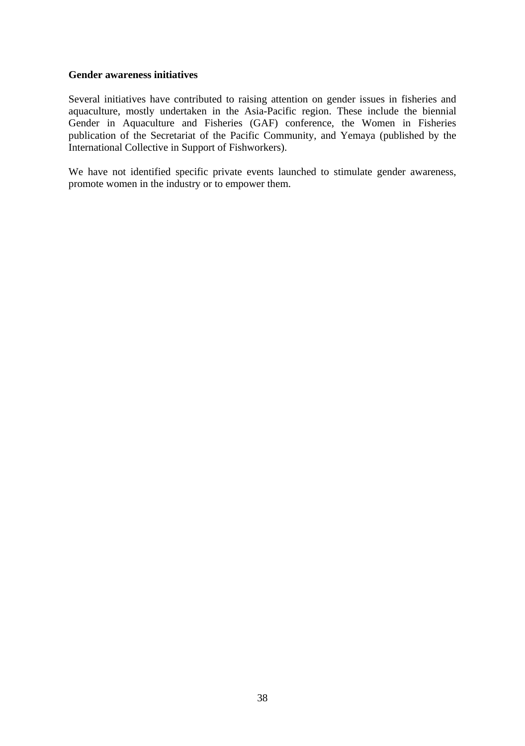**Gender awareness initiatives**

Several initiatives have contributed to raising attention on gender issues in fisheries and aquaculture, mostly undertaken in the Asia-Pacific region. These include the biennial Gender in Aquaculture and Fisheries (GAF) conference, the Women in Fisheries publication of the Secretariat of the Pacific Community, and Yemaya (published by the International Collective in Support of Fishworkers).

We have not identified specific private events launched to stimulate gender awareness, promote women in the industry or to empower them.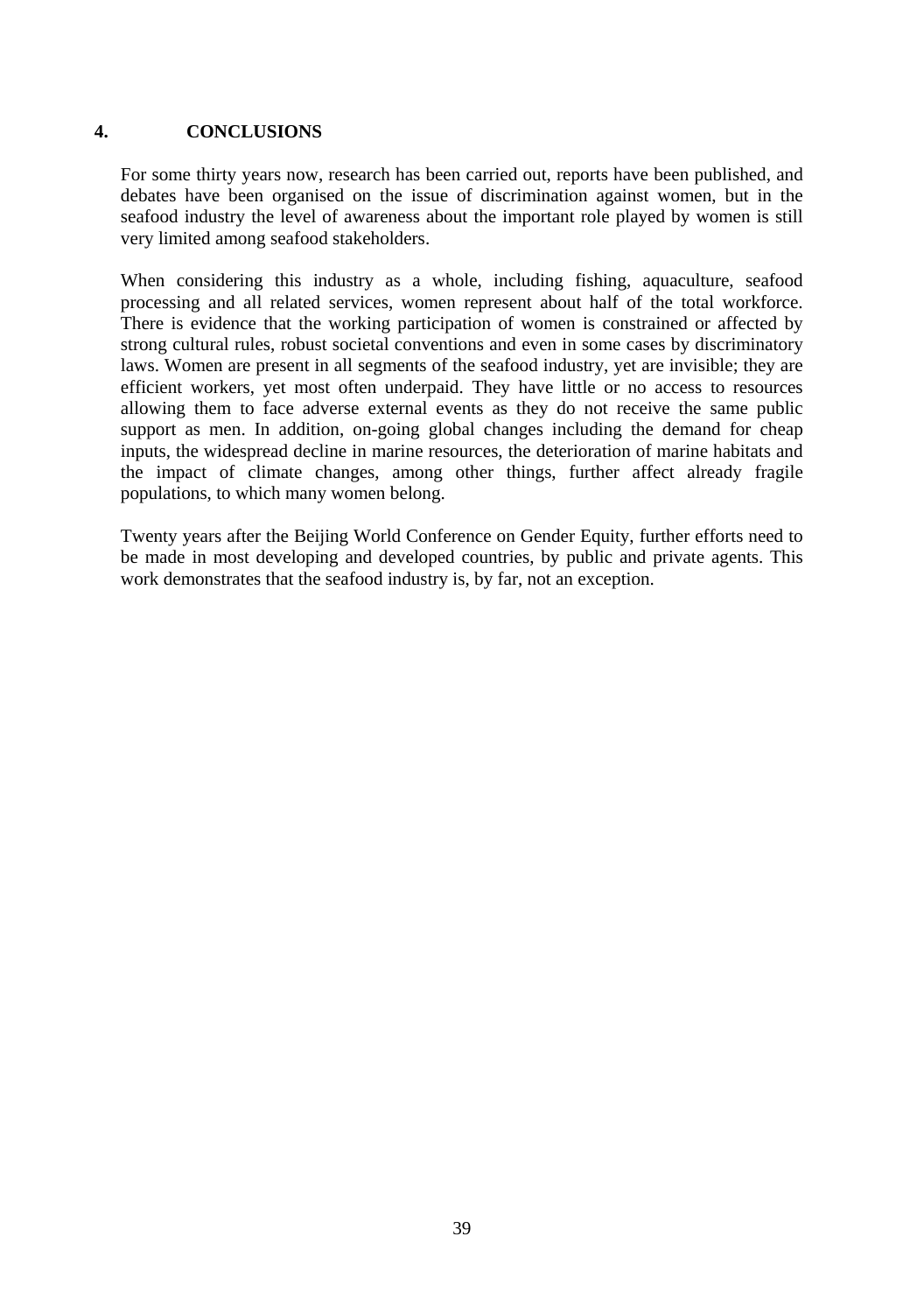# 4. CONCLUSIONS

For some thirty years now, research has been carried out, reports have been published, and debates have been organised on the issue of discrimination against women, but in the seafood industry the level of awareness about the important role played by women is still very limited among seafood stakeholders.

When considering this industry as a whole, including fishing, aquaculture, seafood processing and all related services, women represent about half of the total workforce. There is evidence that the working participation of women is constrained or affected by strong cultural rules, robust societal conventions and even in some cases by discriminatory laws. Women are present in all segments of the seafood industry, yet are invisible; they are efficient workers, yet most often underpaid. They have little or no access to resources allowing them to face adverse external events as they do not receive the same public support as men. In addition, on-going global changes including the demand for cheap inputs, the widespread decline in marine resources, the deterioration of marine habitats and the impact of climate changes, among other things, further affect already fragile populations, to which many women belong.

Twenty years after the Beijing World Conference on Gender Equity, further efforts need to be made in most developing and developed countries, by public and private agents. This work demonstrates that the seafood industry is, by far, not an exception.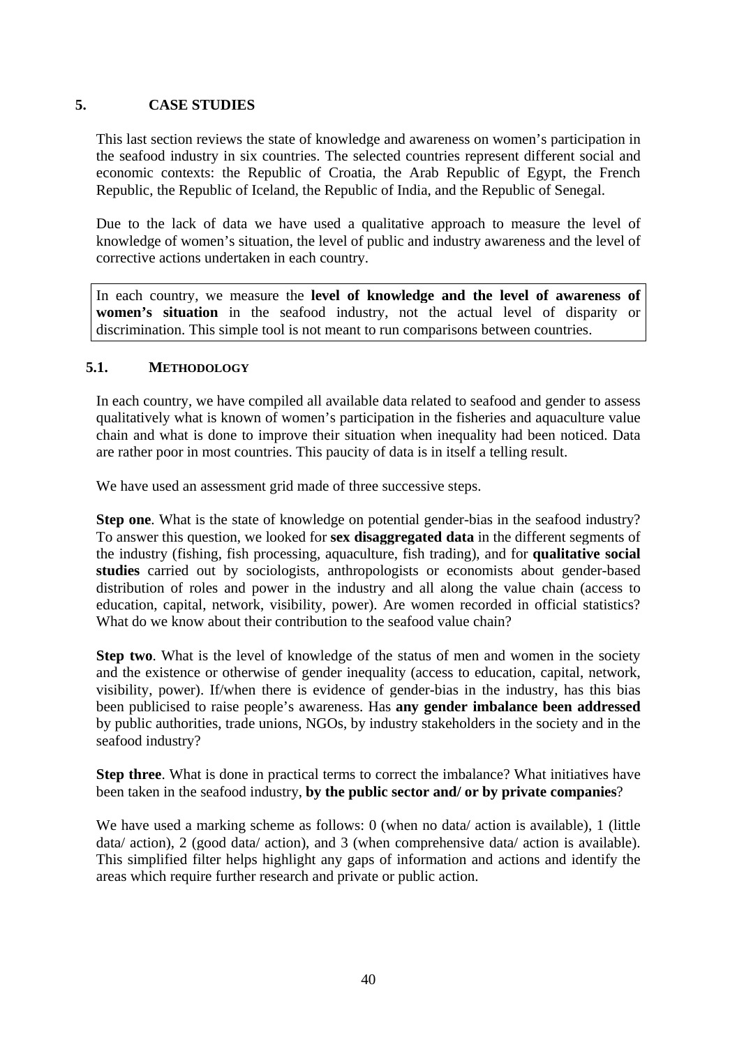# 5. CASE STUDIES

This last section reviews the state of knowledge and awareness on women's participation in the seafood industry in six countries. The selected countries represent different social and economic contexts: the Republic of Croatia, the Arab Republic of Egypt, the French Republic, the Republic of Iceland, the Republic of India, and the Republic of Senegal.

Due to the lack of data we have used a qualitative approach to measure the level of knowledge of women's situation, the level of public and industry awareness and the level of corrective actions undertaken in each country.

> In each country, we measure the **level of knowledge and the level of awareness of women's situation** in the seafood industry, not the actual level of disparity or discrimination. This simple tool is not meant to run comparisons between countries.

## 5.1. METHODOLOGY

In each country, we have compiled all available data related to seafood and gender to assess qualitatively what is known of women's participation in the fisheries and aquaculture value chain and what is done to improve their situation when inequality had been noticed. Data are rather poor in most countries. This paucity of data is in itself a telling result.

We have used an assessment grid made of three successive steps.

**Step one**. What is the state of knowledge on potential gender-bias in the seafood industry? To answer this question, we looked for **sex disaggregated data** in the different segments of the industry (fishing, fish processing, aquaculture, fish trading), and for **qualitative social studies** carried out by sociologists, anthropologists or economists about gender-based distribution of roles and power in the industry and all along the value chain (access to education, capital, network, visibility, power). Are women recorded in official statistics? What do we know about their contribution to the seafood value chain?

**Step two**. What is the level of knowledge of the status of men and women in the society and the existence or otherwise of gender inequality (access to education, capital, network, visibility, power). If/when there is evidence of gender-bias in the industry, has this bias been publicised to raise people's awareness. Has **any gender imbalance been addressed** by public authorities, trade unions, NGOs, by industry stakeholders in the society and in the seafood industry?

**Step three**. What is done in practical terms to correct the imbalance? What initiatives have been taken in the seafood industry, **by the public sector and/ or by private companies**?

We have used a marking scheme as follows: 0 (when no data/ action is available), 1 (little data/ action), 2 (good data/ action), and 3 (when comprehensive data/ action is available). This simplified filter helps highlight any gaps of information and actions and identify the areas which require further research and private or public action.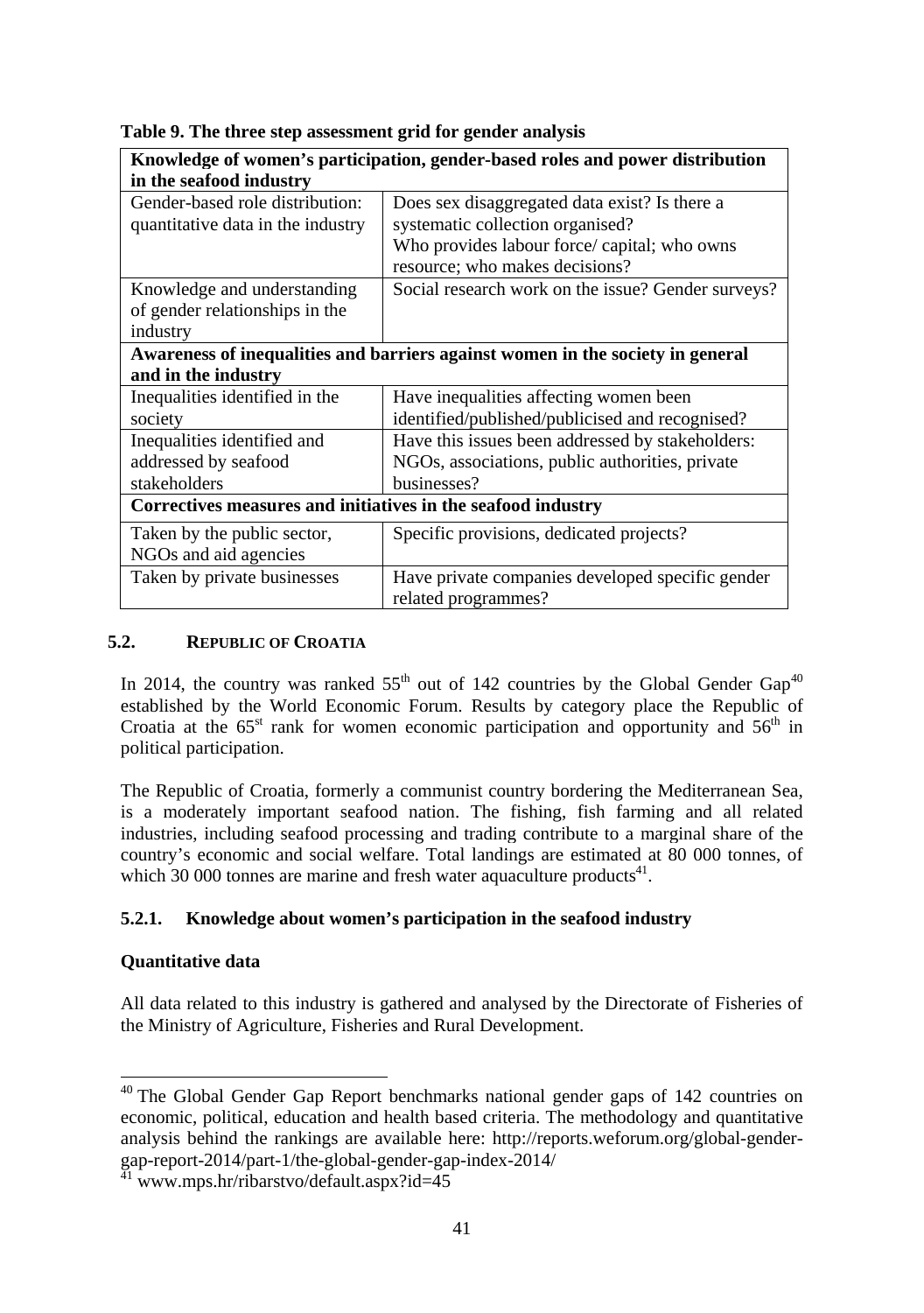**Table 9. The three step assessment grid for gender analysis**

| **Knowledge of women's participation, gender-based roles and power distribution in the seafood industry** | |
|---|---|
| Gender-based role distribution: quantitative data in the industry | Does sex disaggregated data exist? Is there a systematic collection organised? Who provides labour force/ capital; who owns resource; who makes decisions? |
| Knowledge and understanding of gender relationships in the industry | Social research work on the issue? Gender surveys? |
| **Awareness of inequalities and barriers against women in the society in general and in the industry** | |
| Inequalities identified in the society | Have inequalities affecting women been identified/published/publicised and recognised? |
| Inequalities identified and addressed by seafood stakeholders | Have this issues been addressed by stakeholders: NGOs, associations, public authorities, private businesses? |
| **Correctives measures and initiatives in the seafood industry** | |
| Taken by the public sector, NGOs and aid agencies | Specific provisions, dedicated projects? |
| Taken by private businesses | Have private companies developed specific gender related programmes? |

## 5.2. REPUBLIC OF CROATIA

In 2014, the country was ranked 55th out of 142 countries by the Global Gender Gap[40] established by the World Economic Forum. Results by category place the Republic of Croatia at the 65st rank for women economic participation and opportunity and 56th in political participation.

The Republic of Croatia, formerly a communist country bordering the Mediterranean Sea, is a moderately important seafood nation. The fishing, fish farming and all related industries, including seafood processing and trading contribute to a marginal share of the country's economic and social welfare. Total landings are estimated at 80 000 tonnes, of which 30 000 tonnes are marine and fresh water aquaculture products[41].

### 5.2.1. Knowledge about women's participation in the seafood industry

**Quantitative data**

All data related to this industry is gathered and analysed by the Directorate of Fisheries of the Ministry of Agriculture, Fisheries and Rural Development.

---

[40] The Global Gender Gap Report benchmarks national gender gaps of 142 countries on economic, political, education and health based criteria. The methodology and quantitative analysis behind the rankings are available here: http://reports.weforum.org/global-gender-gap-report-2014/part-1/the-global-gender-gap-index-2014/

[41] www.mps.hr/ribarstvo/default.aspx?id=45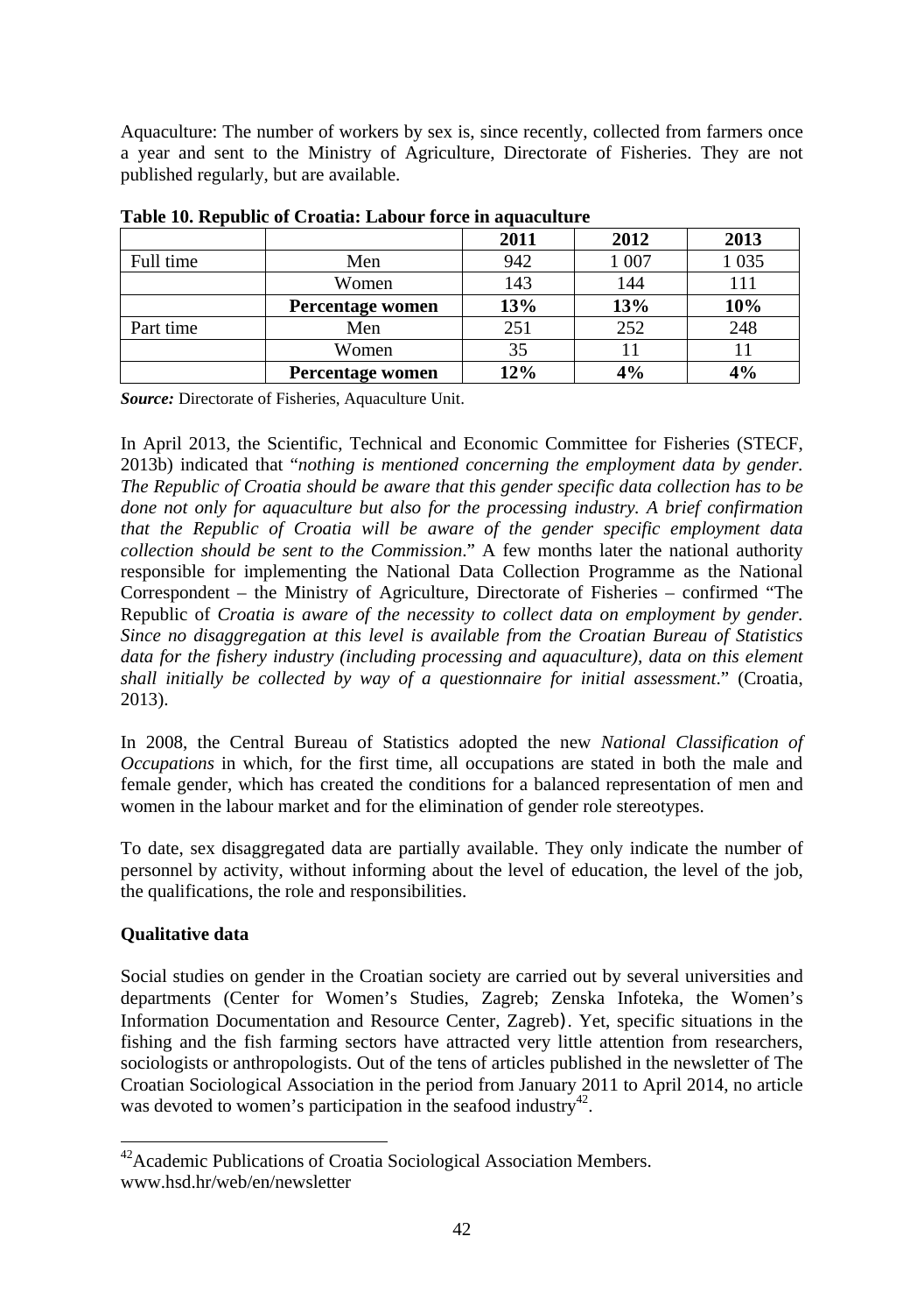Aquaculture: The number of workers by sex is, since recently, collected from farmers once a year and sent to the Ministry of Agriculture, Directorate of Fisheries. They are not published regularly, but are available.

**Table 10. Republic of Croatia: Labour force in aquaculture**

| | | 2011 | 2012 | 2013 |
|---|---|---|---|---|
| Full time | Men | 942 | 1 007 | 1 035 |
| | Women | 143 | 144 | 111 |
| | **Percentage women** | **13%** | **13%** | **10%** |
| Part time | Men | 251 | 252 | 248 |
| | Women | 35 | 11 | 11 |
| | **Percentage women** | **12%** | **4%** | **4%** |

***Source:*** Directorate of Fisheries, Aquaculture Unit.

In April 2013, the Scientific, Technical and Economic Committee for Fisheries (STECF, 2013b) indicated that "*nothing is mentioned concerning the employment data by gender. The Republic of Croatia should be aware that this gender specific data collection has to be done not only for aquaculture but also for the processing industry. A brief confirmation that the Republic of Croatia will be aware of the gender specific employment data collection should be sent to the Commission.*" A few months later the national authority responsible for implementing the National Data Collection Programme as the National Correspondent – the Ministry of Agriculture, Directorate of Fisheries – confirmed "The Republic of *Croatia is aware of the necessity to collect data on employment by gender. Since no disaggregation at this level is available from the Croatian Bureau of Statistics data for the fishery industry (including processing and aquaculture), data on this element shall initially be collected by way of a questionnaire for initial assessment*." (Croatia, 2013).

In 2008, the Central Bureau of Statistics adopted the new *National Classification of Occupations* in which, for the first time, all occupations are stated in both the male and female gender, which has created the conditions for a balanced representation of men and women in the labour market and for the elimination of gender role stereotypes.

To date, sex disaggregated data are partially available. They only indicate the number of personnel by activity, without informing about the level of education, the level of the job, the qualifications, the role and responsibilities.

**Qualitative data**

Social studies on gender in the Croatian society are carried out by several universities and departments (Center for Women's Studies, Zagreb; Zenska Infoteka, the Women's Information Documentation and Resource Center, Zagreb). Yet, specific situations in the fishing and the fish farming sectors have attracted very little attention from researchers, sociologists or anthropologists. Out of the tens of articles published in the newsletter of The Croatian Sociological Association in the period from January 2011 to April 2014, no article was devoted to women's participation in the seafood industry[42].

[42] Academic Publications of Croatia Sociological Association Members. www.hsd.hr/web/en/newsletter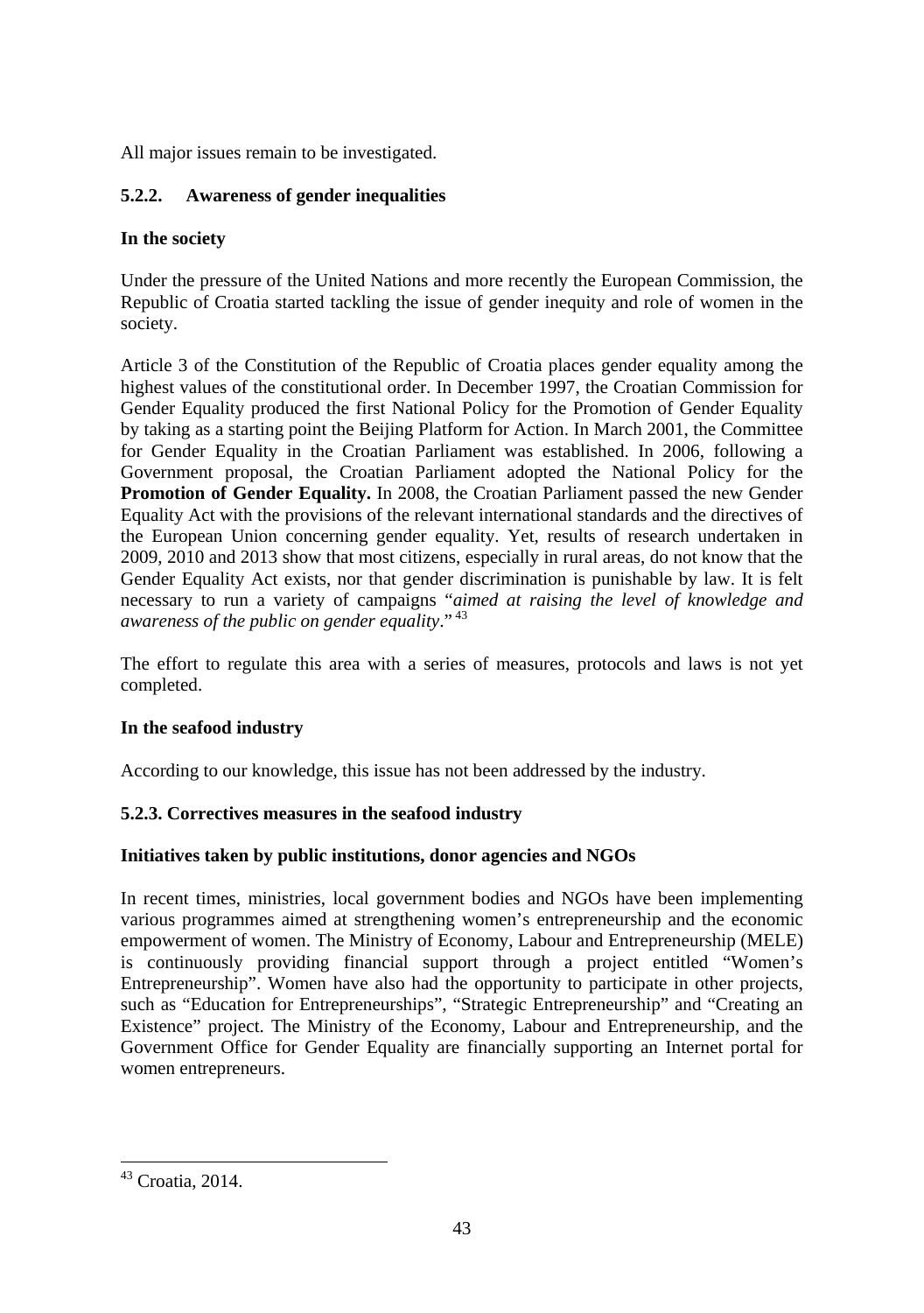All major issues remain to be investigated.

### 5.2.2. Awareness of gender inequalities

**In the society**

Under the pressure of the United Nations and more recently the European Commission, the Republic of Croatia started tackling the issue of gender inequity and role of women in the society.

Article 3 of the Constitution of the Republic of Croatia places gender equality among the highest values of the constitutional order. In December 1997, the Croatian Commission for Gender Equality produced the first National Policy for the Promotion of Gender Equality by taking as a starting point the Beijing Platform for Action. In March 2001, the Committee for Gender Equality in the Croatian Parliament was established. In 2006, following a Government proposal, the Croatian Parliament adopted the National Policy for the **Promotion of Gender Equality.** In 2008, the Croatian Parliament passed the new Gender Equality Act with the provisions of the relevant international standards and the directives of the European Union concerning gender equality. Yet, results of research undertaken in 2009, 2010 and 2013 show that most citizens, especially in rural areas, do not know that the Gender Equality Act exists, nor that gender discrimination is punishable by law. It is felt necessary to run a variety of campaigns "*aimed at raising the level of knowledge and awareness of the public on gender equality*." [43]

The effort to regulate this area with a series of measures, protocols and laws is not yet completed.

**In the seafood industry**

According to our knowledge, this issue has not been addressed by the industry.

### 5.2.3. Correctives measures in the seafood industry

**Initiatives taken by public institutions, donor agencies and NGOs**

In recent times, ministries, local government bodies and NGOs have been implementing various programmes aimed at strengthening women's entrepreneurship and the economic empowerment of women. The Ministry of Economy, Labour and Entrepreneurship (MELE) is continuously providing financial support through a project entitled "Women's Entrepreneurship". Women have also had the opportunity to participate in other projects, such as "Education for Entrepreneurships", "Strategic Entrepreneurship" and "Creating an Existence" project. The Ministry of the Economy, Labour and Entrepreneurship, and the Government Office for Gender Equality are financially supporting an Internet portal for women entrepreneurs.

---

[43] Croatia, 2014.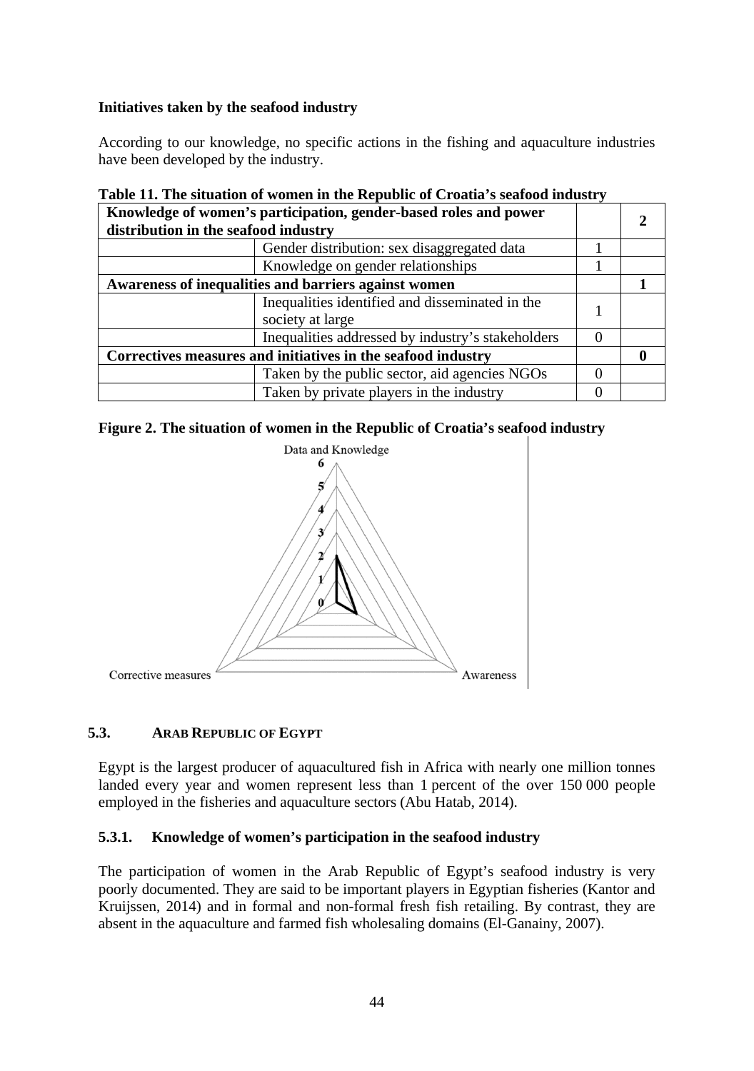**Initiatives taken by the seafood industry**

According to our knowledge, no specific actions in the fishing and aquaculture industries have been developed by the industry.

**Table 11. The situation of women in the Republic of Croatia's seafood industry**

| | | | |
|---|---|---|---|
| **Knowledge of women's participation, gender-based roles and power distribution in the seafood industry** | | | **2** |
| | Gender distribution: sex disaggregated data | 1 | |
| | Knowledge on gender relationships | 1 | |
| **Awareness of inequalities and barriers against women** | | | **1** |
| | Inequalities identified and disseminated in the society at large | 1 | |
| | Inequalities addressed by industry's stakeholders | 0 | |
| **Correctives measures and initiatives in the seafood industry** | | | **0** |
| | Taken by the public sector, aid agencies NGOs | 0 | |
| | Taken by private players in the industry | 0 | |

**Figure 2. The situation of women in the Republic of Croatia's seafood industry**

## 5.3. ARAB REPUBLIC OF EGYPT

Egypt is the largest producer of aquacultured fish in Africa with nearly one million tonnes landed every year and women represent less than 1 percent of the over 150 000 people employed in the fisheries and aquaculture sectors (Abu Hatab, 2014).

### 5.3.1. Knowledge of women's participation in the seafood industry

The participation of women in the Arab Republic of Egypt's seafood industry is very poorly documented. They are said to be important players in Egyptian fisheries (Kantor and Kruijssen, 2014) and in formal and non-formal fresh fish retailing. By contrast, they are absent in the aquaculture and farmed fish wholesaling domains (El-Ganainy, 2007).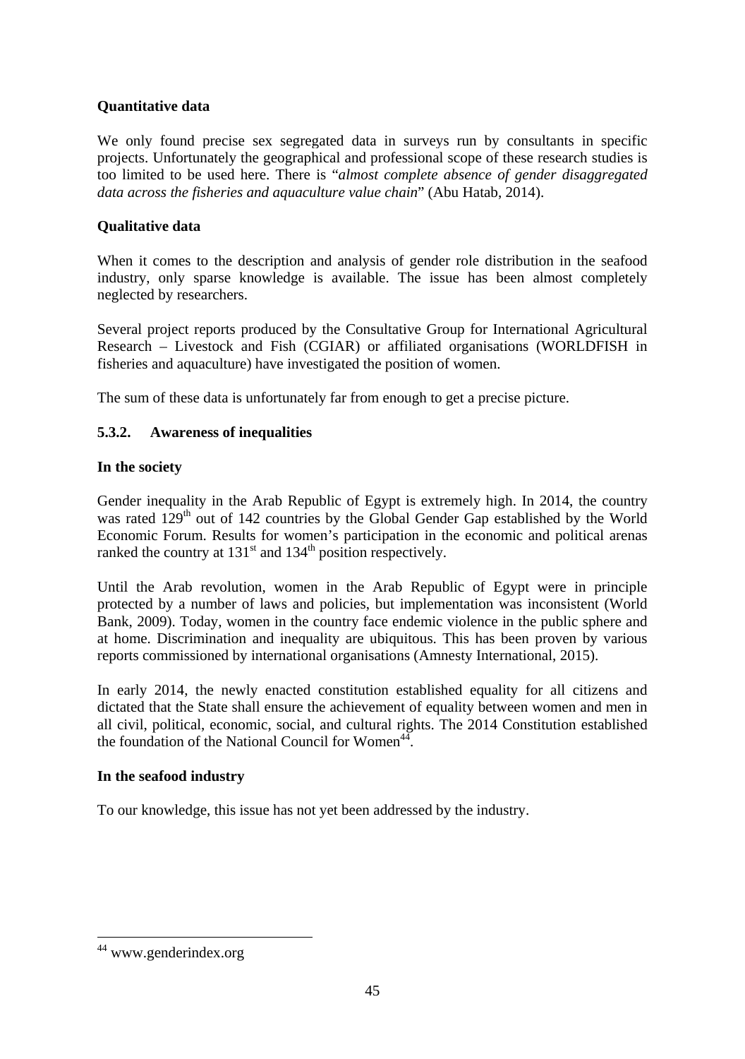**Quantitative data**

We only found precise sex segregated data in surveys run by consultants in specific projects. Unfortunately the geographical and professional scope of these research studies is too limited to be used here. There is "*almost complete absence of gender disaggregated data across the fisheries and aquaculture value chain*" (Abu Hatab, 2014).

**Qualitative data**

When it comes to the description and analysis of gender role distribution in the seafood industry, only sparse knowledge is available. The issue has been almost completely neglected by researchers.

Several project reports produced by the Consultative Group for International Agricultural Research – Livestock and Fish (CGIAR) or affiliated organisations (WORLDFISH in fisheries and aquaculture) have investigated the position of women.

The sum of these data is unfortunately far from enough to get a precise picture.

### 5.3.2. Awareness of inequalities

**In the society**

Gender inequality in the Arab Republic of Egypt is extremely high. In 2014, the country was rated 129th out of 142 countries by the Global Gender Gap established by the World Economic Forum. Results for women's participation in the economic and political arenas ranked the country at 131st and 134th position respectively.

Until the Arab revolution, women in the Arab Republic of Egypt were in principle protected by a number of laws and policies, but implementation was inconsistent (World Bank, 2009). Today, women in the country face endemic violence in the public sphere and at home. Discrimination and inequality are ubiquitous. This has been proven by various reports commissioned by international organisations (Amnesty International, 2015).

In early 2014, the newly enacted constitution established equality for all citizens and dictated that the State shall ensure the achievement of equality between women and men in all civil, political, economic, social, and cultural rights. The 2014 Constitution established the foundation of the National Council for Women[44].

**In the seafood industry**

To our knowledge, this issue has not yet been addressed by the industry.

---

[44] www.genderindex.org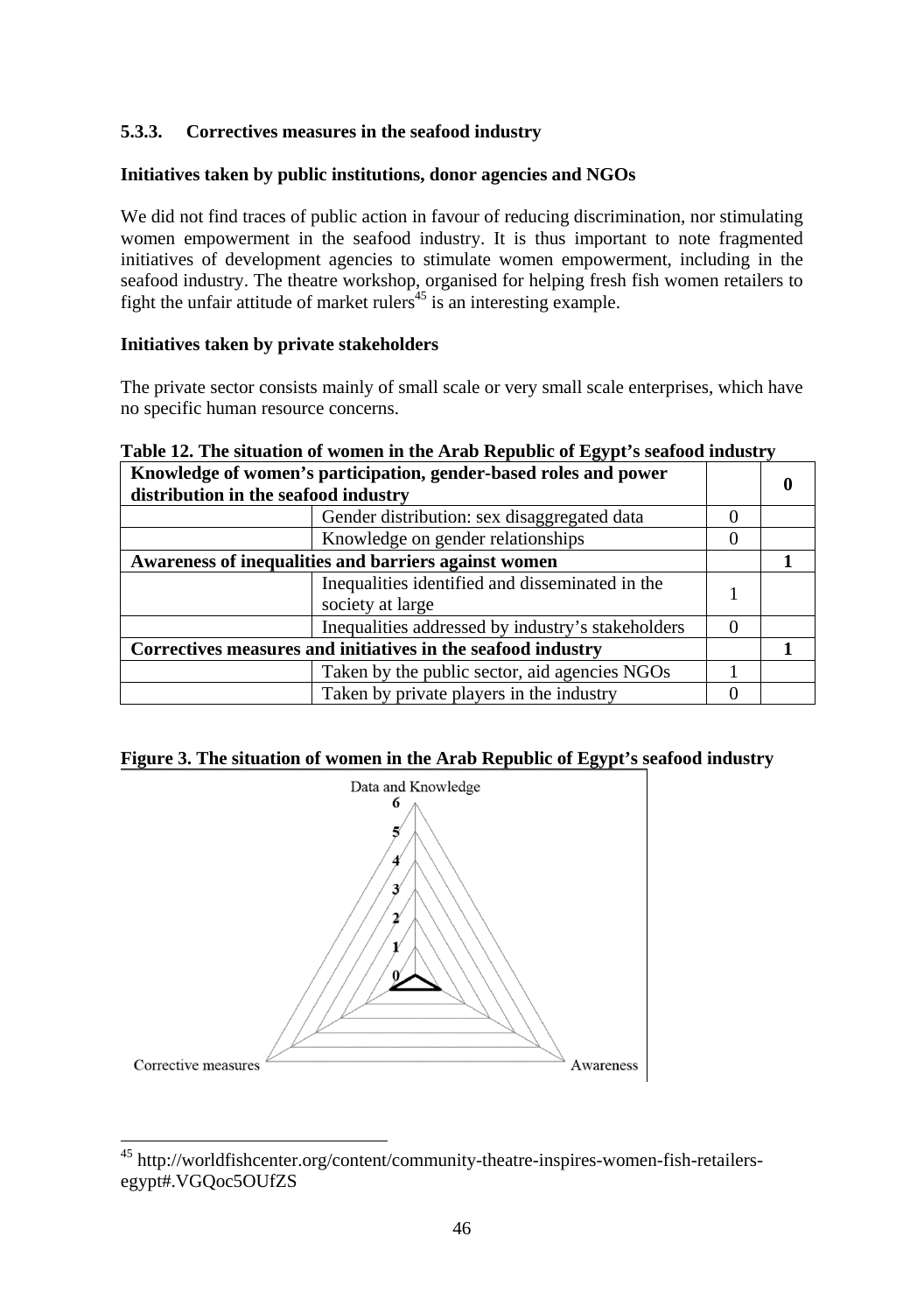### 5.3.3. Correctives measures in the seafood industry

**Initiatives taken by public institutions, donor agencies and NGOs**

We did not find traces of public action in favour of reducing discrimination, nor stimulating women empowerment in the seafood industry. It is thus important to note fragmented initiatives of development agencies to stimulate women empowerment, including in the seafood industry. The theatre workshop, organised for helping fresh fish women retailers to fight the unfair attitude of market rulers[45] is an interesting example.

**Initiatives taken by private stakeholders**

The private sector consists mainly of small scale or very small scale enterprises, which have no specific human resource concerns.

**Table 12. The situation of women in the Arab Republic of Egypt's seafood industry**

| **Knowledge of women's participation, gender-based roles and power distribution in the seafood industry** | | | **0** |
|---|---|---|---|
| | Gender distribution: sex disaggregated data | 0 | |
| | Knowledge on gender relationships | 0 | |
| **Awareness of inequalities and barriers against women** | | | **1** |
| | Inequalities identified and disseminated in the society at large | 1 | |
| | Inequalities addressed by industry's stakeholders | 0 | |
| **Correctives measures and initiatives in the seafood industry** | | | **1** |
| | Taken by the public sector, aid agencies NGOs | 1 | |
| | Taken by private players in the industry | 0 | |

**Figure 3. The situation of women in the Arab Republic of Egypt's seafood industry**

[45] http://worldfishcenter.org/content/community-theatre-inspires-women-fish-retailers-egypt#.VGQoc5OUfZS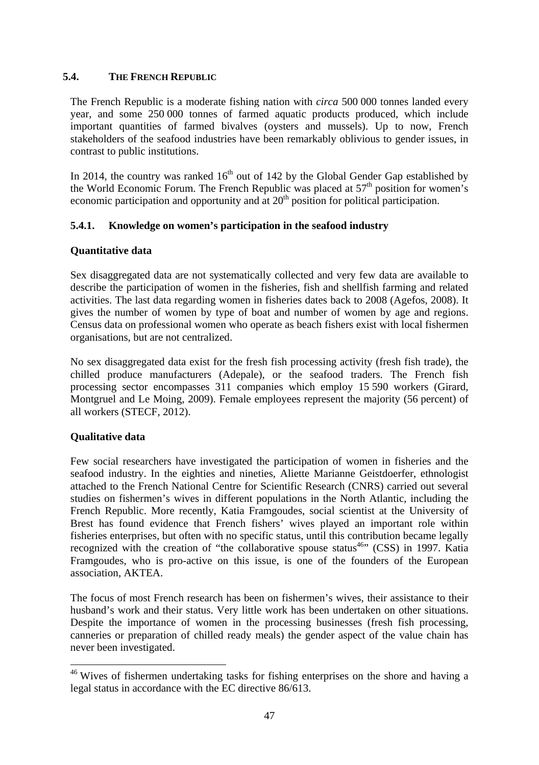## 5.4. THE FRENCH REPUBLIC

The French Republic is a moderate fishing nation with *circa* 500 000 tonnes landed every year, and some 250 000 tonnes of farmed aquatic products produced, which include important quantities of farmed bivalves (oysters and mussels). Up to now, French stakeholders of the seafood industries have been remarkably oblivious to gender issues, in contrast to public institutions.

In 2014, the country was ranked 16$^{th}$ out of 142 by the Global Gender Gap established by the World Economic Forum. The French Republic was placed at 57$^{th}$ position for women's economic participation and opportunity and at 20$^{th}$ position for political participation.

### 5.4.1. Knowledge on women's participation in the seafood industry

**Quantitative data**

Sex disaggregated data are not systematically collected and very few data are available to describe the participation of women in the fisheries, fish and shellfish farming and related activities. The last data regarding women in fisheries dates back to 2008 (Agefos, 2008). It gives the number of women by type of boat and number of women by age and regions. Census data on professional women who operate as beach fishers exist with local fishermen organisations, but are not centralized.

No sex disaggregated data exist for the fresh fish processing activity (fresh fish trade), the chilled produce manufacturers (Adepale), or the seafood traders. The French fish processing sector encompasses 311 companies which employ 15 590 workers (Girard, Montgruel and Le Moing, 2009). Female employees represent the majority (56 percent) of all workers (STECF, 2012).

**Qualitative data**

Few social researchers have investigated the participation of women in fisheries and the seafood industry. In the eighties and nineties, Aliette Marianne Geistdoerfer, ethnologist attached to the French National Centre for Scientific Research (CNRS) carried out several studies on fishermen's wives in different populations in the North Atlantic, including the French Republic. More recently, Katia Framgoudes, social scientist at the University of Brest has found evidence that French fishers' wives played an important role within fisheries enterprises, but often with no specific status, until this contribution became legally recognized with the creation of "the collaborative spouse status[46]" (CSS) in 1997. Katia Framgoudes, who is pro-active on this issue, is one of the founders of the European association, AKTEA.

The focus of most French research has been on fishermen's wives, their assistance to their husband's work and their status. Very little work has been undertaken on other situations. Despite the importance of women in the processing businesses (fresh fish processing, canneries or preparation of chilled ready meals) the gender aspect of the value chain has never been investigated.

[46] Wives of fishermen undertaking tasks for fishing enterprises on the shore and having a legal status in accordance with the EC directive 86/613.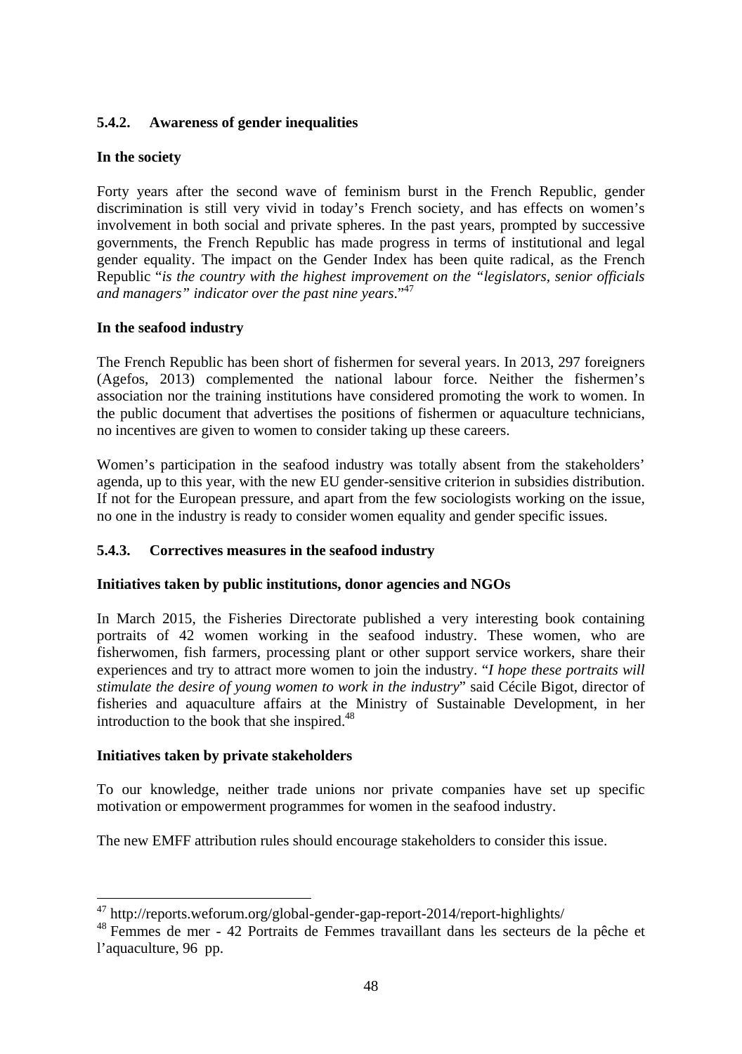### 5.4.2. Awareness of gender inequalities

**In the society**

Forty years after the second wave of feminism burst in the French Republic, gender discrimination is still very vivid in today's French society, and has effects on women's involvement in both social and private spheres. In the past years, prompted by successive governments, the French Republic has made progress in terms of institutional and legal gender equality. The impact on the Gender Index has been quite radical, as the French Republic "*is the country with the highest improvement on the "legislators, senior officials and managers" indicator over the past nine years*."[47]

**In the seafood industry**

The French Republic has been short of fishermen for several years. In 2013, 297 foreigners (Agefos, 2013) complemented the national labour force. Neither the fishermen's association nor the training institutions have considered promoting the work to women. In the public document that advertises the positions of fishermen or aquaculture technicians, no incentives are given to women to consider taking up these careers.

Women's participation in the seafood industry was totally absent from the stakeholders' agenda, up to this year, with the new EU gender-sensitive criterion in subsidies distribution. If not for the European pressure, and apart from the few sociologists working on the issue, no one in the industry is ready to consider women equality and gender specific issues.

### 5.4.3. Correctives measures in the seafood industry

**Initiatives taken by public institutions, donor agencies and NGOs**

In March 2015, the Fisheries Directorate published a very interesting book containing portraits of 42 women working in the seafood industry. These women, who are fisherwomen, fish farmers, processing plant or other support service workers, share their experiences and try to attract more women to join the industry. "*I hope these portraits will stimulate the desire of young women to work in the industry*" said Cécile Bigot, director of fisheries and aquaculture affairs at the Ministry of Sustainable Development, in her introduction to the book that she inspired.[48]

**Initiatives taken by private stakeholders**

To our knowledge, neither trade unions nor private companies have set up specific motivation or empowerment programmes for women in the seafood industry.

The new EMFF attribution rules should encourage stakeholders to consider this issue.

---

[47] http://reports.weforum.org/global-gender-gap-report-2014/report-highlights/

[48] Femmes de mer - 42 Portraits de Femmes travaillant dans les secteurs de la pêche et l'aquaculture, 96 pp.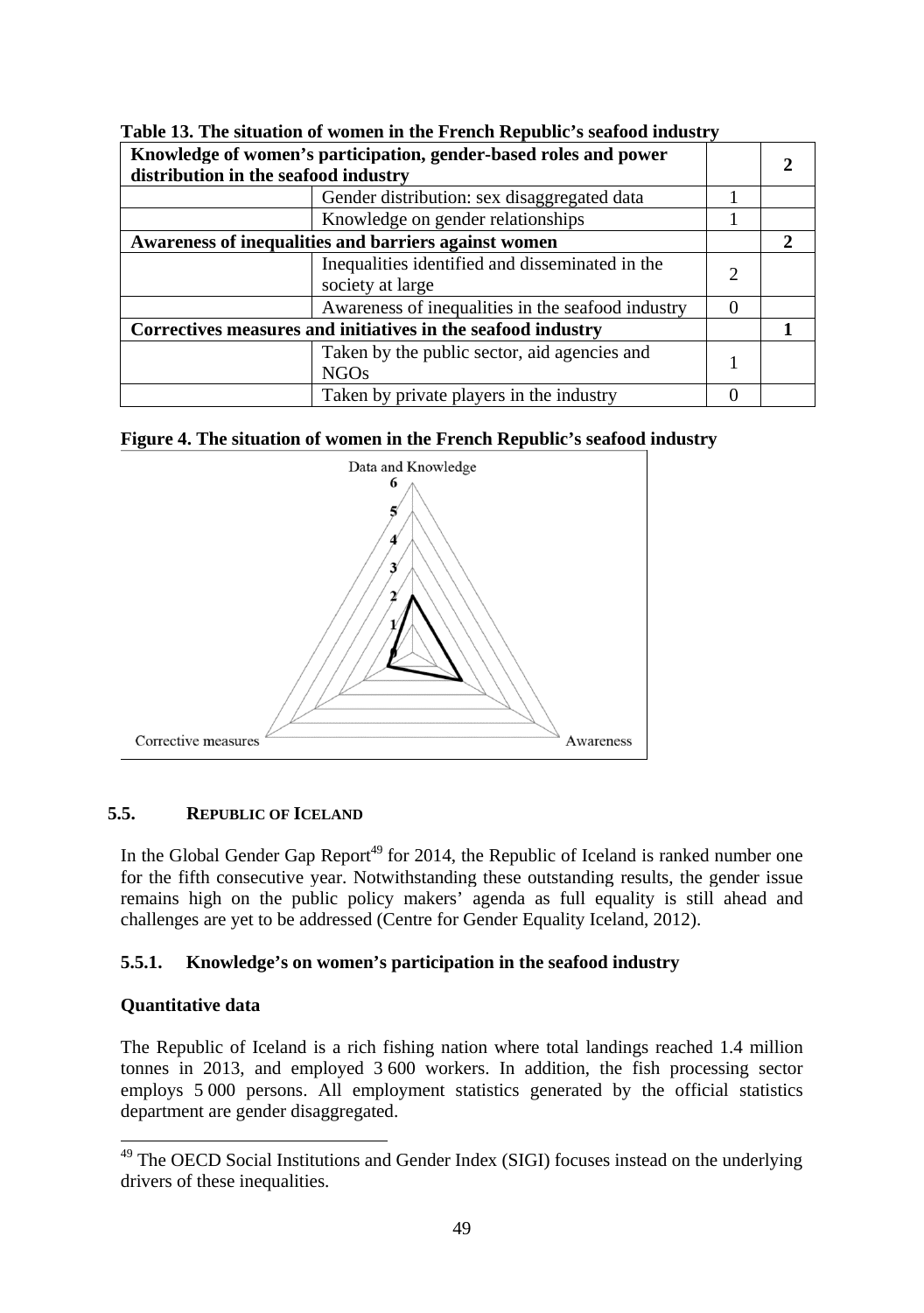**Table 13. The situation of women in the French Republic's seafood industry**

| Knowledge of women's participation, gender-based roles and power distribution in the seafood industry | | | 2 |
|---|---|---|---|
| | Gender distribution: sex disaggregated data | 1 | |
| | Knowledge on gender relationships | 1 | |
| **Awareness of inequalities and barriers against women** | | | **2** |
| | Inequalities identified and disseminated in the society at large | 2 | |
| | Awareness of inequalities in the seafood industry | 0 | |
| **Correctives measures and initiatives in the seafood industry** | | | **1** |
| | Taken by the public sector, aid agencies and NGOs | 1 | |
| | Taken by private players in the industry | 0 | |

**Figure 4. The situation of women in the French Republic's seafood industry**

Data and Knowledge

Corrective measures

Awareness

## 5.5. REPUBLIC OF ICELAND

In the Global Gender Gap Report[49] for 2014, the Republic of Iceland is ranked number one for the fifth consecutive year. Notwithstanding these outstanding results, the gender issue remains high on the public policy makers' agenda as full equality is still ahead and challenges are yet to be addressed (Centre for Gender Equality Iceland, 2012).

### 5.5.1. Knowledge's on women's participation in the seafood industry

**Quantitative data**

The Republic of Iceland is a rich fishing nation where total landings reached 1.4 million tonnes in 2013, and employed 3 600 workers. In addition, the fish processing sector employs 5 000 persons. All employment statistics generated by the official statistics department are gender disaggregated.

[49] The OECD Social Institutions and Gender Index (SIGI) focuses instead on the underlying drivers of these inequalities.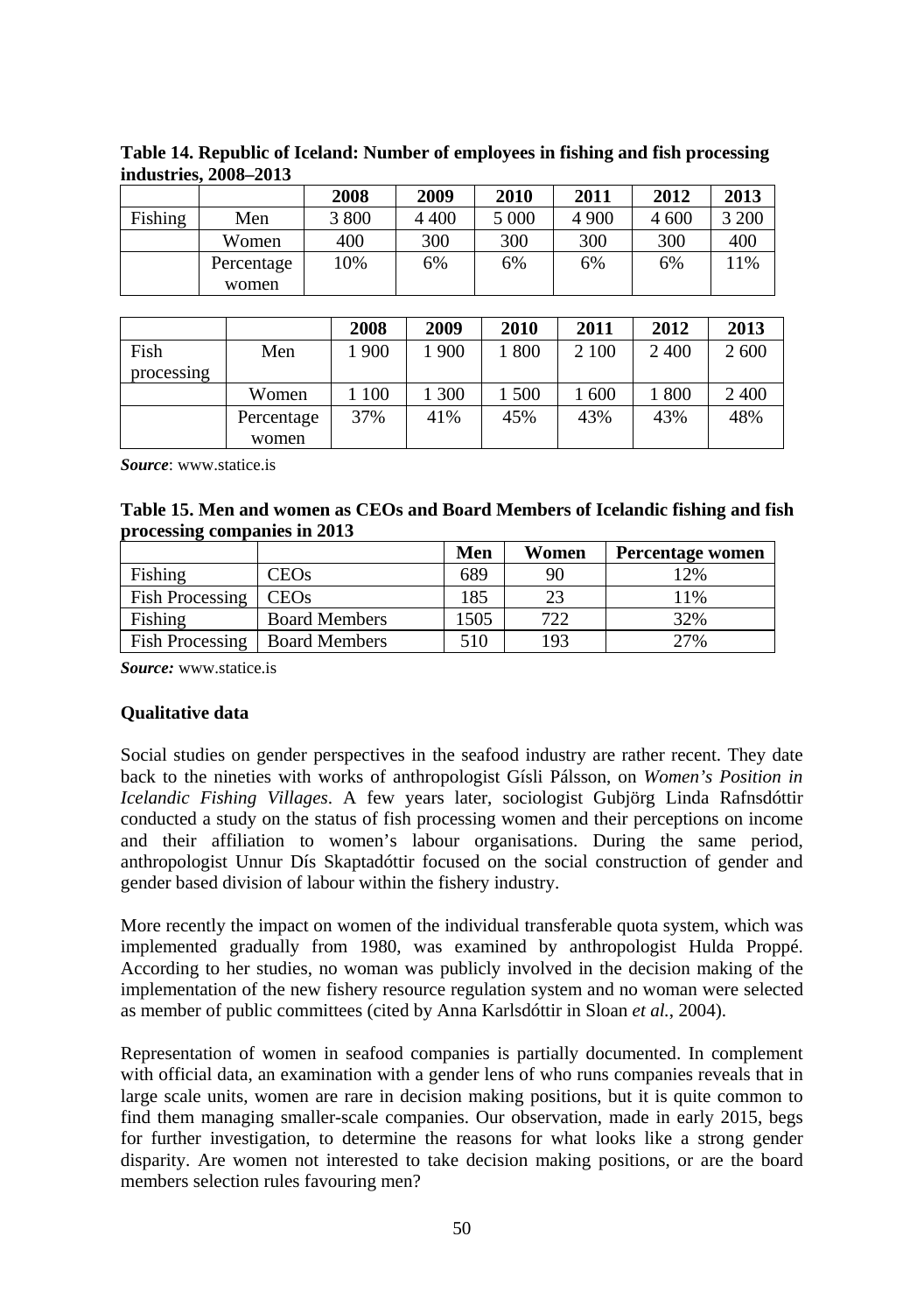**Table 14. Republic of Iceland: Number of employees in fishing and fish processing industries, 2008–2013**

| | | 2008 | 2009 | 2010 | 2011 | 2012 | 2013 |
|---|---|---|---|---|---|---|---|
| Fishing | Men | 3 800 | 4 400 | 5 000 | 4 900 | 4 600 | 3 200 |
| | Women | 400 | 300 | 300 | 300 | 300 | 400 |
| | Percentage women | 10% | 6% | 6% | 6% | 6% | 11% |

| | | 2008 | 2009 | 2010 | 2011 | 2012 | 2013 |
|---|---|---|---|---|---|---|---|
| Fish processing | Men | 1 900 | 1 900 | 1 800 | 2 100 | 2 400 | 2 600 |
| | Women | 1 100 | 1 300 | 1 500 | 1 600 | 1 800 | 2 400 |
| | Percentage women | 37% | 41% | 45% | 43% | 43% | 48% |

***Source***: www.statice.is

**Table 15. Men and women as CEOs and Board Members of Icelandic fishing and fish processing companies in 2013**

| | | Men | Women | Percentage women |
|---|---|---|---|---|
| Fishing | CEOs | 689 | 90 | 12% |
| Fish Processing | CEOs | 185 | 23 | 11% |
| Fishing | Board Members | 1505 | 722 | 32% |
| Fish Processing | Board Members | 510 | 193 | 27% |

***Source:*** www.statice.is

**Qualitative data**

Social studies on gender perspectives in the seafood industry are rather recent. They date back to the nineties with works of anthropologist Gísli Pálsson, on *Women's Position in Icelandic Fishing Villages*. A few years later, sociologist Gubjörg Linda Rafnsdóttir conducted a study on the status of fish processing women and their perceptions on income and their affiliation to women's labour organisations. During the same period, anthropologist Unnur Dís Skaptadóttir focused on the social construction of gender and gender based division of labour within the fishery industry.

More recently the impact on women of the individual transferable quota system, which was implemented gradually from 1980, was examined by anthropologist Hulda Proppé. According to her studies, no woman was publicly involved in the decision making of the implementation of the new fishery resource regulation system and no woman were selected as member of public committees (cited by Anna Karlsdóttir in Sloan *et al.*, 2004).

Representation of women in seafood companies is partially documented. In complement with official data, an examination with a gender lens of who runs companies reveals that in large scale units, women are rare in decision making positions, but it is quite common to find them managing smaller-scale companies. Our observation, made in early 2015, begs for further investigation, to determine the reasons for what looks like a strong gender disparity. Are women not interested to take decision making positions, or are the board members selection rules favouring men?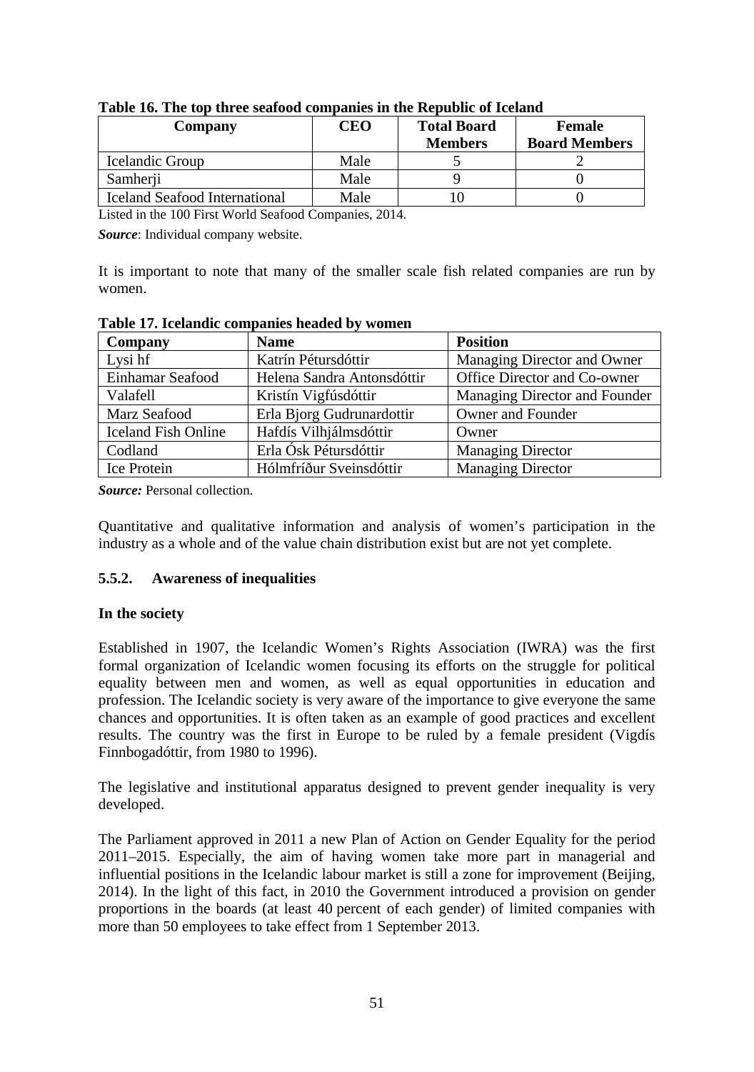**Table 16. The top three seafood companies in the Republic of Iceland**

| Company | CEO | Total Board Members | Female Board Members |
|---|---|---|---|
| Icelandic Group | Male | 5 | 2 |
| Samherji | Male | 9 | 0 |
| Iceland Seafood International | Male | 10 | 0 |

Listed in the 100 First World Seafood Companies, 2014.

***Source***: Individual company website.

It is important to note that many of the smaller scale fish related companies are run by women.

**Table 17. Icelandic companies headed by women**

| Company | Name | Position |
|---|---|---|
| Lysi hf | Katrín Pétursdóttir | Managing Director and Owner |
| Einhamar Seafood | Helena Sandra Antonsdóttir | Office Director and Co-owner |
| Valafell | Kristín Vigfúsdóttir | Managing Director and Founder |
| Marz Seafood | Erla Bjorg Gudrunardottir | Owner and Founder |
| Iceland Fish Online | Hafdís Vilhjálmsdóttir | Owner |
| Codland | Erla Ósk Pétursdóttir | Managing Director |
| Ice Protein | Hólmfríður Sveinsdóttir | Managing Director |

***Source:*** Personal collection.

Quantitative and qualitative information and analysis of women's participation in the industry as a whole and of the value chain distribution exist but are not yet complete.

#### 5.5.2. Awareness of inequalities

**In the society**

Established in 1907, the Icelandic Women's Rights Association (IWRA) was the first formal organization of Icelandic women focusing its efforts on the struggle for political equality between men and women, as well as equal opportunities in education and profession. The Icelandic society is very aware of the importance to give everyone the same chances and opportunities. It is often taken as an example of good practices and excellent results. The country was the first in Europe to be ruled by a female president (Vigdís Finnbogadóttir, from 1980 to 1996).

The legislative and institutional apparatus designed to prevent gender inequality is very developed.

The Parliament approved in 2011 a new Plan of Action on Gender Equality for the period 2011–2015. Especially, the aim of having women take more part in managerial and influential positions in the Icelandic labour market is still a zone for improvement (Beijing, 2014). In the light of this fact, in 2010 the Government introduced a provision on gender proportions in the boards (at least 40 percent of each gender) of limited companies with more than 50 employees to take effect from 1 September 2013.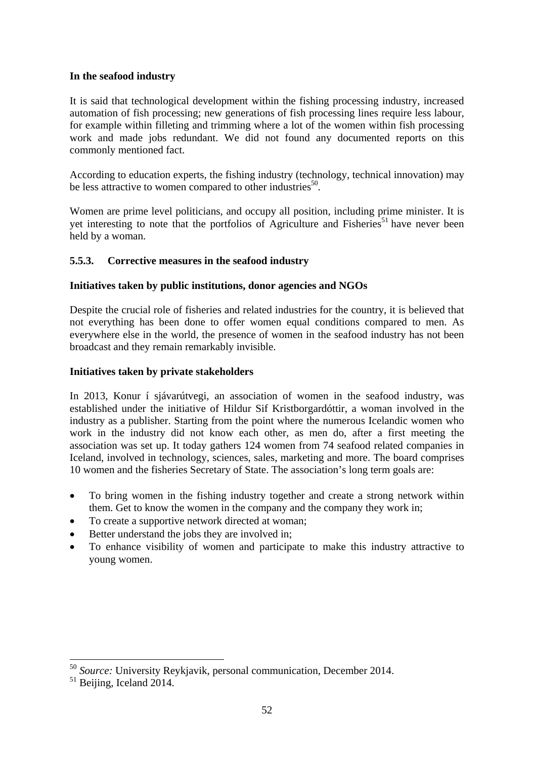**In the seafood industry**

It is said that technological development within the fishing processing industry, increased automation of fish processing; new generations of fish processing lines require less labour, for example within filleting and trimming where a lot of the women within fish processing work and made jobs redundant. We did not found any documented reports on this commonly mentioned fact.

According to education experts, the fishing industry (technology, technical innovation) may be less attractive to women compared to other industries[50].

Women are prime level politicians, and occupy all position, including prime minister. It is yet interesting to note that the portfolios of Agriculture and Fisheries[51] have never been held by a woman.

### 5.5.3. Corrective measures in the seafood industry

**Initiatives taken by public institutions, donor agencies and NGOs**

Despite the crucial role of fisheries and related industries for the country, it is believed that not everything has been done to offer women equal conditions compared to men. As everywhere else in the world, the presence of women in the seafood industry has not been broadcast and they remain remarkably invisible.

**Initiatives taken by private stakeholders**

In 2013, Konur í sjávarútvegi, an association of women in the seafood industry, was established under the initiative of Hildur Sif Kristborgardóttir, a woman involved in the industry as a publisher. Starting from the point where the numerous Icelandic women who work in the industry did not know each other, as men do, after a first meeting the association was set up. It today gathers 124 women from 74 seafood related companies in Iceland, involved in technology, sciences, sales, marketing and more. The board comprises 10 women and the fisheries Secretary of State. The association's long term goals are:

- To bring women in the fishing industry together and create a strong network within them. Get to know the women in the company and the company they work in;
- To create a supportive network directed at woman;
- Better understand the jobs they are involved in;
- To enhance visibility of women and participate to make this industry attractive to young women.

---

[50] *Source:* University Reykjavik, personal communication, December 2014.

[51] Beijing, Iceland 2014.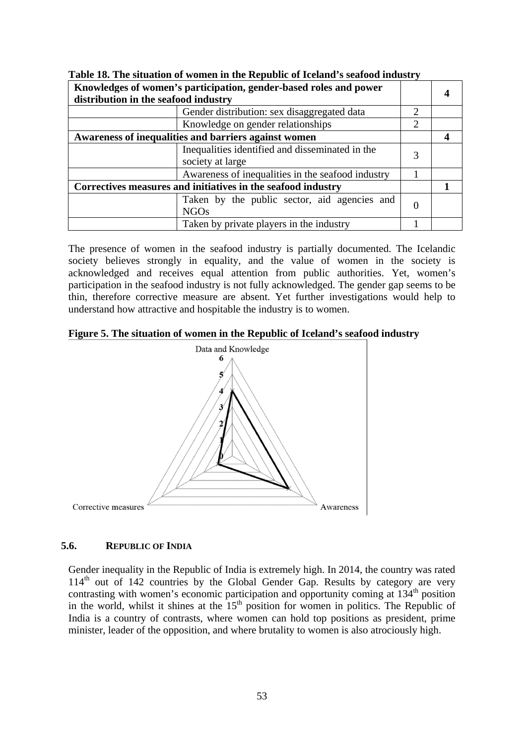**Table 18. The situation of women in the Republic of Iceland's seafood industry**

| Knowledges of women's participation, gender-based roles and power distribution in the seafood industry | | | 4 |
|---|---|---|---|
| | Gender distribution: sex disaggregated data | 2 | |
| | Knowledge on gender relationships | 2 | |
| **Awareness of inequalities and barriers against women** | | | **4** |
| | Inequalities identified and disseminated in the society at large | 3 | |
| | Awareness of inequalities in the seafood industry | 1 | |
| **Correctives measures and initiatives in the seafood industry** | | | **1** |
| | Taken by the public sector, aid agencies and NGOs | 0 | |
| | Taken by private players in the industry | 1 | |

The presence of women in the seafood industry is partially documented. The Icelandic society believes strongly in equality, and the value of women in the society is acknowledged and receives equal attention from public authorities. Yet, women's participation in the seafood industry is not fully acknowledged. The gender gap seems to be thin, therefore corrective measure are absent. Yet further investigations would help to understand how attractive and hospitable the industry is to women.

**Figure 5. The situation of women in the Republic of Iceland's seafood industry**

## 5.6. REPUBLIC OF INDIA

Gender inequality in the Republic of India is extremely high. In 2014, the country was rated 114th out of 142 countries by the Global Gender Gap. Results by category are very contrasting with women's economic participation and opportunity coming at 134th position in the world, whilst it shines at the 15th position for women in politics. The Republic of India is a country of contrasts, where women can hold top positions as president, prime minister, leader of the opposition, and where brutality to women is also atrociously high.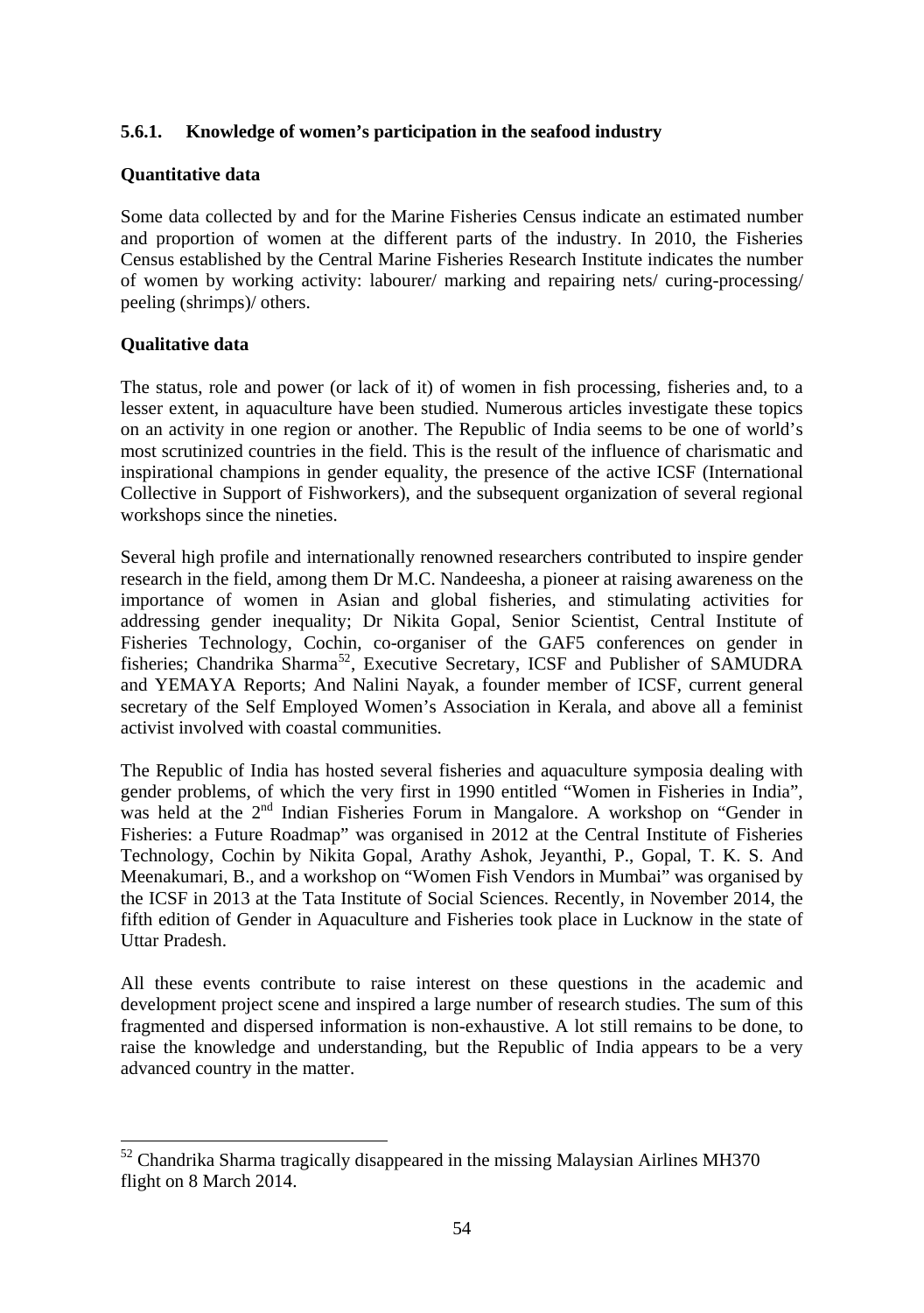### 5.6.1. Knowledge of women's participation in the seafood industry

**Quantitative data**

Some data collected by and for the Marine Fisheries Census indicate an estimated number and proportion of women at the different parts of the industry. In 2010, the Fisheries Census established by the Central Marine Fisheries Research Institute indicates the number of women by working activity: labourer/ marking and repairing nets/ curing-processing/ peeling (shrimps)/ others.

**Qualitative data**

The status, role and power (or lack of it) of women in fish processing, fisheries and, to a lesser extent, in aquaculture have been studied. Numerous articles investigate these topics on an activity in one region or another. The Republic of India seems to be one of world's most scrutinized countries in the field. This is the result of the influence of charismatic and inspirational champions in gender equality, the presence of the active ICSF (International Collective in Support of Fishworkers), and the subsequent organization of several regional workshops since the nineties.

Several high profile and internationally renowned researchers contributed to inspire gender research in the field, among them Dr M.C. Nandeesha, a pioneer at raising awareness on the importance of women in Asian and global fisheries, and stimulating activities for addressing gender inequality; Dr Nikita Gopal, Senior Scientist, Central Institute of Fisheries Technology, Cochin, co-organiser of the GAF5 conferences on gender in fisheries; Chandrika Sharma[52], Executive Secretary, ICSF and Publisher of SAMUDRA and YEMAYA Reports; And Nalini Nayak, a founder member of ICSF, current general secretary of the Self Employed Women's Association in Kerala, and above all a feminist activist involved with coastal communities.

The Republic of India has hosted several fisheries and aquaculture symposia dealing with gender problems, of which the very first in 1990 entitled "Women in Fisheries in India", was held at the 2nd Indian Fisheries Forum in Mangalore. A workshop on "Gender in Fisheries: a Future Roadmap" was organised in 2012 at the Central Institute of Fisheries Technology, Cochin by Nikita Gopal, Arathy Ashok, Jeyanthi, P., Gopal, T. K. S. And Meenakumari, B., and a workshop on "Women Fish Vendors in Mumbai" was organised by the ICSF in 2013 at the Tata Institute of Social Sciences. Recently, in November 2014, the fifth edition of Gender in Aquaculture and Fisheries took place in Lucknow in the state of Uttar Pradesh.

All these events contribute to raise interest on these questions in the academic and development project scene and inspired a large number of research studies. The sum of this fragmented and dispersed information is non-exhaustive. A lot still remains to be done, to raise the knowledge and understanding, but the Republic of India appears to be a very advanced country in the matter.

---

[52] Chandrika Sharma tragically disappeared in the missing Malaysian Airlines MH370 flight on 8 March 2014.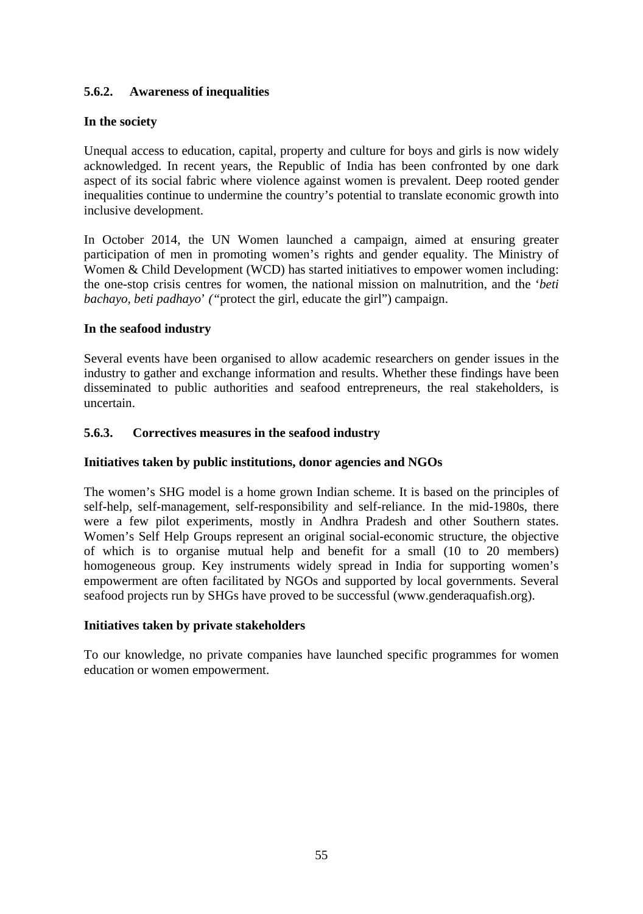### 5.6.2. Awareness of inequalities

**In the society**

Unequal access to education, capital, property and culture for boys and girls is now widely acknowledged. In recent years, the Republic of India has been confronted by one dark aspect of its social fabric where violence against women is prevalent. Deep rooted gender inequalities continue to undermine the country's potential to translate economic growth into inclusive development.

In October 2014, the UN Women launched a campaign, aimed at ensuring greater participation of men in promoting women's rights and gender equality. The Ministry of Women & Child Development (WCD) has started initiatives to empower women including: the one-stop crisis centres for women, the national mission on malnutrition, and the '*beti bachayo, beti padhayo*' *(*"protect the girl, educate the girl") campaign.

**In the seafood industry**

Several events have been organised to allow academic researchers on gender issues in the industry to gather and exchange information and results. Whether these findings have been disseminated to public authorities and seafood entrepreneurs, the real stakeholders, is uncertain.

### 5.6.3. Correctives measures in the seafood industry

**Initiatives taken by public institutions, donor agencies and NGOs**

The women's SHG model is a home grown Indian scheme. It is based on the principles of self-help, self-management, self-responsibility and self-reliance. In the mid-1980s, there were a few pilot experiments, mostly in Andhra Pradesh and other Southern states. Women's Self Help Groups represent an original social-economic structure, the objective of which is to organise mutual help and benefit for a small (10 to 20 members) homogeneous group. Key instruments widely spread in India for supporting women's empowerment are often facilitated by NGOs and supported by local governments. Several seafood projects run by SHGs have proved to be successful (www.genderaquafish.org).

**Initiatives taken by private stakeholders**

To our knowledge, no private companies have launched specific programmes for women education or women empowerment.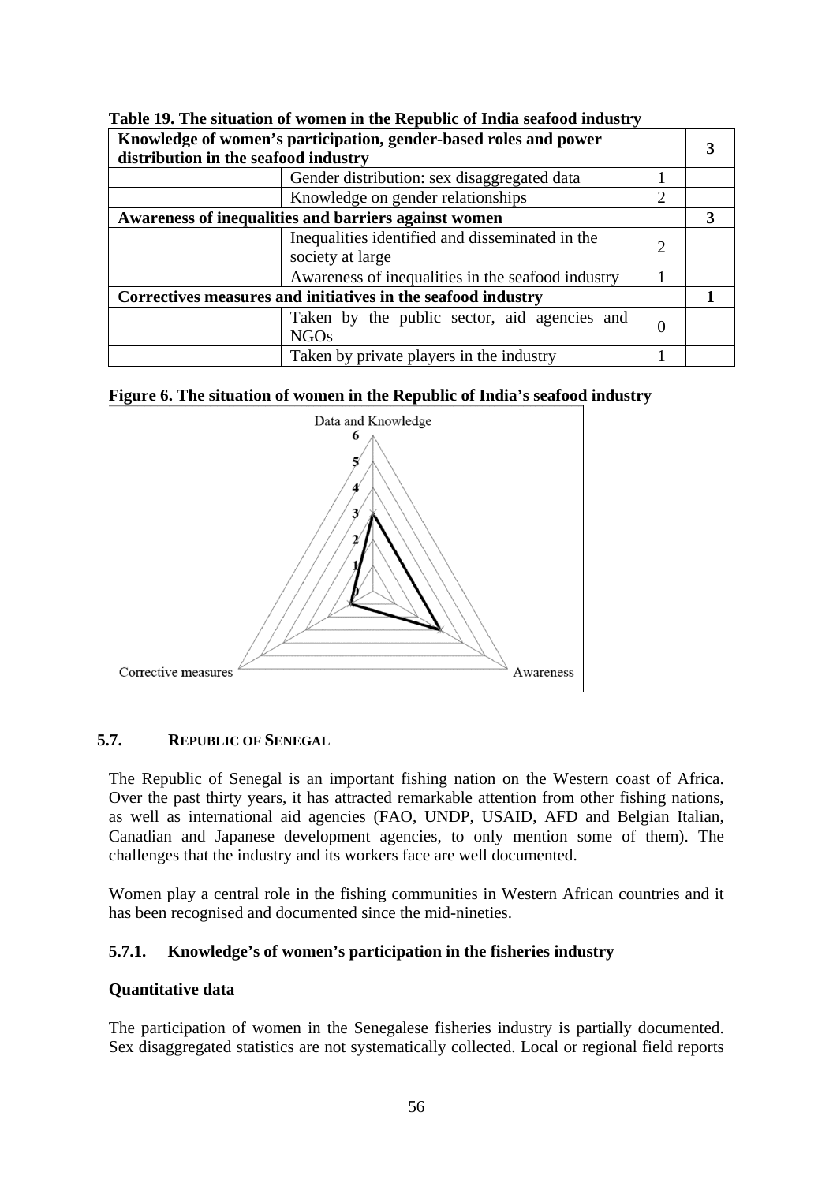**Table 19. The situation of women in the Republic of India seafood industry**

| Knowledge of women's participation, gender-based roles and power distribution in the seafood industry | | | 3 |
|---|---|---|---|
| | Gender distribution: sex disaggregated data | 1 | |
| | Knowledge on gender relationships | 2 | |
| **Awareness of inequalities and barriers against women** | | | **3** |
| | Inequalities identified and disseminated in the society at large | 2 | |
| | Awareness of inequalities in the seafood industry | 1 | |
| **Correctives measures and initiatives in the seafood industry** | | | **1** |
| | Taken by the public sector, aid agencies and NGOs | 0 | |
| | Taken by private players in the industry | 1 | |

**Figure 6. The situation of women in the Republic of India's seafood industry**

### 5.7. REPUBLIC OF SENEGAL

The Republic of Senegal is an important fishing nation on the Western coast of Africa. Over the past thirty years, it has attracted remarkable attention from other fishing nations, as well as international aid agencies (FAO, UNDP, USAID, AFD and Belgian Italian, Canadian and Japanese development agencies, to only mention some of them). The challenges that the industry and its workers face are well documented.

Women play a central role in the fishing communities in Western African countries and it has been recognised and documented since the mid-nineties.

#### 5.7.1. Knowledge's of women's participation in the fisheries industry

**Quantitative data**

The participation of women in the Senegalese fisheries industry is partially documented. Sex disaggregated statistics are not systematically collected. Local or regional field reports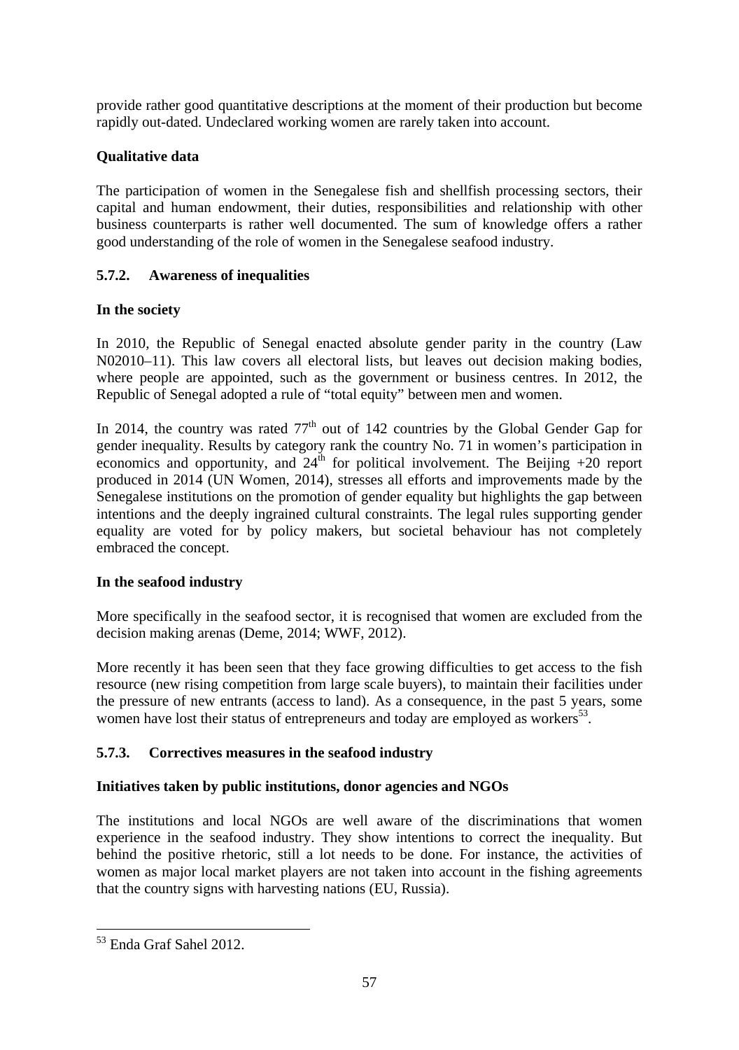provide rather good quantitative descriptions at the moment of their production but become rapidly out-dated. Undeclared working women are rarely taken into account.

**Qualitative data**

The participation of women in the Senegalese fish and shellfish processing sectors, their capital and human endowment, their duties, responsibilities and relationship with other business counterparts is rather well documented. The sum of knowledge offers a rather good understanding of the role of women in the Senegalese seafood industry.

### 5.7.2. Awareness of inequalities

**In the society**

In 2010, the Republic of Senegal enacted absolute gender parity in the country (Law N02010–11). This law covers all electoral lists, but leaves out decision making bodies, where people are appointed, such as the government or business centres. In 2012, the Republic of Senegal adopted a rule of "total equity" between men and women.

In 2014, the country was rated 77th out of 142 countries by the Global Gender Gap for gender inequality. Results by category rank the country No. 71 in women's participation in economics and opportunity, and 24th for political involvement. The Beijing +20 report produced in 2014 (UN Women, 2014), stresses all efforts and improvements made by the Senegalese institutions on the promotion of gender equality but highlights the gap between intentions and the deeply ingrained cultural constraints. The legal rules supporting gender equality are voted for by policy makers, but societal behaviour has not completely embraced the concept.

**In the seafood industry**

More specifically in the seafood sector, it is recognised that women are excluded from the decision making arenas (Deme, 2014; WWF, 2012).

More recently it has been seen that they face growing difficulties to get access to the fish resource (new rising competition from large scale buyers), to maintain their facilities under the pressure of new entrants (access to land). As a consequence, in the past 5 years, some women have lost their status of entrepreneurs and today are employed as workers[53].

### 5.7.3. Correctives measures in the seafood industry

**Initiatives taken by public institutions, donor agencies and NGOs**

The institutions and local NGOs are well aware of the discriminations that women experience in the seafood industry. They show intentions to correct the inequality. But behind the positive rhetoric, still a lot needs to be done. For instance, the activities of women as major local market players are not taken into account in the fishing agreements that the country signs with harvesting nations (EU, Russia).

---

[53] Enda Graf Sahel 2012.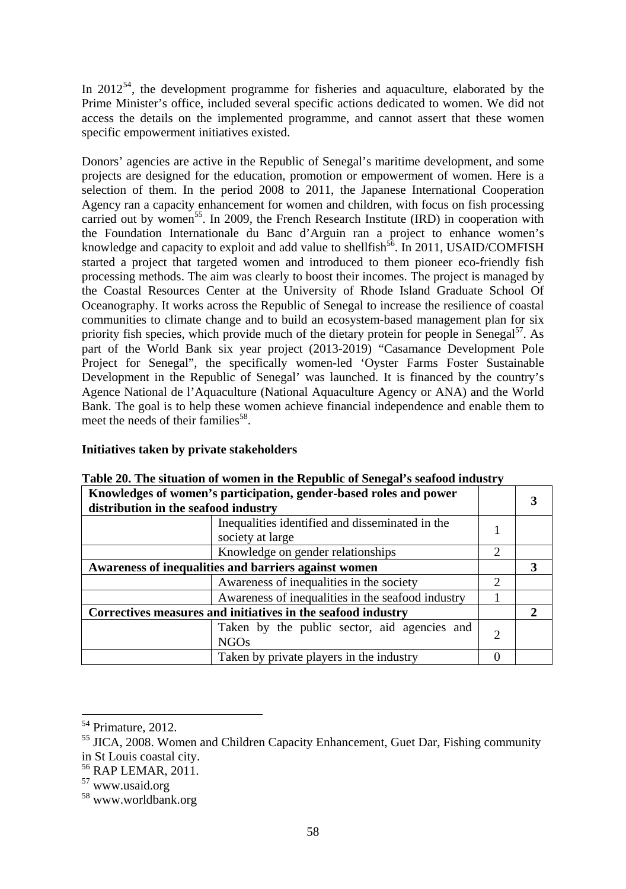In 2012[54], the development programme for fisheries and aquaculture, elaborated by the Prime Minister's office, included several specific actions dedicated to women. We did not access the details on the implemented programme, and cannot assert that these women specific empowerment initiatives existed.

Donors' agencies are active in the Republic of Senegal's maritime development, and some projects are designed for the education, promotion or empowerment of women. Here is a selection of them. In the period 2008 to 2011, the Japanese International Cooperation Agency ran a capacity enhancement for women and children, with focus on fish processing carried out by women[55]. In 2009, the French Research Institute (IRD) in cooperation with the Foundation Internationale du Banc d'Arguin ran a project to enhance women's knowledge and capacity to exploit and add value to shellfish[56]. In 2011, USAID/COMFISH started a project that targeted women and introduced to them pioneer eco-friendly fish processing methods. The aim was clearly to boost their incomes. The project is managed by the Coastal Resources Center at the University of Rhode Island Graduate School Of Oceanography. It works across the Republic of Senegal to increase the resilience of coastal communities to climate change and to build an ecosystem-based management plan for six priority fish species, which provide much of the dietary protein for people in Senegal[57]. As part of the World Bank six year project (2013-2019) "Casamance Development Pole Project for Senegal", the specifically women-led 'Oyster Farms Foster Sustainable Development in the Republic of Senegal' was launched. It is financed by the country's Agence National de l'Aquaculture (National Aquaculture Agency or ANA) and the World Bank. The goal is to help these women achieve financial independence and enable them to meet the needs of their families[58].

**Initiatives taken by private stakeholders**

**Table 20. The situation of women in the Republic of Senegal's seafood industry**

| **Knowledges of women's participation, gender-based roles and power distribution in the seafood industry** | | | **3** |
|---|---|---|---|
| | Inequalities identified and disseminated in the society at large | 1 | |
| | Knowledge on gender relationships | 2 | |
| **Awareness of inequalities and barriers against women** | | | **3** |
| | Awareness of inequalities in the society | 2 | |
| | Awareness of inequalities in the seafood industry | 1 | |
| **Correctives measures and initiatives in the seafood industry** | | | **2** |
| | Taken by the public sector, aid agencies and NGOs | 2 | |
| | Taken by private players in the industry | 0 | |

[54] Primature, 2012.

[55] JICA, 2008. Women and Children Capacity Enhancement, Guet Dar, Fishing community in St Louis coastal city.

[56] RAP LEMAR, 2011.

[57] www.usaid.org

[58] www.worldbank.org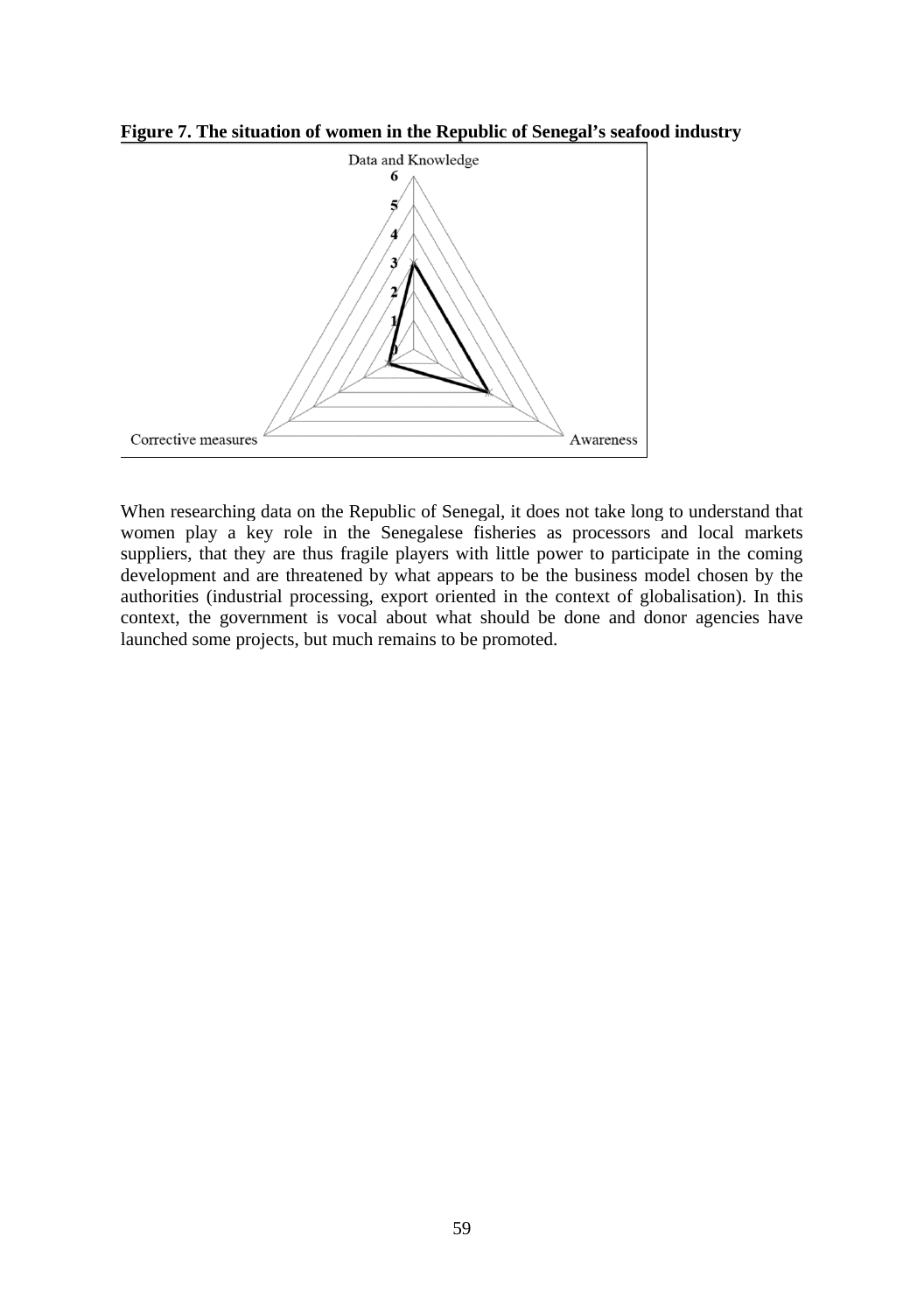**Figure 7. The situation of women in the Republic of Senegal's seafood industry**

When researching data on the Republic of Senegal, it does not take long to understand that women play a key role in the Senegalese fisheries as processors and local markets suppliers, that they are thus fragile players with little power to participate in the coming development and are threatened by what appears to be the business model chosen by the authorities (industrial processing, export oriented in the context of globalisation). In this context, the government is vocal about what should be done and donor agencies have launched some projects, but much remains to be promoted.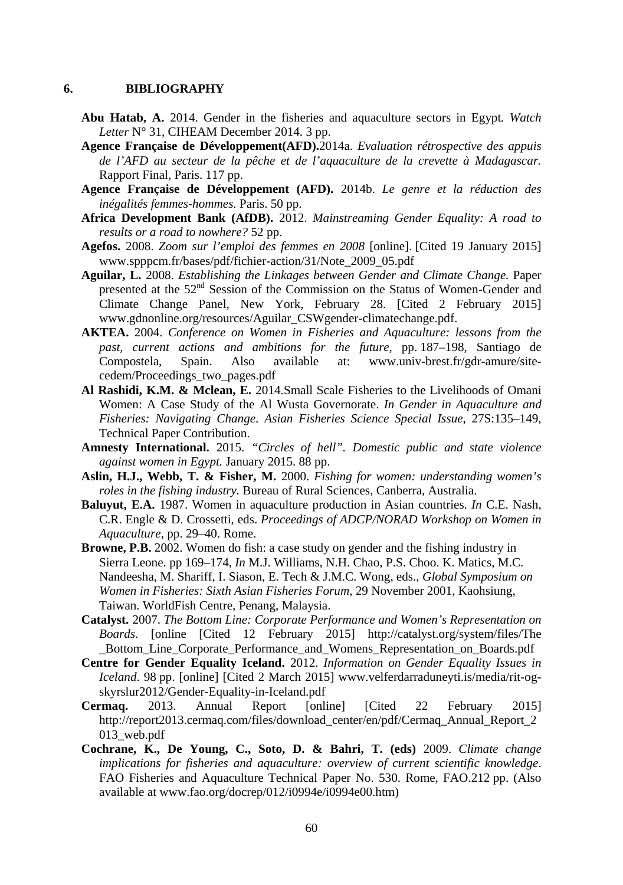## 6. BIBLIOGRAPHY

**Abu Hatab, A.** 2014. Gender in the fisheries and aquaculture sectors in Egypt. *Watch Letter* N° 31, CIHEAM December 2014. 3 pp.

**Agence Française de Développement(AFD).**2014a. *Evaluation rétrospective des appuis de l'AFD au secteur de la pêche et de l'aquaculture de la crevette à Madagascar.* Rapport Final, Paris. 117 pp.

**Agence Française de Développement (AFD).** 2014b. *Le genre et la réduction des inégalités femmes-hommes.* Paris. 50 pp.

**Africa Development Bank (AfDB).** 2012. *Mainstreaming Gender Equality: A road to results or a road to nowhere?* 52 pp.

**Agefos.** 2008. *Zoom sur l'emploi des femmes en 2008* [online]. [Cited 19 January 2015] www.spppcm.fr/bases/pdf/fichier-action/31/Note_2009_05.pdf

**Aguilar, L.** 2008. *Establishing the Linkages between Gender and Climate Change.* Paper presented at the 52nd Session of the Commission on the Status of Women-Gender and Climate Change Panel, New York, February 28. [Cited 2 February 2015] www.gdnonline.org/resources/Aguilar_CSWgender-climatechange.pdf.

**AKTEA.** 2004. *Conference on Women in Fisheries and Aquaculture: lessons from the past, current actions and ambitions for the future,* pp. 187–198, Santiago de Compostela, Spain. Also available at: www.univ-brest.fr/gdr-amure/site-cedem/Proceedings_two_pages.pdf

**Al Rashidi, K.M. & Mclean, E.** 2014.Small Scale Fisheries to the Livelihoods of Omani Women: A Case Study of the Al Wusta Governorate. *In Gender in Aquaculture and Fisheries: Navigating Change*. *Asian Fisheries Science Special Issue*, 27S:135–149, Technical Paper Contribution.

**Amnesty International.** 2015. *"Circles of hell". Domestic public and state violence against women in Egypt*. January 2015. 88 pp.

**Aslin, H.J., Webb, T. & Fisher, M.** 2000. *Fishing for women: understanding women's roles in the fishing industry*. Bureau of Rural Sciences, Canberra, Australia.

**Baluyut, E.A.** 1987. Women in aquaculture production in Asian countries. *In* C.E. Nash, C.R. Engle & D. Crossetti, eds. *Proceedings of ADCP/NORAD Workshop on Women in Aquaculture*, pp. 29–40. Rome.

**Browne, P.B.** 2002. Women do fish: a case study on gender and the fishing industry in Sierra Leone. pp 169–174, *In* M.J. Williams, N.H. Chao, P.S. Choo. K. Matics, M.C. Nandeesha, M. Shariff, I. Siason, E. Tech & J.M.C. Wong, eds., *Global Symposium on Women in Fisheries: Sixth Asian Fisheries Forum,* 29 November 2001, Kaohsiung, Taiwan. WorldFish Centre, Penang, Malaysia.

**Catalyst.** 2007. *The Bottom Line: Corporate Performance and Women's Representation on Boards*. [online [Cited 12 February 2015] http://catalyst.org/system/files/The_Bottom_Line_Corporate_Performance_and_Womens_Representation_on_Boards.pdf

**Centre for Gender Equality Iceland.** 2012. *Information on Gender Equality Issues in Iceland*. 98 pp. [online] [Cited 2 March 2015] www.velferdarraduneyti.is/media/rit-og-skyrslur2012/Gender-Equality-in-Iceland.pdf

**Cermaq.** 2013. Annual Report [online] [Cited 22 February 2015] http://report2013.cermaq.com/files/download_center/en/pdf/Cermaq_Annual_Report_2013_web.pdf

**Cochrane, K., De Young, C., Soto, D. & Bahri, T. (eds)** 2009. *Climate change implications for fisheries and aquaculture: overview of current scientific knowledge*. FAO Fisheries and Aquaculture Technical Paper No. 530. Rome, FAO.212 pp. (Also available at www.fao.org/docrep/012/i0994e/i0994e00.htm)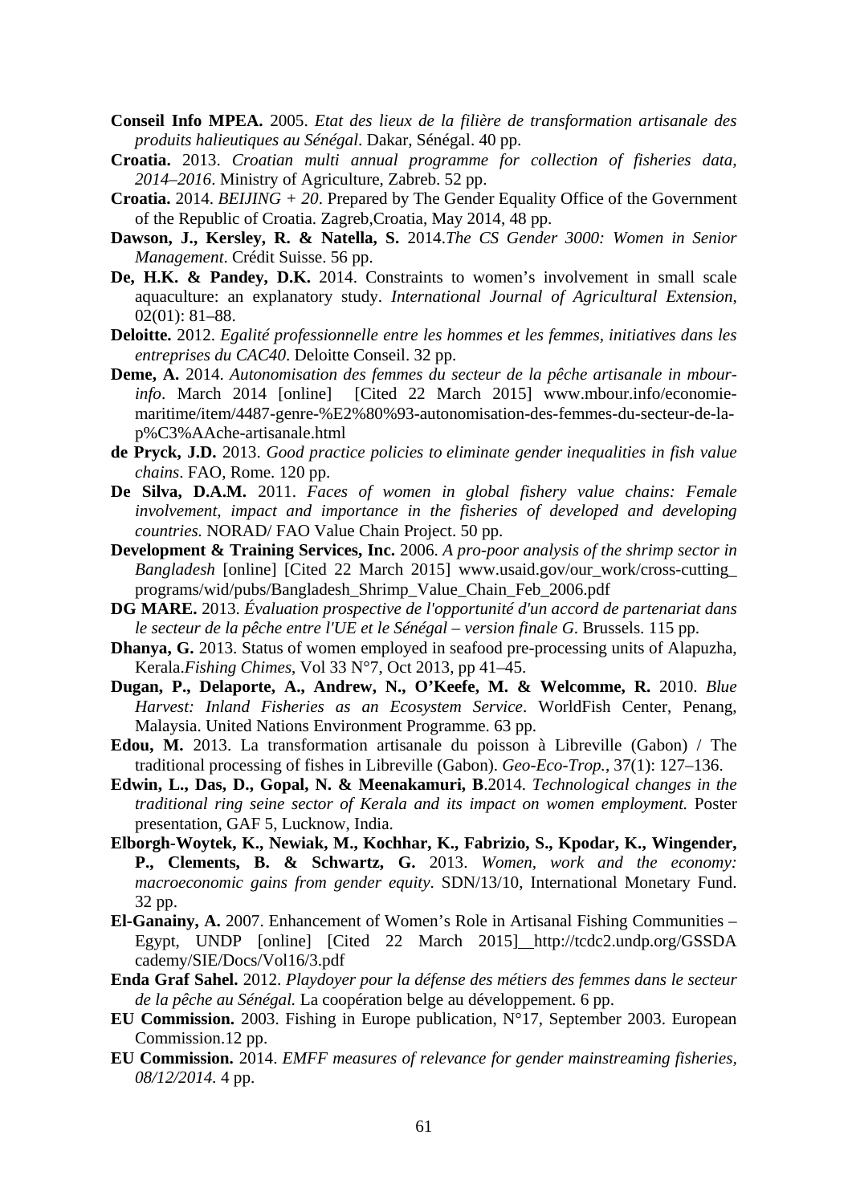**Conseil Info MPEA.** 2005. *Etat des lieux de la filière de transformation artisanale des produits halieutiques au Sénégal*. Dakar, Sénégal. 40 pp.

**Croatia.** 2013. *Croatian multi annual programme for collection of fisheries data, 2014–2016*. Ministry of Agriculture, Zabreb. 52 pp.

**Croatia.** 2014. *BEIJING + 20*. Prepared by The Gender Equality Office of the Government of the Republic of Croatia. Zagreb,Croatia, May 2014, 48 pp.

**Dawson, J., Kersley, R. & Natella, S.** 2014.*The CS Gender 3000: Women in Senior Management*. Crédit Suisse. 56 pp.

**De, H.K. & Pandey, D.K.** 2014. Constraints to women's involvement in small scale aquaculture: an explanatory study. *International Journal of Agricultural Extension*, 02(01): 81–88.

**Deloitte.** 2012. *Egalité professionnelle entre les hommes et les femmes, initiatives dans les entreprises du CAC40*. Deloitte Conseil. 32 pp.

**Deme, A.** 2014. *Autonomisation des femmes du secteur de la pêche artisanale in mbour-info*. March 2014 [online] [Cited 22 March 2015] www.mbour.info/economie-maritime/item/4487-genre-%E2%80%93-autonomisation-des-femmes-du-secteur-de-la-p%C3%AAche-artisanale.html

**de Pryck, J.D.** 2013. *Good practice policies to eliminate gender inequalities in fish value chains*. FAO, Rome. 120 pp.

**De Silva, D.A.M.** 2011. *Faces of women in global fishery value chains: Female involvement, impact and importance in the fisheries of developed and developing countries.* NORAD/ FAO Value Chain Project. 50 pp.

**Development & Training Services, Inc.** 2006. *A pro-poor analysis of the shrimp sector in Bangladesh* [online] [Cited 22 March 2015] www.usaid.gov/our_work/cross-cutting_programs/wid/pubs/Bangladesh_Shrimp_Value_Chain_Feb_2006.pdf

**DG MARE.** 2013. *Évaluation prospective de l'opportunité d'un accord de partenariat dans le secteur de la pêche entre l'UE et le Sénégal – version finale G*. Brussels. 115 pp.

**Dhanya, G.** 2013. Status of women employed in seafood pre-processing units of Alapuzha, Kerala.*Fishing Chimes*, Vol 33 N°7, Oct 2013, pp 41–45.

**Dugan, P., Delaporte, A., Andrew, N., O'Keefe, M. & Welcomme, R.** 2010. *Blue Harvest: Inland Fisheries as an Ecosystem Service*. WorldFish Center, Penang, Malaysia. United Nations Environment Programme. 63 pp.

**Edou, M.** 2013. La transformation artisanale du poisson à Libreville (Gabon) / The traditional processing of fishes in Libreville (Gabon). *Geo-Eco-Trop.*, 37(1): 127–136.

**Edwin, L., Das, D., Gopal, N. & Meenakamuri, B**.2014. *Technological changes in the traditional ring seine sector of Kerala and its impact on women employment.* Poster presentation, GAF 5, Lucknow, India.

**Elborgh-Woytek, K., Newiak, M., Kochhar, K., Fabrizio, S., Kpodar, K., Wingender, P., Clements, B. & Schwartz, G.** 2013. *Women, work and the economy: macroeconomic gains from gender equity*. SDN/13/10, International Monetary Fund. 32 pp.

**El-Ganainy, A.** 2007. Enhancement of Women's Role in Artisanal Fishing Communities – Egypt, UNDP [online] [Cited 22 March 2015] http://tcdc2.undp.org/GSSDA cademy/SIE/Docs/Vol16/3.pdf

**Enda Graf Sahel.** 2012. *Playdoyer pour la défense des métiers des femmes dans le secteur de la pêche au Sénégal.* La coopération belge au développement. 6 pp.

**EU Commission.** 2003. Fishing in Europe publication, N°17, September 2003. European Commission.12 pp.

**EU Commission.** 2014. *EMFF measures of relevance for gender mainstreaming fisheries, 08/12/2014*. 4 pp.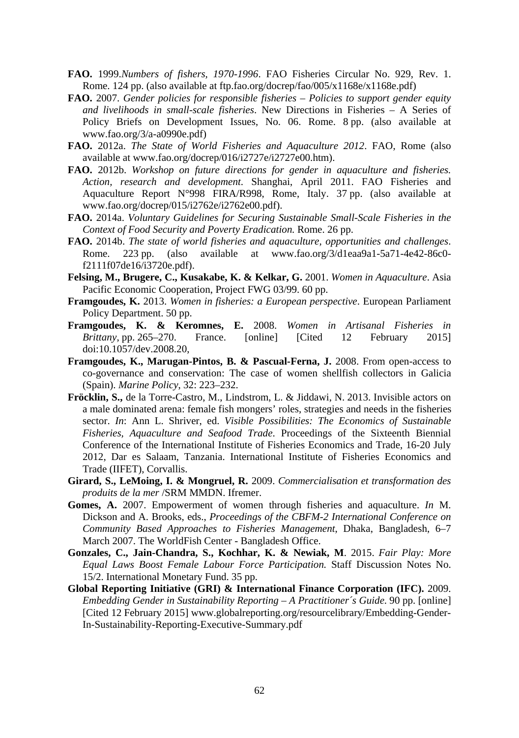**FAO.** 1999.*Numbers of fishers, 1970-1996*. FAO Fisheries Circular No. 929, Rev. 1. Rome. 124 pp. (also available at ftp.fao.org/docrep/fao/005/x1168e/x1168e.pdf)

**FAO.** 2007. *Gender policies for responsible fisheries – Policies to support gender equity and livelihoods in small-scale fisheries*. New Directions in Fisheries – A Series of Policy Briefs on Development Issues, No. 06. Rome. 8 pp. (also available at www.fao.org/3/a-a0990e.pdf)

**FAO.** 2012a. *The State of World Fisheries and Aquaculture 2012*. FAO, Rome (also available at www.fao.org/docrep/016/i2727e/i2727e00.htm).

**FAO.** 2012b. *Workshop on future directions for gender in aquaculture and fisheries. Action, research and development*. Shanghai, April 2011. FAO Fisheries and Aquaculture Report N°998 FIRA/R998, Rome, Italy. 37 pp. (also available at www.fao.org/docrep/015/i2762e/i2762e00.pdf).

**FAO.** 2014a. *Voluntary Guidelines for Securing Sustainable Small-Scale Fisheries in the Context of Food Security and Poverty Eradication.* Rome. 26 pp.

**FAO.** 2014b. *The state of world fisheries and aquaculture, opportunities and challenges*. Rome. 223 pp. (also available at www.fao.org/3/d1eaa9a1-5a71-4e42-86c0-f2111f07de16/i3720e.pdf).

**Felsing, M., Brugere, C., Kusakabe, K. & Kelkar, G.** 2001. *Women in Aquaculture*. Asia Pacific Economic Cooperation, Project FWG 03/99. 60 pp.

**Framgoudes, K.** 2013. *Women in fisheries: a European perspective*. European Parliament Policy Department. 50 pp.

**Framgoudes, K. & Keromnes, E.** 2008. *Women in Artisanal Fisheries in Brittany*, pp. 265–270. France. [online] [Cited 12 February 2015] doi:10.1057/dev.2008.20,

**Framgoudes, K., Marugan-Pintos, B. & Pascual-Ferna, J.** 2008. From open-access to co-governance and conservation: The case of women shellfish collectors in Galicia (Spain). *Marine Policy*, 32: 223–232.

**Fröcklin, S.,** de la Torre-Castro, M., Lindstrom, L. & Jiddawi, N. 2013. Invisible actors on a male dominated arena: female fish mongers' roles, strategies and needs in the fisheries sector. *In*: Ann L. Shriver, ed. *Visible Possibilities: The Economics of Sustainable Fisheries, Aquaculture and Seafood Trade*. Proceedings of the Sixteenth Biennial Conference of the International Institute of Fisheries Economics and Trade, 16-20 July 2012, Dar es Salaam, Tanzania. International Institute of Fisheries Economics and Trade (IIFET), Corvallis.

**Girard, S., LeMoing, I. & Mongruel, R.** 2009. *Commercialisation et transformation des produits de la mer* /SRM MMDN. Ifremer.

**Gomes, A.** 2007. Empowerment of women through fisheries and aquaculture. *In* M. Dickson and A. Brooks, eds., *Proceedings of the CBFM-2 International Conference on Community Based Approaches to Fisheries Management*, Dhaka, Bangladesh, 6–7 March 2007. The WorldFish Center - Bangladesh Office.

**Gonzales, C., Jain-Chandra, S., Kochhar, K. & Newiak, M**. 2015. *Fair Play: More Equal Laws Boost Female Labour Force Participation.* Staff Discussion Notes No. 15/2. International Monetary Fund. 35 pp.

**Global Reporting Initiative (GRI) & International Finance Corporation (IFC).** 2009. *Embedding Gender in Sustainability Reporting – A Practitioner´s Guide.* 90 pp. [online] [Cited 12 February 2015] www.globalreporting.org/resourcelibrary/Embedding-Gender-In-Sustainability-Reporting-Executive-Summary.pdf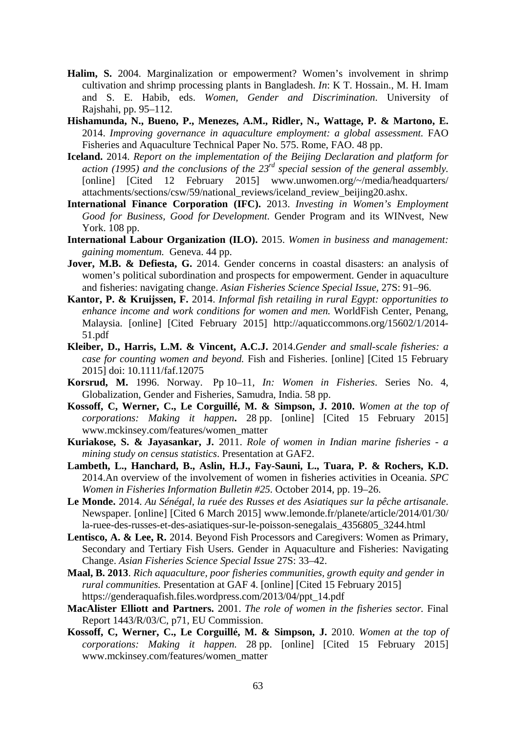**Halim, S.** 2004. Marginalization or empowerment? Women's involvement in shrimp cultivation and shrimp processing plants in Bangladesh. *In*: K T. Hossain., M. H. Imam and S. E. Habib, eds. *Women, Gender and Discrimination*. University of Rajshahi, pp. 95–112.

**Hishamunda, N., Bueno, P., Menezes, A.M., Ridler, N., Wattage, P. & Martono, E.** 2014. *Improving governance in aquaculture employment: a global assessment.* FAO Fisheries and Aquaculture Technical Paper No. 575. Rome, FAO. 48 pp.

**Iceland.** 2014. *Report on the implementation of the Beijing Declaration and platform for action (1995) and the conclusions of the 23rd special session of the general assembly.* [online] [Cited 12 February 2015] www.unwomen.org/~/media/headquarters/attachments/sections/csw/59/national_reviews/iceland_review_beijing20.ashx.

**International Finance Corporation (IFC).** 2013. *Investing in Women's Employment Good for Business, Good for Development*. Gender Program and its WINvest, New York. 108 pp.

**International Labour Organization (ILO).** 2015. *Women in business and management: gaining momentum.* Geneva. 44 pp.

**Jover, M.B. & Defiesta, G.** 2014. Gender concerns in coastal disasters: an analysis of women's political subordination and prospects for empowerment. Gender in aquaculture and fisheries: navigating change. *Asian Fisheries Science Special Issue*, 27S: 91–96.

**Kantor, P. & Kruijssen, F.** 2014. *Informal fish retailing in rural Egypt: opportunities to enhance income and work conditions for women and men.* WorldFish Center, Penang, Malaysia. [online] [Cited February 2015] http://aquaticcommons.org/15602/1/2014-51.pdf

**Kleiber, D., Harris, L.M. & Vincent, A.C.J.** 2014.*Gender and small-scale fisheries: a case for counting women and beyond.* Fish and Fisheries. [online] [Cited 15 February 2015] doi: 10.1111/faf.12075

**Korsrud, M.** 1996. Norway. Pp 10–11, *In: Women in Fisheries*. Series No. 4, Globalization, Gender and Fisheries, Samudra, India. 58 pp.

**Kossoff, C, Werner, C., Le Corguillé, M. & Simpson, J. 2010.** *Women at the top of corporations: Making it happen***.** 28 pp. [online] [Cited 15 February 2015] www.mckinsey.com/features/women_matter

**Kuriakose, S. & Jayasankar, J.** 2011. *Role of women in Indian marine fisheries - a mining study on census statistics*. Presentation at GAF2.

**Lambeth, L., Hanchard, B., Aslin, H.J., Fay-Sauni, L., Tuara, P. & Rochers, K.D.** 2014.An overview of the involvement of women in fisheries activities in Oceania. *SPC Women in Fisheries Information Bulletin #25*. October 2014, pp. 19–26.

**Le Monde.** 2014. *Au Sénégal, la ruée des Russes et des Asiatiques sur la pêche artisanale*. Newspaper. [online] [Cited 6 March 2015] www.lemonde.fr/planete/article/2014/01/30/la-ruee-des-russes-et-des-asiatiques-sur-le-poisson-senegalais_4356805_3244.html

**Lentisco, A. & Lee, R.** 2014. Beyond Fish Processors and Caregivers: Women as Primary, Secondary and Tertiary Fish Users. Gender in Aquaculture and Fisheries: Navigating Change. *Asian Fisheries Science Special Issue* 27S: 33–42.

**Maal, B. 2013**. *Rich aquaculture, poor fisheries communities, growth equity and gender in rural communities.* Presentation at GAF 4. [online] [Cited 15 February 2015] https://genderaquafish.files.wordpress.com/2013/04/ppt_14.pdf

**MacAlister Elliott and Partners.** 2001. *The role of women in the fisheries sector.* Final Report 1443/R/03/C, p71, EU Commission.

**Kossoff, C, Werner, C., Le Corguillé, M. & Simpson, J.** 2010. *Women at the top of corporations: Making it happen.* 28 pp. [online] [Cited 15 February 2015] www.mckinsey.com/features/women_matter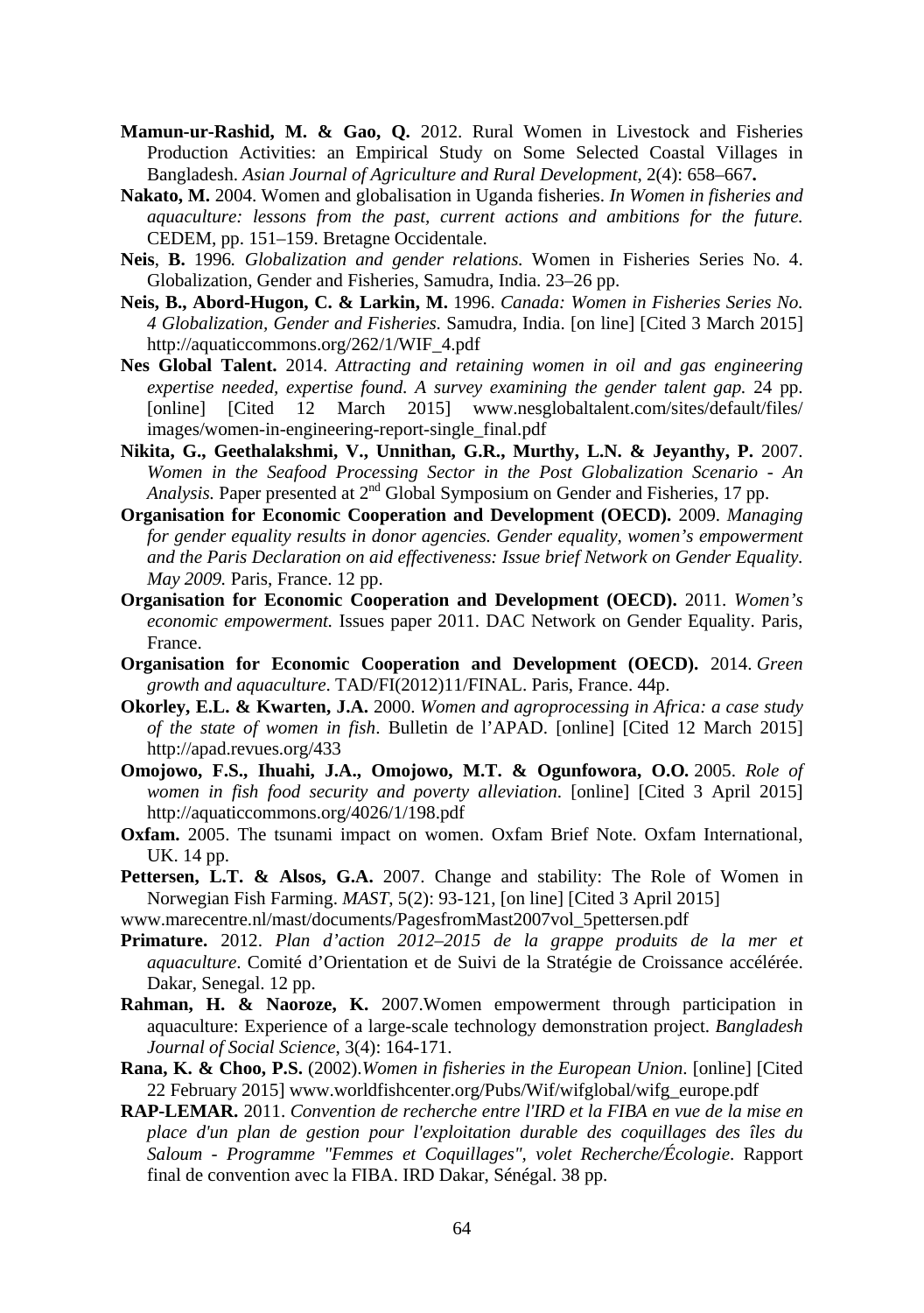**Mamun-ur-Rashid, M. & Gao, Q.** 2012. Rural Women in Livestock and Fisheries Production Activities: an Empirical Study on Some Selected Coastal Villages in Bangladesh. *Asian Journal of Agriculture and Rural Development*, 2(4): 658–667**.**

**Nakato, M.** 2004. Women and globalisation in Uganda fisheries. *In Women in fisheries and aquaculture: lessons from the past, current actions and ambitions for the future.* CEDEM, pp. 151–159. Bretagne Occidentale.

**Neis**, **B.** 1996*. Globalization and gender relations.* Women in Fisheries Series No. 4. Globalization, Gender and Fisheries, Samudra, India. 23–26 pp.

**Neis, B., Abord-Hugon, C. & Larkin, M.** 1996. *Canada: Women in Fisheries Series No. 4 Globalization, Gender and Fisheries*. Samudra, India. [on line] [Cited 3 March 2015] http://aquaticcommons.org/262/1/WIF_4.pdf

**Nes Global Talent.** 2014. *Attracting and retaining women in oil and gas engineering expertise needed, expertise found. A survey examining the gender talent gap.* 24 pp. [online] [Cited 12 March 2015] www.nesglobaltalent.com/sites/default/files/ images/women-in-engineering-report-single_final.pdf

**Nikita, G., Geethalakshmi, V., Unnithan, G.R., Murthy, L.N. & Jeyanthy, P.** 2007. *Women in the Seafood Processing Sector in the Post Globalization Scenario - An Analysis.* Paper presented at 2nd Global Symposium on Gender and Fisheries, 17 pp.

**Organisation for Economic Cooperation and Development (OECD).** 2009. *Managing for gender equality results in donor agencies. Gender equality, women's empowerment and the Paris Declaration on aid effectiveness: Issue brief Network on Gender Equality. May 2009.* Paris, France. 12 pp.

**Organisation for Economic Cooperation and Development (OECD).** 2011. *Women's economic empowerment.* Issues paper 2011. DAC Network on Gender Equality. Paris, France.

**Organisation for Economic Cooperation and Development (OECD).** 2014. *Green growth and aquaculture*. TAD/FI(2012)11/FINAL. Paris, France. 44p.

**Okorley, E.L. & Kwarten, J.A.** 2000. *Women and agroprocessing in Africa: a case study of the state of women in fish*. Bulletin de l'APAD. [online] [Cited 12 March 2015] http://apad.revues.org/433

**Omojowo, F.S., Ihuahi, J.A., Omojowo, M.T. & Ogunfowora, O.O.** 2005. *Role of women in fish food security and poverty alleviation*. [online] [Cited 3 April 2015] http://aquaticcommons.org/4026/1/198.pdf

**Oxfam.** 2005. The tsunami impact on women. Oxfam Brief Note. Oxfam International, UK. 14 pp.

**Pettersen, L.T. & Alsos, G.A.** 2007. Change and stability: The Role of Women in Norwegian Fish Farming. *MAST*, 5(2): 93-121, [on line] [Cited 3 April 2015] www.marecentre.nl/mast/documents/PagesfromMast2007vol_5pettersen.pdf

**Primature.** 2012. *Plan d'action 2012–2015 de la grappe produits de la mer et aquaculture*. Comité d'Orientation et de Suivi de la Stratégie de Croissance accélérée. Dakar, Senegal. 12 pp.

**Rahman, H. & Naoroze, K.** 2007.Women empowerment through participation in aquaculture: Experience of a large-scale technology demonstration project. *Bangladesh Journal of Social Science*, 3(4): 164-171.

**Rana, K. & Choo, P.S.** (2002).*Women in fisheries in the European Union*. [online] [Cited 22 February 2015] www.worldfishcenter.org/Pubs/Wif/wifglobal/wifg_europe.pdf

**RAP-LEMAR.** 2011. *Convention de recherche entre l'IRD et la FIBA en vue de la mise en place d'un plan de gestion pour l'exploitation durable des coquillages des îles du Saloum - Programme "Femmes et Coquillages", volet Recherche/Écologie*. Rapport final de convention avec la FIBA. IRD Dakar, Sénégal. 38 pp.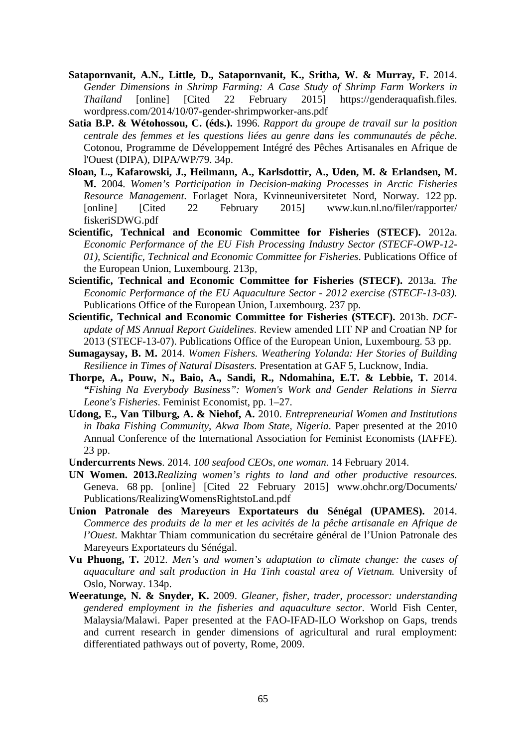**Satapornvanit, A.N., Little, D., Satapornvanit, K., Sritha, W. & Murray, F.** 2014. *Gender Dimensions in Shrimp Farming: A Case Study of Shrimp Farm Workers in Thailand* [online] [Cited 22 February 2015] https://genderaquafish.files.wordpress.com/2014/10/07-gender-shrimpworker-ans.pdf

**Satia B.P. & Wétohossou, C. (éds.).** 1996. *Rapport du groupe de travail sur la position centrale des femmes et les questions liées au genre dans les communautés de pêche.* Cotonou, Programme de Développement Intégré des Pêches Artisanales en Afrique de l'Ouest (DIPA), DIPA/WP/79. 34p.

**Sloan, L., Kafarowski, J., Heilmann, A., Karlsdottir, A., Uden, M. & Erlandsen, M. M.** 2004. *Women's Participation in Decision-making Processes in Arctic Fisheries Resource Management*. Forlaget Nora, Kvinneuniversitetet Nord, Norway. 122 pp. [online] [Cited 22 February 2015] www.kun.nl.no/filer/rapporter/fiskeriSDWG.pdf

**Scientific, Technical and Economic Committee for Fisheries (STECF).** 2012a. *Economic Performance of the EU Fish Processing Industry Sector (STECF-OWP-12-01), Scientific, Technical and Economic Committee for Fisheries*. Publications Office of the European Union, Luxembourg. 213p,

**Scientific, Technical and Economic Committee for Fisheries (STECF).** 2013a. *The Economic Performance of the EU Aquaculture Sector - 2012 exercise (STECF-13-03).* Publications Office of the European Union, Luxembourg. 237 pp.

**Scientific, Technical and Economic Committee for Fisheries (STECF).** 2013b. *DCF-update of MS Annual Report Guidelines*. Review amended LIT NP and Croatian NP for 2013 (STECF-13-07). Publications Office of the European Union, Luxembourg. 53 pp.

**Sumagaysay, B. M.** 2014. *Women Fishers. Weathering Yolanda: Her Stories of Building Resilience in Times of Natural Disasters.* Presentation at GAF 5, Lucknow, India.

**Thorpe, A., Pouw, N., Baio, A., Sandi, R., Ndomahina, E.T. & Lebbie, T.** 2014. *"Fishing Na Everybody Business": Women's Work and Gender Relations in Sierra Leone's Fisheries*. Feminist Economist, pp. 1–27.

**Udong, E., Van Tilburg, A. & Niehof, A.** 2010. *Entrepreneurial Women and Institutions in Ibaka Fishing Community, Akwa Ibom State, Nigeria*. Paper presented at the 2010 Annual Conference of the International Association for Feminist Economists (IAFFE). 23 pp.

**Undercurrents News**. 2014. *100 seafood CEOs, one woman.* 14 February 2014.

**UN Women. 2013.***Realizing women's rights to land and other productive resources.* Geneva. 68 pp. [online] [Cited 22 February 2015] www.ohchr.org/Documents/Publications/RealizingWomensRightstoLand.pdf

**Union Patronale des Mareyeurs Exportateurs du Sénégal (UPAMES).** 2014. *Commerce des produits de la mer et les acivités de la pêche artisanale en Afrique de l'Ouest*. Makhtar Thiam communication du secrétaire général de l'Union Patronale des Mareyeurs Exportateurs du Sénégal.

**Vu Phuong, T.** 2012. *Men's and women's adaptation to climate change: the cases of aquaculture and salt production in Ha Tinh coastal area of Vietnam.* University of Oslo, Norway. 134p.

**Weeratunge, N. & Snyder, K.** 2009. *Gleaner, fisher, trader, processor: understanding gendered employment in the fisheries and aquaculture sector.* World Fish Center, Malaysia/Malawi. Paper presented at the FAO-IFAD-ILO Workshop on Gaps, trends and current research in gender dimensions of agricultural and rural employment: differentiated pathways out of poverty, Rome, 2009.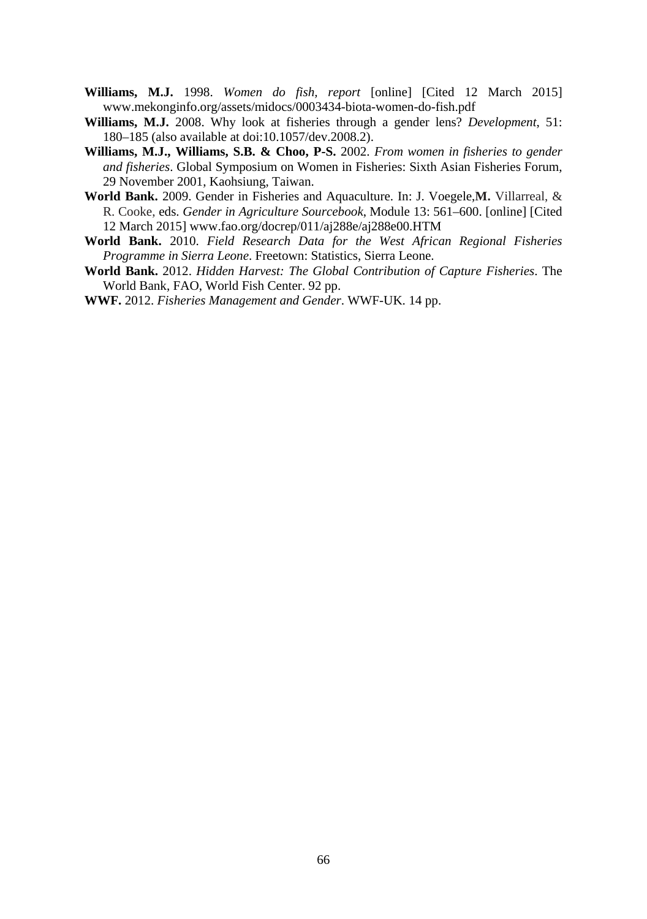**Williams, M.J.** 1998. *Women do fish, report* [online] [Cited 12 March 2015] www.mekonginfo.org/assets/midocs/0003434-biota-women-do-fish.pdf

**Williams, M.J.** 2008. Why look at fisheries through a gender lens? *Development*, 51: 180–185 (also available at doi:10.1057/dev.2008.2).

**Williams, M.J., Williams, S.B. & Choo, P-S.** 2002. *From women in fisheries to gender and fisheries*. Global Symposium on Women in Fisheries: Sixth Asian Fisheries Forum, 29 November 2001, Kaohsiung, Taiwan.

**World Bank.** 2009. Gender in Fisheries and Aquaculture. In: J. Voegele,**M.** Villarreal, & R. Cooke, eds. *Gender in Agriculture Sourcebook*, Module 13: 561–600. [online] [Cited 12 March 2015] www.fao.org/docrep/011/aj288e/aj288e00.HTM

**World Bank.** 2010. *Field Research Data for the West African Regional Fisheries Programme in Sierra Leone*. Freetown: Statistics, Sierra Leone.

**World Bank.** 2012. *Hidden Harvest: The Global Contribution of Capture Fisheries*. The World Bank, FAO, World Fish Center. 92 pp.

**WWF.** 2012. *Fisheries Management and Gender*. WWF-UK. 14 pp.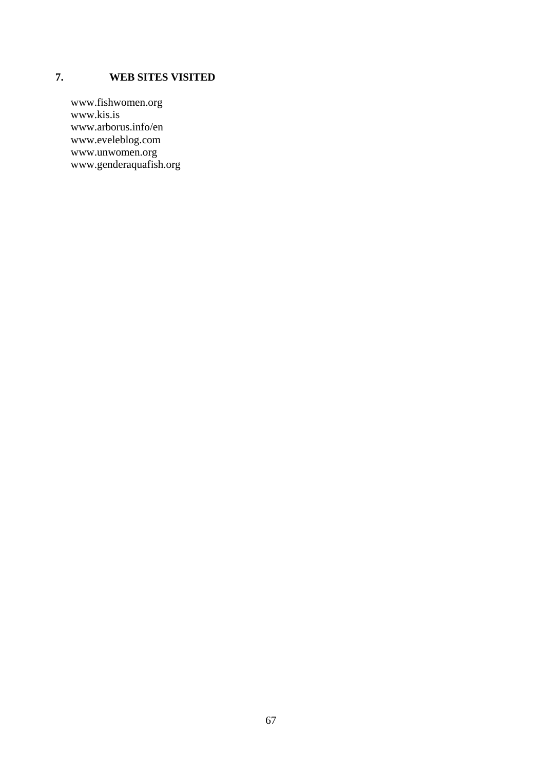## 7. WEB SITES VISITED

www.fishwomen.org
www.kis.is
www.arborus.info/en
www.eveleblog.com
www.unwomen.org
www.genderaquafish.org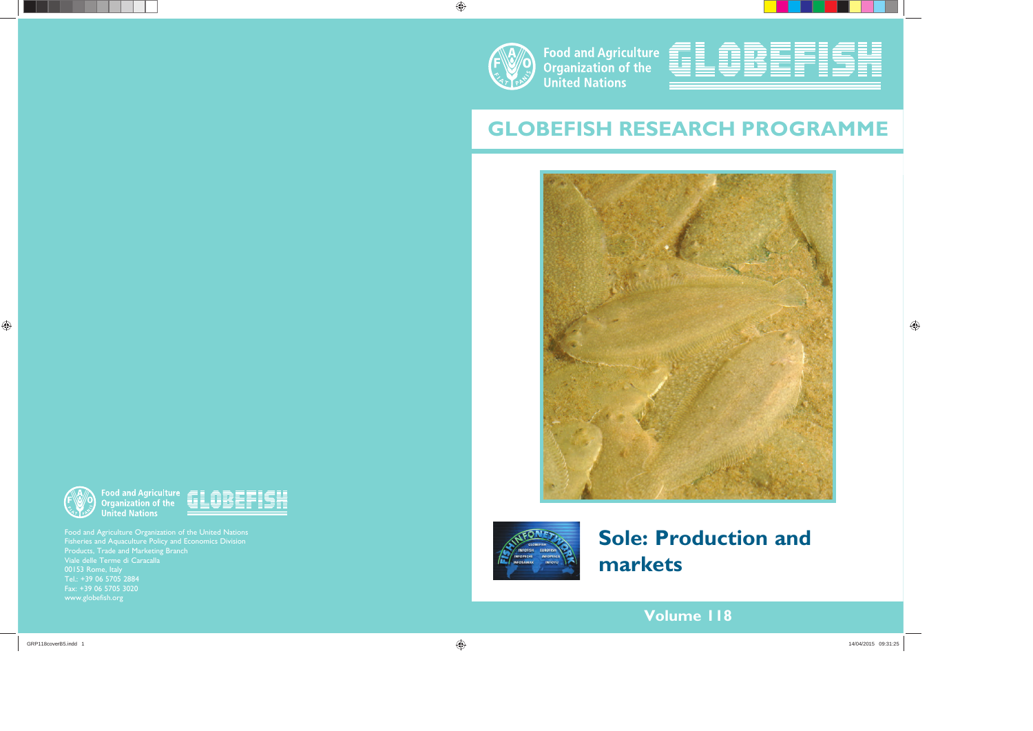Food and Agriculture Organization of the United Nations

GLOBEFISH

# GLOBEFISH RESEARCH PROGRAMME

# Sole: Production and markets

## Volume 118

Food and Agriculture Organization of the United Nations

GLOBEFISH

Food and Agriculture Organization of the United Nations
Fisheries and Aquaculture Policy and Economics Division
Products, Trade and Marketing Branch
Viale delle Terme di Caracalla
00153 Rome, Italy
Tel.: +39 06 5705 2884
Fax: +39 06 5705 3020
www.globefish.org